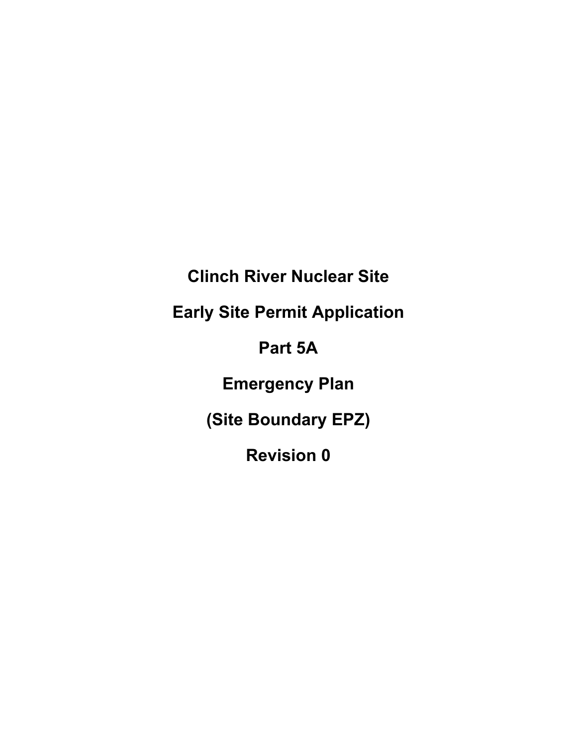# Clinch River Nuclear Site

# Early Site Permit Application

# Part 5A

# Emergency Plan

# (Site Boundary EPZ)

# Revision 0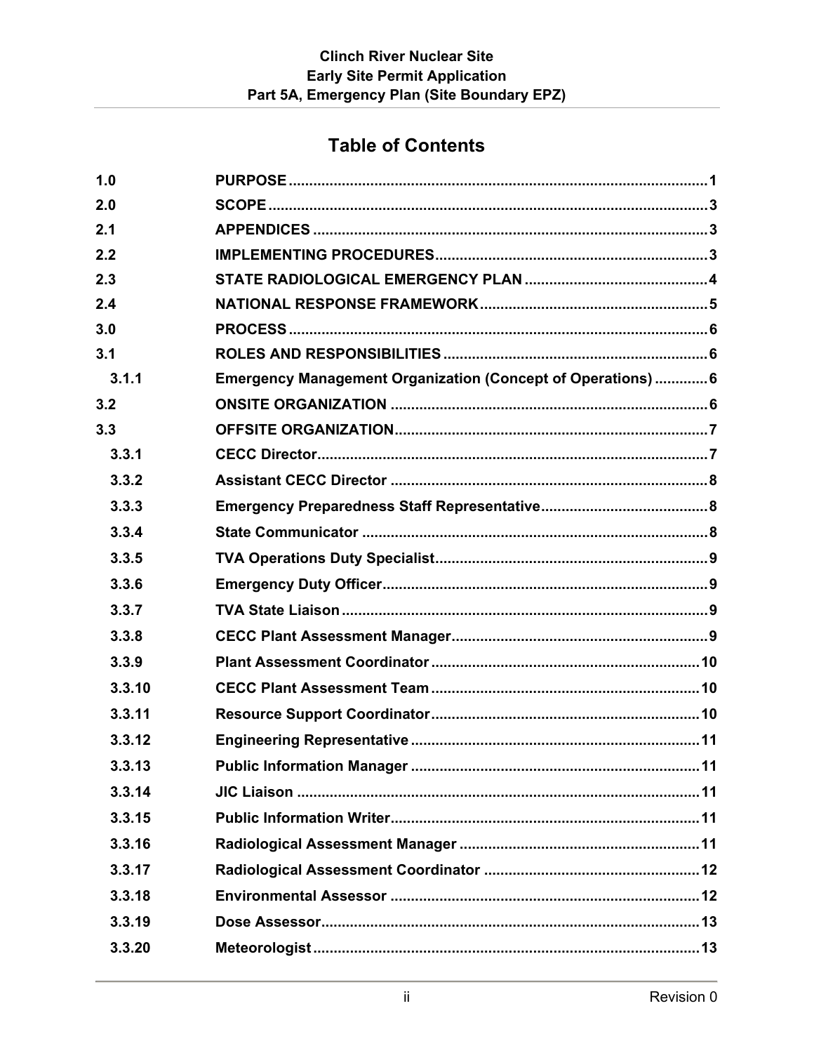# Table of Contents

| | | |
|---|---|---|
| 1.0 | PURPOSE | 1 |
| 2.0 | SCOPE | 3 |
| 2.1 | APPENDICES | 3 |
| 2.2 | IMPLEMENTING PROCEDURES | 3 |
| 2.3 | STATE RADIOLOGICAL EMERGENCY PLAN | 4 |
| 2.4 | NATIONAL RESPONSE FRAMEWORK | 5 |
| 3.0 | PROCESS | 6 |
| 3.1 | ROLES AND RESPONSIBILITIES | 6 |
| 3.1.1 | Emergency Management Organization (Concept of Operations) | 6 |
| 3.2 | ONSITE ORGANIZATION | 6 |
| 3.3 | OFFSITE ORGANIZATION | 7 |
| 3.3.1 | CECC Director | 7 |
| 3.3.2 | Assistant CECC Director | 8 |
| 3.3.3 | Emergency Preparedness Staff Representative | 8 |
| 3.3.4 | State Communicator | 8 |
| 3.3.5 | TVA Operations Duty Specialist | 9 |
| 3.3.6 | Emergency Duty Officer | 9 |
| 3.3.7 | TVA State Liaison | 9 |
| 3.3.8 | CECC Plant Assessment Manager | 9 |
| 3.3.9 | Plant Assessment Coordinator | 10 |
| 3.3.10 | CECC Plant Assessment Team | 10 |
| 3.3.11 | Resource Support Coordinator | 10 |
| 3.3.12 | Engineering Representative | 11 |
| 3.3.13 | Public Information Manager | 11 |
| 3.3.14 | JIC Liaison | 11 |
| 3.3.15 | Public Information Writer | 11 |
| 3.3.16 | Radiological Assessment Manager | 11 |
| 3.3.17 | Radiological Assessment Coordinator | 12 |
| 3.3.18 | Environmental Assessor | 12 |
| 3.3.19 | Dose Assessor | 13 |
| 3.3.20 | Meteorologist | 13 |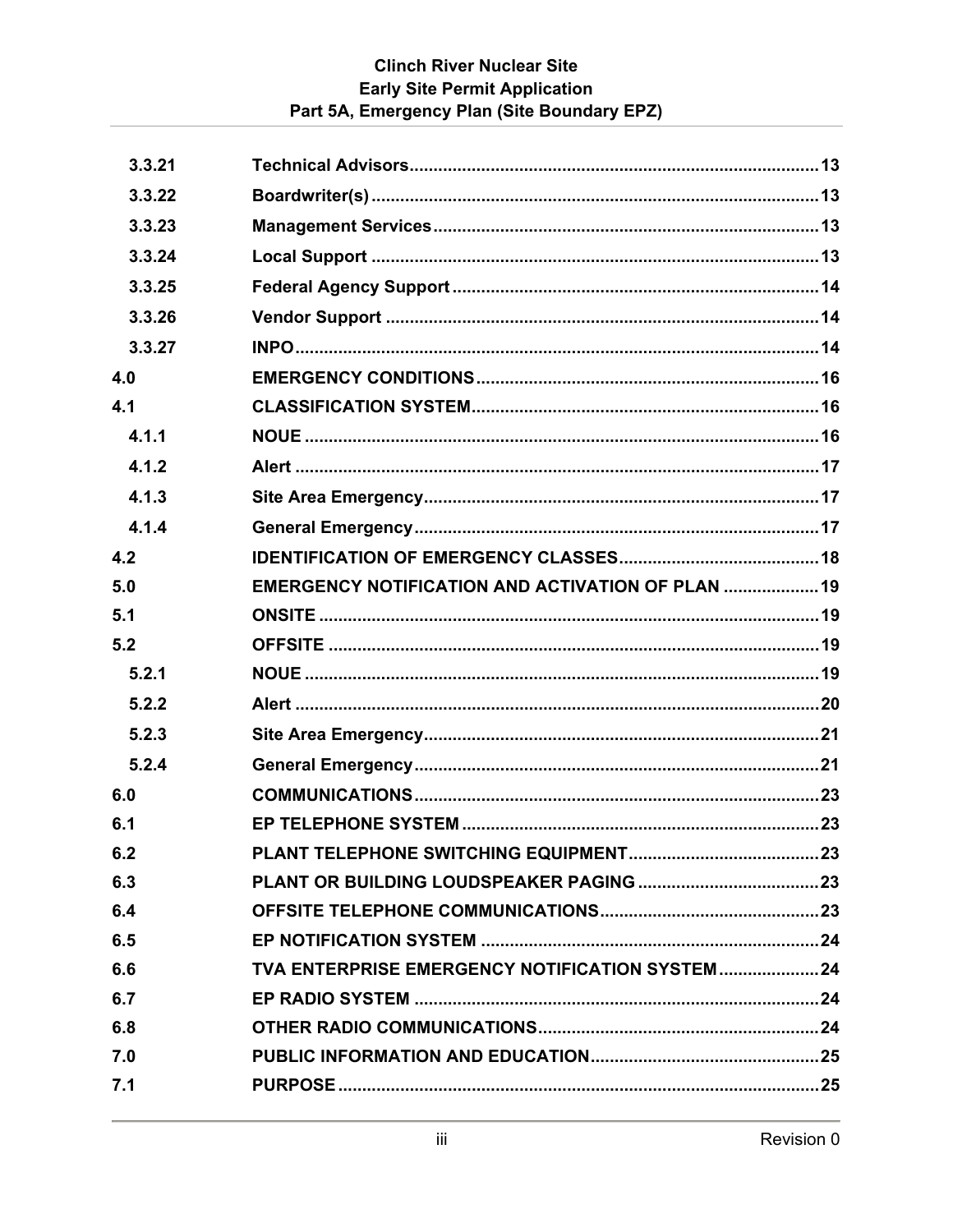| | | |
|---|---|---|
| 3.3.21 | Technical Advisors | 13 |
| 3.3.22 | Boardwriter(s) | 13 |
| 3.3.23 | Management Services | 13 |
| 3.3.24 | Local Support | 13 |
| 3.3.25 | Federal Agency Support | 14 |
| 3.3.26 | Vendor Support | 14 |
| 3.3.27 | INPO | 14 |
| 4.0 | EMERGENCY CONDITIONS | 16 |
| 4.1 | CLASSIFICATION SYSTEM | 16 |
| 4.1.1 | NOUE | 16 |
| 4.1.2 | Alert | 17 |
| 4.1.3 | Site Area Emergency | 17 |
| 4.1.4 | General Emergency | 17 |
| 4.2 | IDENTIFICATION OF EMERGENCY CLASSES | 18 |
| 5.0 | EMERGENCY NOTIFICATION AND ACTIVATION OF PLAN | 19 |
| 5.1 | ONSITE | 19 |
| 5.2 | OFFSITE | 19 |
| 5.2.1 | NOUE | 19 |
| 5.2.2 | Alert | 20 |
| 5.2.3 | Site Area Emergency | 21 |
| 5.2.4 | General Emergency | 21 |
| 6.0 | COMMUNICATIONS | 23 |
| 6.1 | EP TELEPHONE SYSTEM | 23 |
| 6.2 | PLANT TELEPHONE SWITCHING EQUIPMENT | 23 |
| 6.3 | PLANT OR BUILDING LOUDSPEAKER PAGING | 23 |
| 6.4 | OFFSITE TELEPHONE COMMUNICATIONS | 23 |
| 6.5 | EP NOTIFICATION SYSTEM | 24 |
| 6.6 | TVA ENTERPRISE EMERGENCY NOTIFICATION SYSTEM | 24 |
| 6.7 | EP RADIO SYSTEM | 24 |
| 6.8 | OTHER RADIO COMMUNICATIONS | 24 |
| 7.0 | PUBLIC INFORMATION AND EDUCATION | 25 |
| 7.1 | PURPOSE | 25 |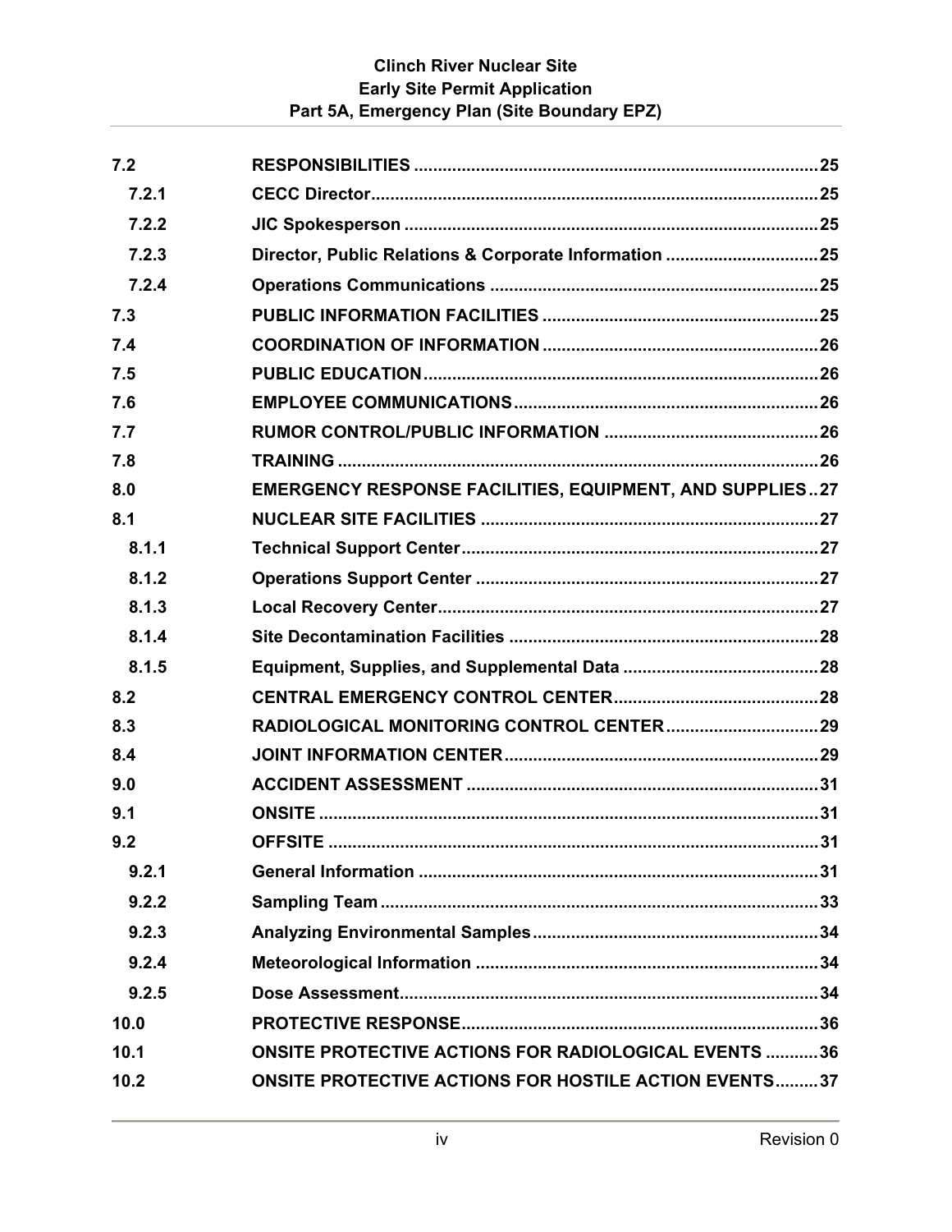| | | |
|---|---|---|
| 7.2 | RESPONSIBILITIES | 25 |
| 7.2.1 | CECC Director | 25 |
| 7.2.2 | JIC Spokesperson | 25 |
| 7.2.3 | Director, Public Relations & Corporate Information | 25 |
| 7.2.4 | Operations Communications | 25 |
| 7.3 | PUBLIC INFORMATION FACILITIES | 25 |
| 7.4 | COORDINATION OF INFORMATION | 26 |
| 7.5 | PUBLIC EDUCATION | 26 |
| 7.6 | EMPLOYEE COMMUNICATIONS | 26 |
| 7.7 | RUMOR CONTROL/PUBLIC INFORMATION | 26 |
| 7.8 | TRAINING | 26 |
| 8.0 | EMERGENCY RESPONSE FACILITIES, EQUIPMENT, AND SUPPLIES | 27 |
| 8.1 | NUCLEAR SITE FACILITIES | 27 |
| 8.1.1 | Technical Support Center | 27 |
| 8.1.2 | Operations Support Center | 27 |
| 8.1.3 | Local Recovery Center | 27 |
| 8.1.4 | Site Decontamination Facilities | 28 |
| 8.1.5 | Equipment, Supplies, and Supplemental Data | 28 |
| 8.2 | CENTRAL EMERGENCY CONTROL CENTER | 28 |
| 8.3 | RADIOLOGICAL MONITORING CONTROL CENTER | 29 |
| 8.4 | JOINT INFORMATION CENTER | 29 |
| 9.0 | ACCIDENT ASSESSMENT | 31 |
| 9.1 | ONSITE | 31 |
| 9.2 | OFFSITE | 31 |
| 9.2.1 | General Information | 31 |
| 9.2.2 | Sampling Team | 33 |
| 9.2.3 | Analyzing Environmental Samples | 34 |
| 9.2.4 | Meteorological Information | 34 |
| 9.2.5 | Dose Assessment | 34 |
| 10.0 | PROTECTIVE RESPONSE | 36 |
| 10.1 | ONSITE PROTECTIVE ACTIONS FOR RADIOLOGICAL EVENTS | 36 |
| 10.2 | ONSITE PROTECTIVE ACTIONS FOR HOSTILE ACTION EVENTS | 37 |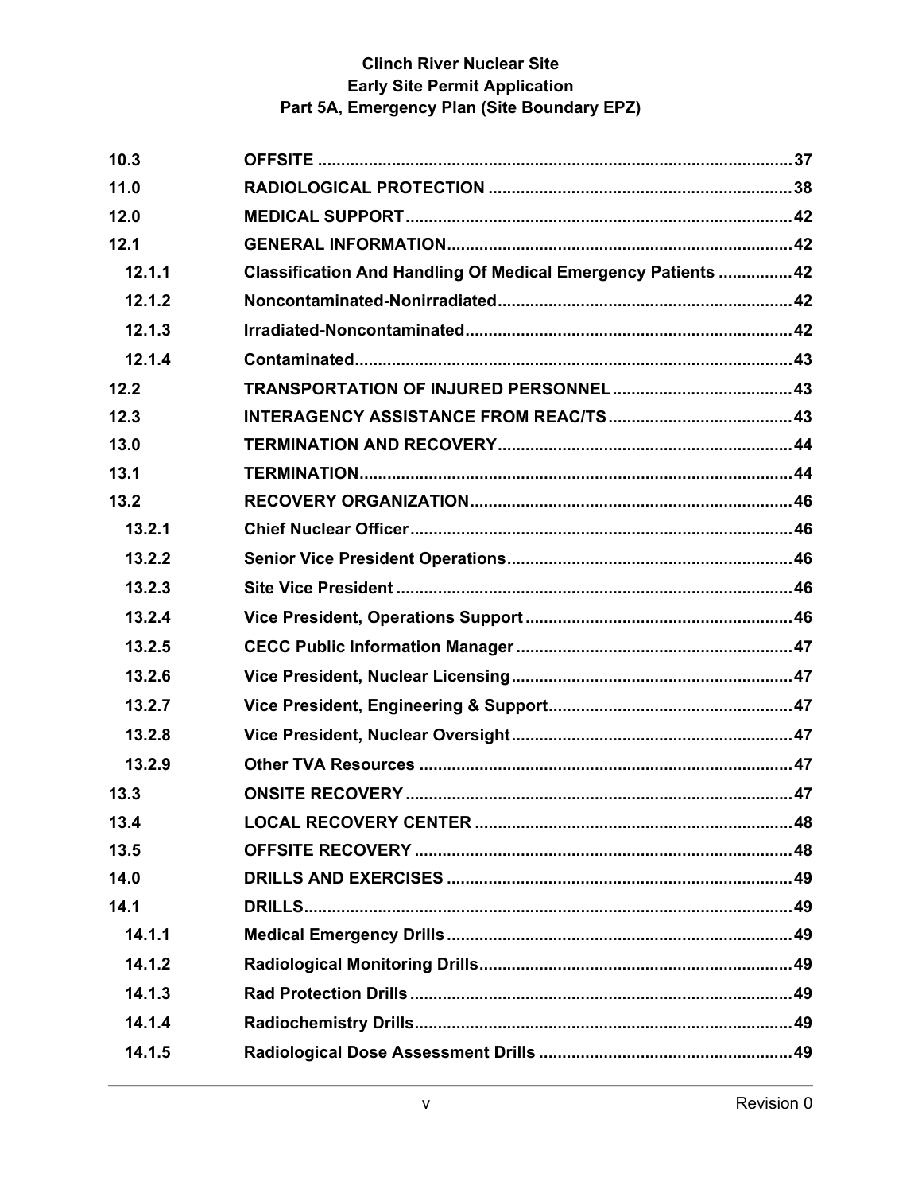| | | |
|---|---|---|
| 10.3 | OFFSITE | 37 |
| 11.0 | RADIOLOGICAL PROTECTION | 38 |
| 12.0 | MEDICAL SUPPORT | 42 |
| 12.1 | GENERAL INFORMATION | 42 |
| 12.1.1 | Classification And Handling Of Medical Emergency Patients | 42 |
| 12.1.2 | Noncontaminated-Nonirradiated | 42 |
| 12.1.3 | Irradiated-Noncontaminated | 42 |
| 12.1.4 | Contaminated | 43 |
| 12.2 | TRANSPORTATION OF INJURED PERSONNEL | 43 |
| 12.3 | INTERAGENCY ASSISTANCE FROM REAC/TS | 43 |
| 13.0 | TERMINATION AND RECOVERY | 44 |
| 13.1 | TERMINATION | 44 |
| 13.2 | RECOVERY ORGANIZATION | 46 |
| 13.2.1 | Chief Nuclear Officer | 46 |
| 13.2.2 | Senior Vice President Operations | 46 |
| 13.2.3 | Site Vice President | 46 |
| 13.2.4 | Vice President, Operations Support | 46 |
| 13.2.5 | CECC Public Information Manager | 47 |
| 13.2.6 | Vice President, Nuclear Licensing | 47 |
| 13.2.7 | Vice President, Engineering & Support | 47 |
| 13.2.8 | Vice President, Nuclear Oversight | 47 |
| 13.2.9 | Other TVA Resources | 47 |
| 13.3 | ONSITE RECOVERY | 47 |
| 13.4 | LOCAL RECOVERY CENTER | 48 |
| 13.5 | OFFSITE RECOVERY | 48 |
| 14.0 | DRILLS AND EXERCISES | 49 |
| 14.1 | DRILLS | 49 |
| 14.1.1 | Medical Emergency Drills | 49 |
| 14.1.2 | Radiological Monitoring Drills | 49 |
| 14.1.3 | Rad Protection Drills | 49 |
| 14.1.4 | Radiochemistry Drills | 49 |
| 14.1.5 | Radiological Dose Assessment Drills | 49 |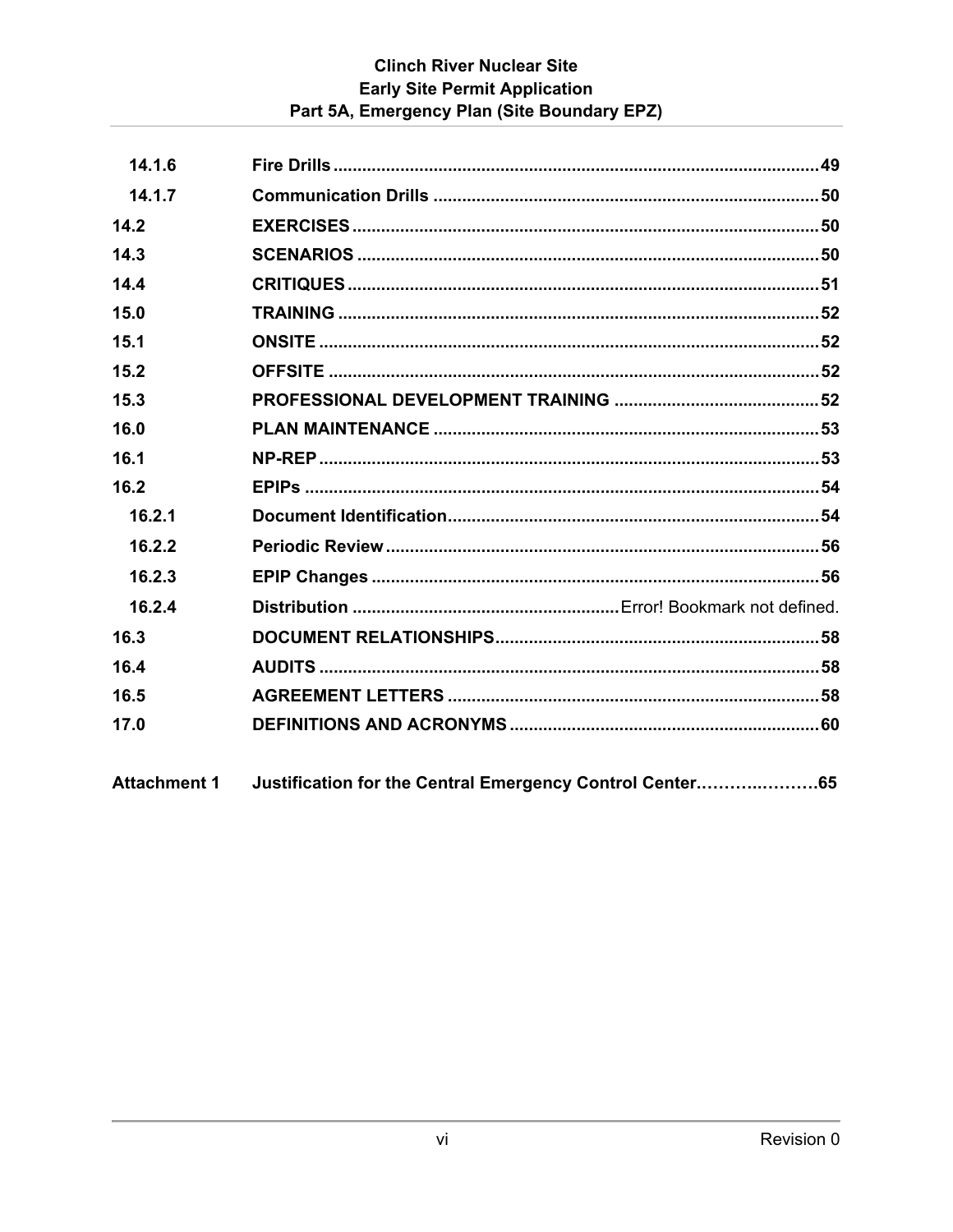| | | |
|---|---|---|
| 14.1.6 | Fire Drills | 49 |
| 14.1.7 | Communication Drills | 50 |
| 14.2 | EXERCISES | 50 |
| 14.3 | SCENARIOS | 50 |
| 14.4 | CRITIQUES | 51 |
| 15.0 | TRAINING | 52 |
| 15.1 | ONSITE | 52 |
| 15.2 | OFFSITE | 52 |
| 15.3 | PROFESSIONAL DEVELOPMENT TRAINING | 52 |
| 16.0 | PLAN MAINTENANCE | 53 |
| 16.1 | NP-REP | 53 |
| 16.2 | EPIPs | 54 |
| 16.2.1 | Document Identification | 54 |
| 16.2.2 | Periodic Review | 56 |
| 16.2.3 | EPIP Changes | 56 |
| 16.2.4 | Distribution | Error! Bookmark not defined. |
| 16.3 | DOCUMENT RELATIONSHIPS | 58 |
| 16.4 | AUDITS | 58 |
| 16.5 | AGREEMENT LETTERS | 58 |
| 17.0 | DEFINITIONS AND ACRONYMS | 60 |
| Attachment 1 | Justification for the Central Emergency Control Center | 65 |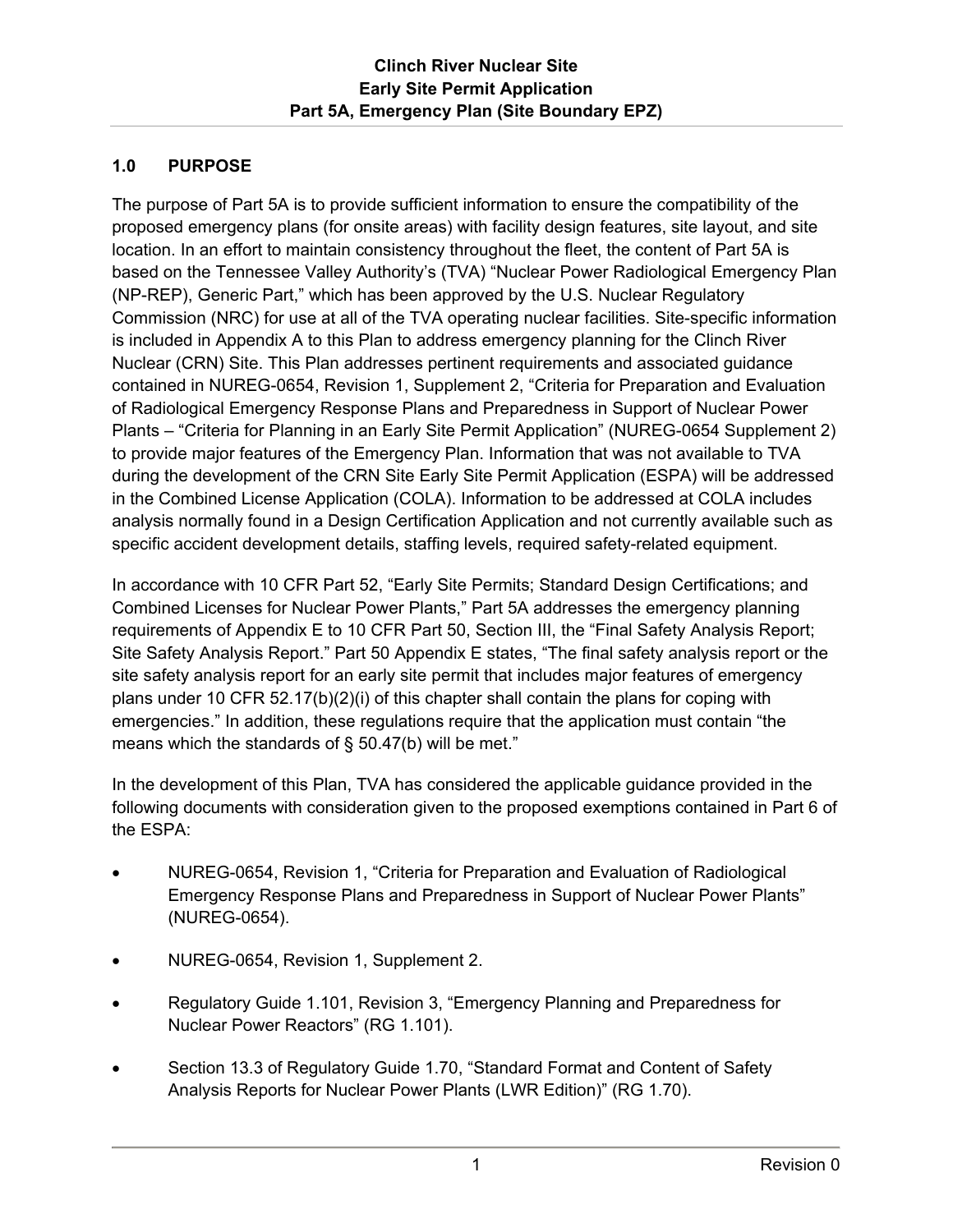## 1.0 PURPOSE

The purpose of Part 5A is to provide sufficient information to ensure the compatibility of the proposed emergency plans (for onsite areas) with facility design features, site layout, and site location. In an effort to maintain consistency throughout the fleet, the content of Part 5A is based on the Tennessee Valley Authority's (TVA) "Nuclear Power Radiological Emergency Plan (NP-REP), Generic Part," which has been approved by the U.S. Nuclear Regulatory Commission (NRC) for use at all of the TVA operating nuclear facilities. Site-specific information is included in Appendix A to this Plan to address emergency planning for the Clinch River Nuclear (CRN) Site. This Plan addresses pertinent requirements and associated guidance contained in NUREG-0654, Revision 1, Supplement 2, "Criteria for Preparation and Evaluation of Radiological Emergency Response Plans and Preparedness in Support of Nuclear Power Plants – "Criteria for Planning in an Early Site Permit Application" (NUREG-0654 Supplement 2) to provide major features of the Emergency Plan. Information that was not available to TVA during the development of the CRN Site Early Site Permit Application (ESPA) will be addressed in the Combined License Application (COLA). Information to be addressed at COLA includes analysis normally found in a Design Certification Application and not currently available such as specific accident development details, staffing levels, required safety-related equipment.

In accordance with 10 CFR Part 52, "Early Site Permits; Standard Design Certifications; and Combined Licenses for Nuclear Power Plants," Part 5A addresses the emergency planning requirements of Appendix E to 10 CFR Part 50, Section III, the "Final Safety Analysis Report; Site Safety Analysis Report." Part 50 Appendix E states, "The final safety analysis report or the site safety analysis report for an early site permit that includes major features of emergency plans under 10 CFR 52.17(b)(2)(i) of this chapter shall contain the plans for coping with emergencies." In addition, these regulations require that the application must contain "the means which the standards of § 50.47(b) will be met."

In the development of this Plan, TVA has considered the applicable guidance provided in the following documents with consideration given to the proposed exemptions contained in Part 6 of the ESPA:

- NUREG-0654, Revision 1, "Criteria for Preparation and Evaluation of Radiological Emergency Response Plans and Preparedness in Support of Nuclear Power Plants" (NUREG-0654).
- NUREG-0654, Revision 1, Supplement 2.
- Regulatory Guide 1.101, Revision 3, "Emergency Planning and Preparedness for Nuclear Power Reactors" (RG 1.101).
- Section 13.3 of Regulatory Guide 1.70, "Standard Format and Content of Safety Analysis Reports for Nuclear Power Plants (LWR Edition)" (RG 1.70).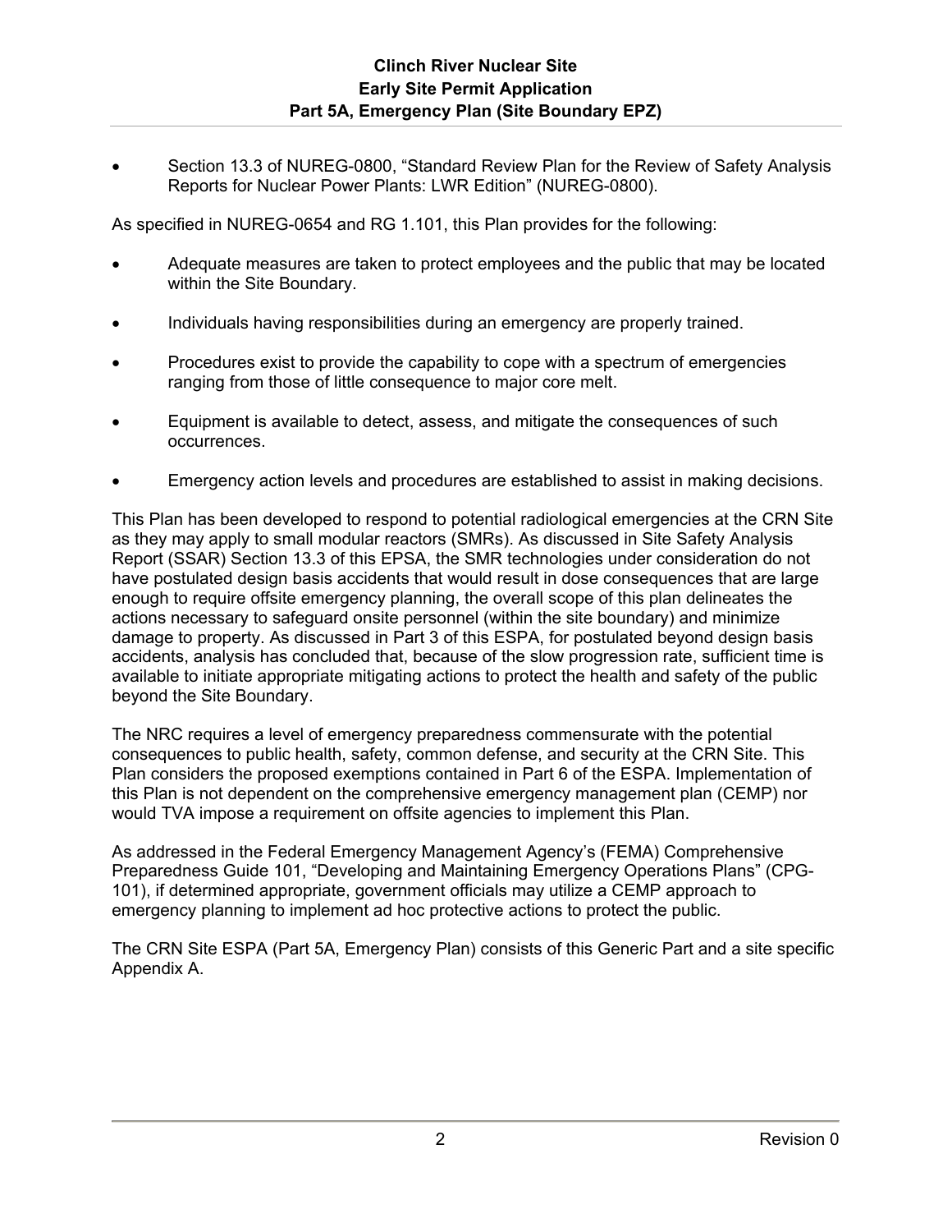- Section 13.3 of NUREG-0800, “Standard Review Plan for the Review of Safety Analysis Reports for Nuclear Power Plants: LWR Edition” (NUREG-0800).

As specified in NUREG-0654 and RG 1.101, this Plan provides for the following:

- Adequate measures are taken to protect employees and the public that may be located within the Site Boundary.
- Individuals having responsibilities during an emergency are properly trained.
- Procedures exist to provide the capability to cope with a spectrum of emergencies ranging from those of little consequence to major core melt.
- Equipment is available to detect, assess, and mitigate the consequences of such occurrences.
- Emergency action levels and procedures are established to assist in making decisions.

This Plan has been developed to respond to potential radiological emergencies at the CRN Site as they may apply to small modular reactors (SMRs). As discussed in Site Safety Analysis Report (SSAR) Section 13.3 of this EPSA, the SMR technologies under consideration do not have postulated design basis accidents that would result in dose consequences that are large enough to require offsite emergency planning, the overall scope of this plan delineates the actions necessary to safeguard onsite personnel (within the site boundary) and minimize damage to property. As discussed in Part 3 of this ESPA, for postulated beyond design basis accidents, analysis has concluded that, because of the slow progression rate, sufficient time is available to initiate appropriate mitigating actions to protect the health and safety of the public beyond the Site Boundary.

The NRC requires a level of emergency preparedness commensurate with the potential consequences to public health, safety, common defense, and security at the CRN Site. This Plan considers the proposed exemptions contained in Part 6 of the ESPA. Implementation of this Plan is not dependent on the comprehensive emergency management plan (CEMP) nor would TVA impose a requirement on offsite agencies to implement this Plan.

As addressed in the Federal Emergency Management Agency’s (FEMA) Comprehensive Preparedness Guide 101, “Developing and Maintaining Emergency Operations Plans” (CPG-101), if determined appropriate, government officials may utilize a CEMP approach to emergency planning to implement ad hoc protective actions to protect the public.

The CRN Site ESPA (Part 5A, Emergency Plan) consists of this Generic Part and a site specific Appendix A.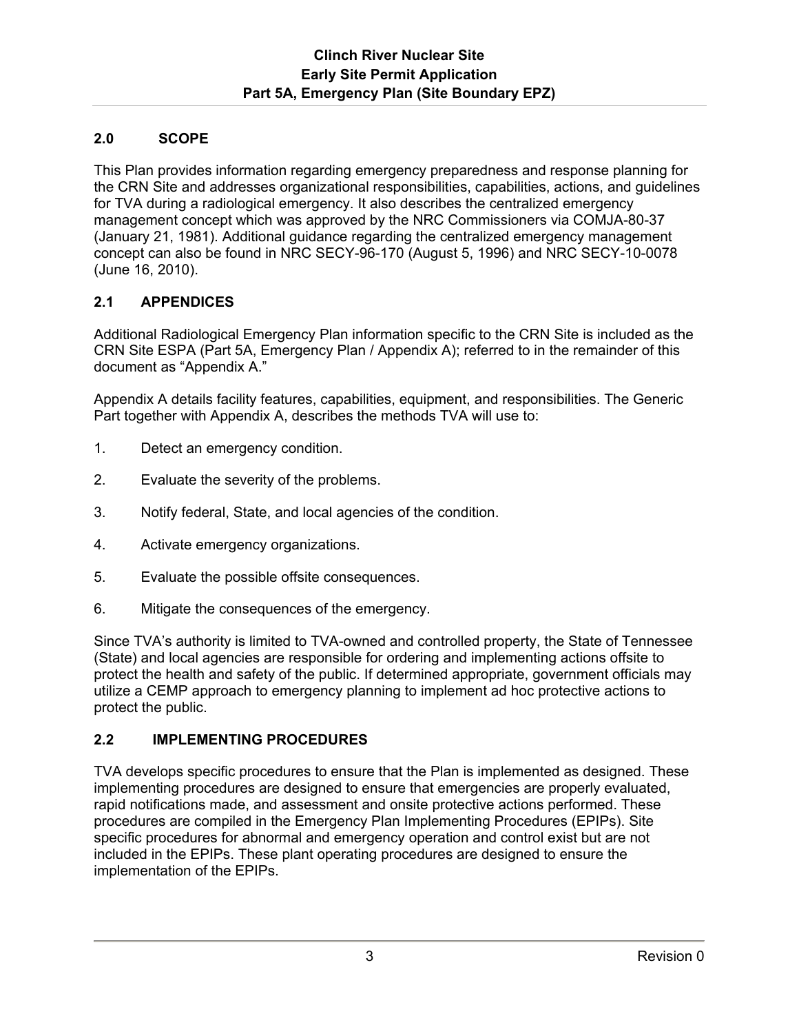## 2.0 SCOPE

This Plan provides information regarding emergency preparedness and response planning for the CRN Site and addresses organizational responsibilities, capabilities, actions, and guidelines for TVA during a radiological emergency. It also describes the centralized emergency management concept which was approved by the NRC Commissioners via COMJA-80-37 (January 21, 1981). Additional guidance regarding the centralized emergency management concept can also be found in NRC SECY-96-170 (August 5, 1996) and NRC SECY-10-0078 (June 16, 2010).

### 2.1 APPENDICES

Additional Radiological Emergency Plan information specific to the CRN Site is included as the CRN Site ESPA (Part 5A, Emergency Plan / Appendix A); referred to in the remainder of this document as "Appendix A."

Appendix A details facility features, capabilities, equipment, and responsibilities. The Generic Part together with Appendix A, describes the methods TVA will use to:

1. Detect an emergency condition.
2. Evaluate the severity of the problems.
3. Notify federal, State, and local agencies of the condition.
4. Activate emergency organizations.
5. Evaluate the possible offsite consequences.
6. Mitigate the consequences of the emergency.

Since TVA's authority is limited to TVA-owned and controlled property, the State of Tennessee (State) and local agencies are responsible for ordering and implementing actions offsite to protect the health and safety of the public. If determined appropriate, government officials may utilize a CEMP approach to emergency planning to implement ad hoc protective actions to protect the public.

### 2.2 IMPLEMENTING PROCEDURES

TVA develops specific procedures to ensure that the Plan is implemented as designed. These implementing procedures are designed to ensure that emergencies are properly evaluated, rapid notifications made, and assessment and onsite protective actions performed. These procedures are compiled in the Emergency Plan Implementing Procedures (EPIPs). Site specific procedures for abnormal and emergency operation and control exist but are not included in the EPIPs. These plant operating procedures are designed to ensure the implementation of the EPIPs.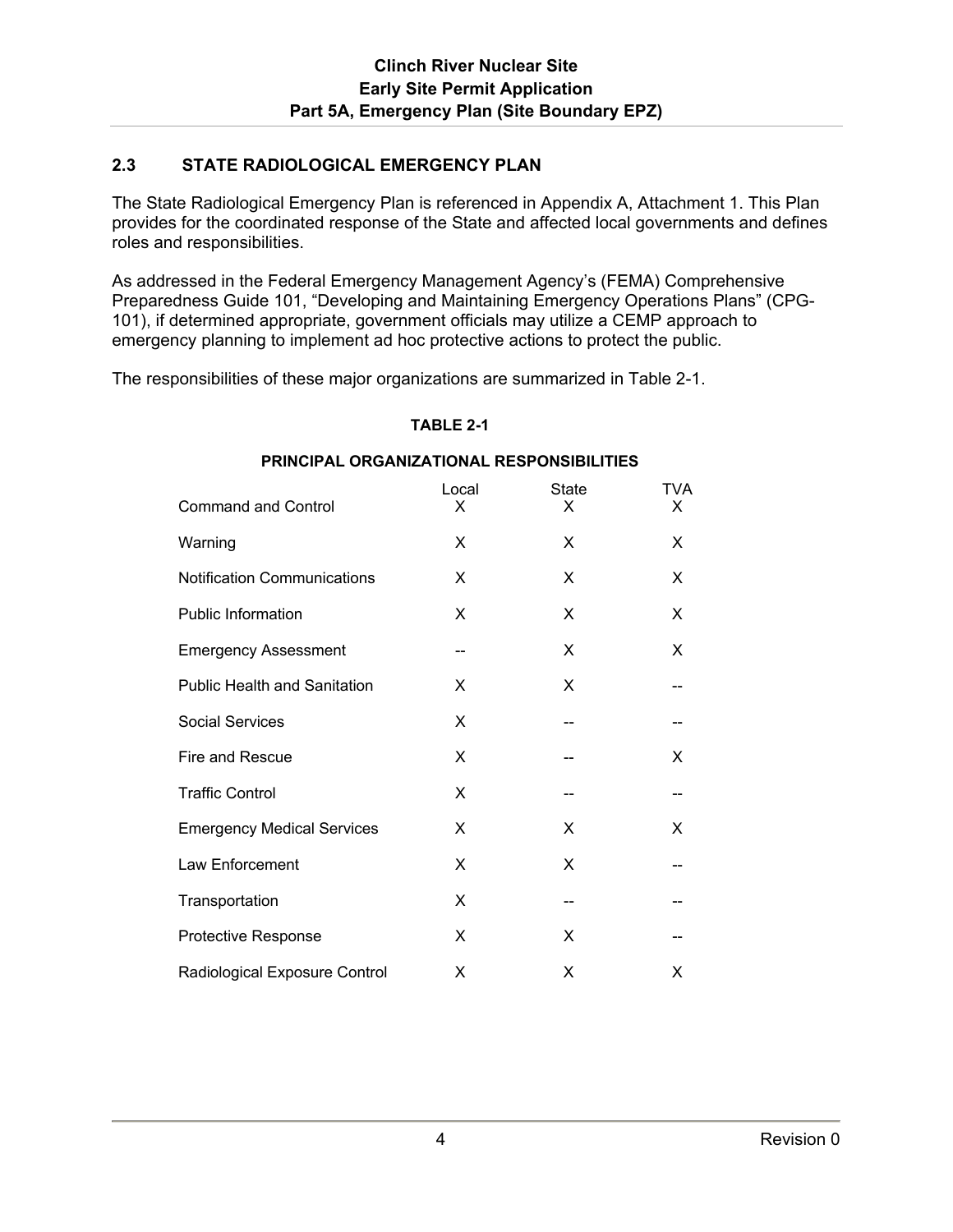## 2.3 STATE RADIOLOGICAL EMERGENCY PLAN

The State Radiological Emergency Plan is referenced in Appendix A, Attachment 1. This Plan provides for the coordinated response of the State and affected local governments and defines roles and responsibilities.

As addressed in the Federal Emergency Management Agency's (FEMA) Comprehensive Preparedness Guide 101, "Developing and Maintaining Emergency Operations Plans" (CPG-101), if determined appropriate, government officials may utilize a CEMP approach to emergency planning to implement ad hoc protective actions to protect the public.

The responsibilities of these major organizations are summarized in Table 2-1.

**TABLE 2-1**

**PRINCIPAL ORGANIZATIONAL RESPONSIBILITIES**

| | Local | State | TVA |
|---|---|---|---|
| Command and Control | X | X | X |
| Warning | X | X | X |
| Notification Communications | X | X | X |
| Public Information | X | X | X |
| Emergency Assessment | -- | X | X |
| Public Health and Sanitation | X | X | -- |
| Social Services | X | -- | -- |
| Fire and Rescue | X | -- | X |
| Traffic Control | X | -- | -- |
| Emergency Medical Services | X | X | X |
| Law Enforcement | X | X | -- |
| Transportation | X | -- | -- |
| Protective Response | X | X | -- |
| Radiological Exposure Control | X | X | X |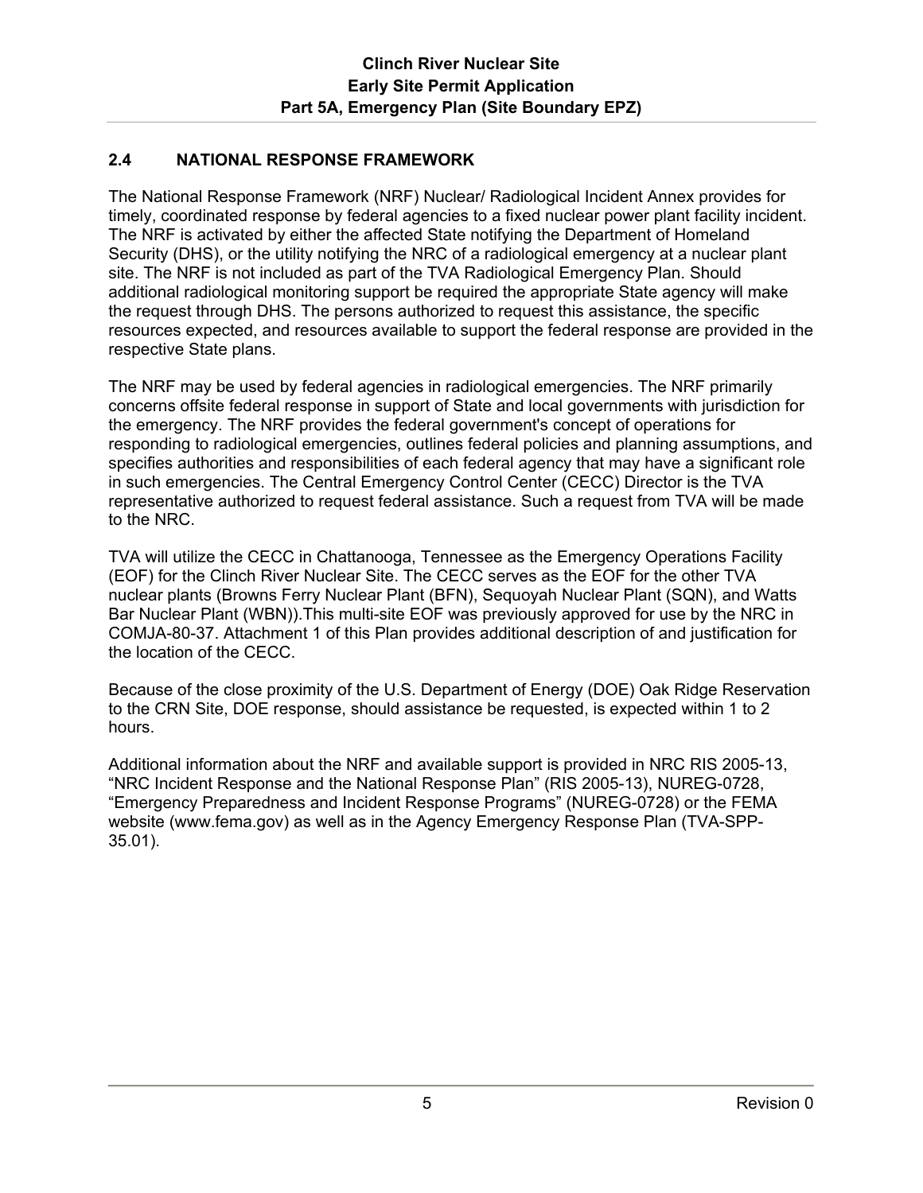## 2.4 NATIONAL RESPONSE FRAMEWORK

The National Response Framework (NRF) Nuclear/ Radiological Incident Annex provides for timely, coordinated response by federal agencies to a fixed nuclear power plant facility incident. The NRF is activated by either the affected State notifying the Department of Homeland Security (DHS), or the utility notifying the NRC of a radiological emergency at a nuclear plant site. The NRF is not included as part of the TVA Radiological Emergency Plan. Should additional radiological monitoring support be required the appropriate State agency will make the request through DHS. The persons authorized to request this assistance, the specific resources expected, and resources available to support the federal response are provided in the respective State plans.

The NRF may be used by federal agencies in radiological emergencies. The NRF primarily concerns offsite federal response in support of State and local governments with jurisdiction for the emergency. The NRF provides the federal government's concept of operations for responding to radiological emergencies, outlines federal policies and planning assumptions, and specifies authorities and responsibilities of each federal agency that may have a significant role in such emergencies. The Central Emergency Control Center (CECC) Director is the TVA representative authorized to request federal assistance. Such a request from TVA will be made to the NRC.

TVA will utilize the CECC in Chattanooga, Tennessee as the Emergency Operations Facility (EOF) for the Clinch River Nuclear Site. The CECC serves as the EOF for the other TVA nuclear plants (Browns Ferry Nuclear Plant (BFN), Sequoyah Nuclear Plant (SQN), and Watts Bar Nuclear Plant (WBN)).This multi-site EOF was previously approved for use by the NRC in COMJA-80-37. Attachment 1 of this Plan provides additional description of and justification for the location of the CECC.

Because of the close proximity of the U.S. Department of Energy (DOE) Oak Ridge Reservation to the CRN Site, DOE response, should assistance be requested, is expected within 1 to 2 hours.

Additional information about the NRF and available support is provided in NRC RIS 2005-13, “NRC Incident Response and the National Response Plan” (RIS 2005-13), NUREG-0728, “Emergency Preparedness and Incident Response Programs” (NUREG-0728) or the FEMA website (www.fema.gov) as well as in the Agency Emergency Response Plan (TVA-SPP-35.01).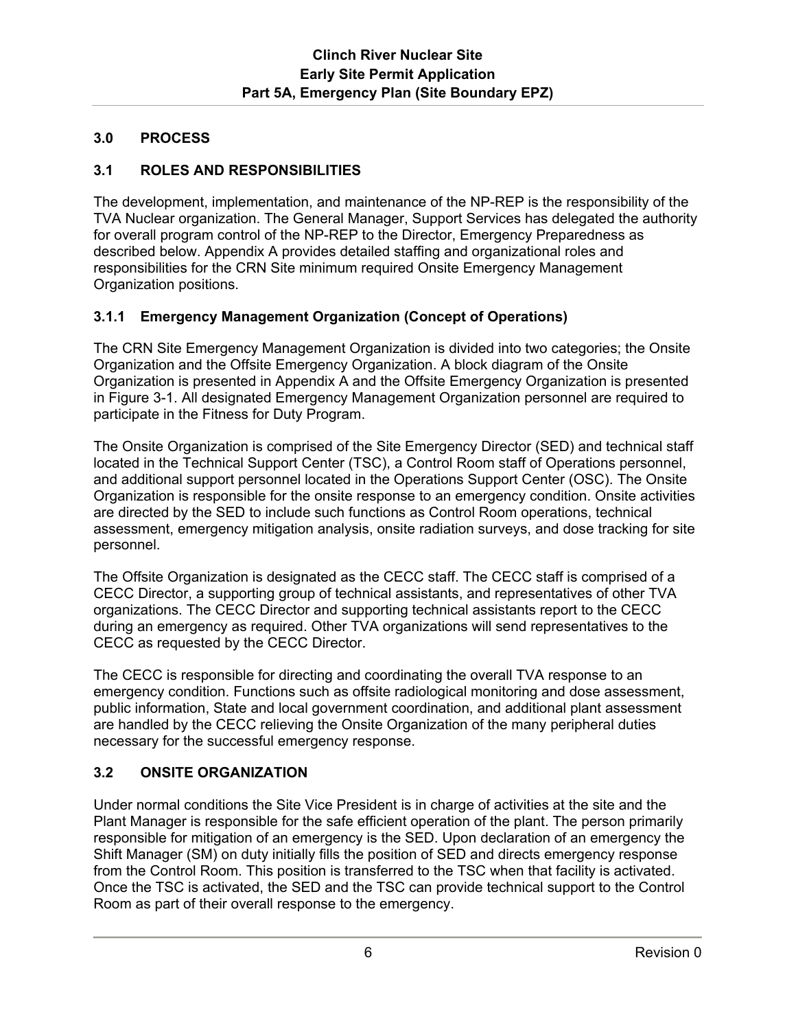## 3.0 PROCESS

### 3.1 ROLES AND RESPONSIBILITIES

The development, implementation, and maintenance of the NP-REP is the responsibility of the TVA Nuclear organization. The General Manager, Support Services has delegated the authority for overall program control of the NP-REP to the Director, Emergency Preparedness as described below. Appendix A provides detailed staffing and organizational roles and responsibilities for the CRN Site minimum required Onsite Emergency Management Organization positions.

#### 3.1.1 Emergency Management Organization (Concept of Operations)

The CRN Site Emergency Management Organization is divided into two categories; the Onsite Organization and the Offsite Emergency Organization. A block diagram of the Onsite Organization is presented in Appendix A and the Offsite Emergency Organization is presented in Figure 3-1. All designated Emergency Management Organization personnel are required to participate in the Fitness for Duty Program.

The Onsite Organization is comprised of the Site Emergency Director (SED) and technical staff located in the Technical Support Center (TSC), a Control Room staff of Operations personnel, and additional support personnel located in the Operations Support Center (OSC). The Onsite Organization is responsible for the onsite response to an emergency condition. Onsite activities are directed by the SED to include such functions as Control Room operations, technical assessment, emergency mitigation analysis, onsite radiation surveys, and dose tracking for site personnel.

The Offsite Organization is designated as the CECC staff. The CECC staff is comprised of a CECC Director, a supporting group of technical assistants, and representatives of other TVA organizations. The CECC Director and supporting technical assistants report to the CECC during an emergency as required. Other TVA organizations will send representatives to the CECC as requested by the CECC Director.

The CECC is responsible for directing and coordinating the overall TVA response to an emergency condition. Functions such as offsite radiological monitoring and dose assessment, public information, State and local government coordination, and additional plant assessment are handled by the CECC relieving the Onsite Organization of the many peripheral duties necessary for the successful emergency response.

### 3.2 ONSITE ORGANIZATION

Under normal conditions the Site Vice President is in charge of activities at the site and the Plant Manager is responsible for the safe efficient operation of the plant. The person primarily responsible for mitigation of an emergency is the SED. Upon declaration of an emergency the Shift Manager (SM) on duty initially fills the position of SED and directs emergency response from the Control Room. This position is transferred to the TSC when that facility is activated. Once the TSC is activated, the SED and the TSC can provide technical support to the Control Room as part of their overall response to the emergency.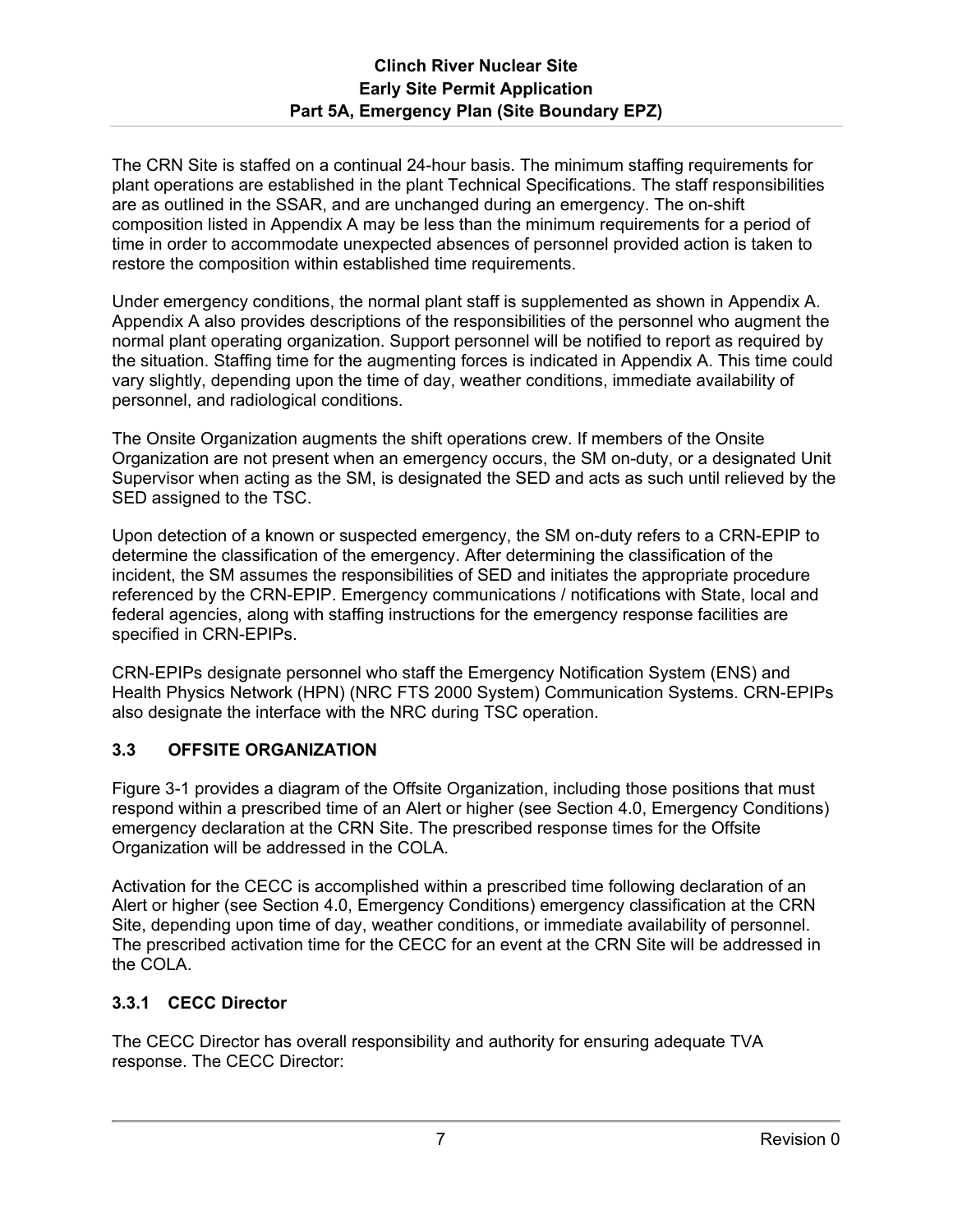The CRN Site is staffed on a continual 24-hour basis. The minimum staffing requirements for plant operations are established in the plant Technical Specifications. The staff responsibilities are as outlined in the SSAR, and are unchanged during an emergency. The on-shift composition listed in Appendix A may be less than the minimum requirements for a period of time in order to accommodate unexpected absences of personnel provided action is taken to restore the composition within established time requirements.

Under emergency conditions, the normal plant staff is supplemented as shown in Appendix A. Appendix A also provides descriptions of the responsibilities of the personnel who augment the normal plant operating organization. Support personnel will be notified to report as required by the situation. Staffing time for the augmenting forces is indicated in Appendix A. This time could vary slightly, depending upon the time of day, weather conditions, immediate availability of personnel, and radiological conditions.

The Onsite Organization augments the shift operations crew. If members of the Onsite Organization are not present when an emergency occurs, the SM on-duty, or a designated Unit Supervisor when acting as the SM, is designated the SED and acts as such until relieved by the SED assigned to the TSC.

Upon detection of a known or suspected emergency, the SM on-duty refers to a CRN-EPIP to determine the classification of the emergency. After determining the classification of the incident, the SM assumes the responsibilities of SED and initiates the appropriate procedure referenced by the CRN-EPIP. Emergency communications / notifications with State, local and federal agencies, along with staffing instructions for the emergency response facilities are specified in CRN-EPIPs.

CRN-EPIPs designate personnel who staff the Emergency Notification System (ENS) and Health Physics Network (HPN) (NRC FTS 2000 System) Communication Systems. CRN-EPIPs also designate the interface with the NRC during TSC operation.

## 3.3 OFFSITE ORGANIZATION

Figure 3-1 provides a diagram of the Offsite Organization, including those positions that must respond within a prescribed time of an Alert or higher (see Section 4.0, Emergency Conditions) emergency declaration at the CRN Site. The prescribed response times for the Offsite Organization will be addressed in the COLA.

Activation for the CECC is accomplished within a prescribed time following declaration of an Alert or higher (see Section 4.0, Emergency Conditions) emergency classification at the CRN Site, depending upon time of day, weather conditions, or immediate availability of personnel. The prescribed activation time for the CECC for an event at the CRN Site will be addressed in the COLA.

### 3.3.1 CECC Director

The CECC Director has overall responsibility and authority for ensuring adequate TVA response. The CECC Director: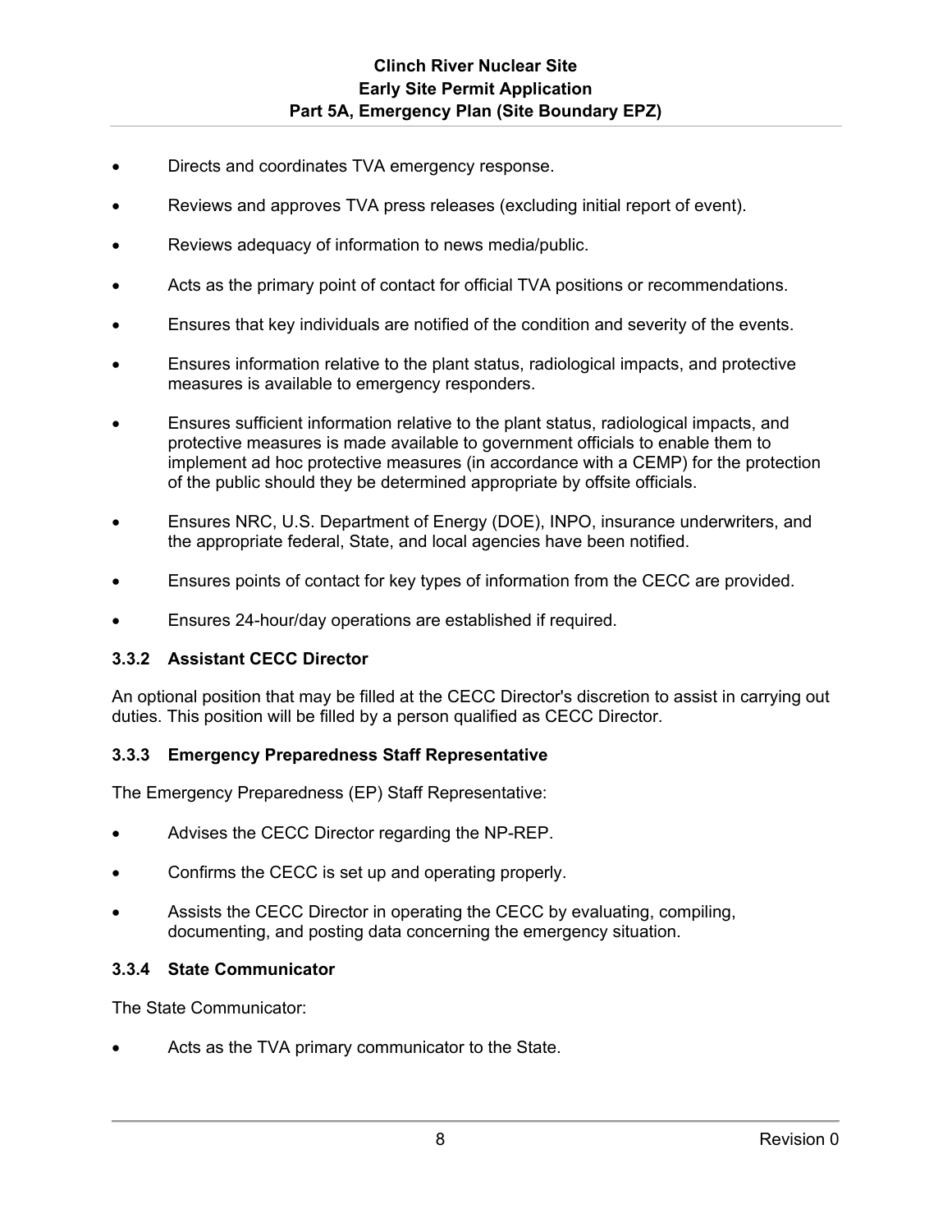- Directs and coordinates TVA emergency response.
- Reviews and approves TVA press releases (excluding initial report of event).
- Reviews adequacy of information to news media/public.
- Acts as the primary point of contact for official TVA positions or recommendations.
- Ensures that key individuals are notified of the condition and severity of the events.
- Ensures information relative to the plant status, radiological impacts, and protective measures is available to emergency responders.
- Ensures sufficient information relative to the plant status, radiological impacts, and protective measures is made available to government officials to enable them to implement ad hoc protective measures (in accordance with a CEMP) for the protection of the public should they be determined appropriate by offsite officials.
- Ensures NRC, U.S. Department of Energy (DOE), INPO, insurance underwriters, and the appropriate federal, State, and local agencies have been notified.
- Ensures points of contact for key types of information from the CECC are provided.
- Ensures 24-hour/day operations are established if required.

### 3.3.2 Assistant CECC Director

An optional position that may be filled at the CECC Director's discretion to assist in carrying out duties. This position will be filled by a person qualified as CECC Director.

### 3.3.3 Emergency Preparedness Staff Representative

The Emergency Preparedness (EP) Staff Representative:

- Advises the CECC Director regarding the NP-REP.
- Confirms the CECC is set up and operating properly.
- Assists the CECC Director in operating the CECC by evaluating, compiling, documenting, and posting data concerning the emergency situation.

### 3.3.4 State Communicator

The State Communicator:

- Acts as the TVA primary communicator to the State.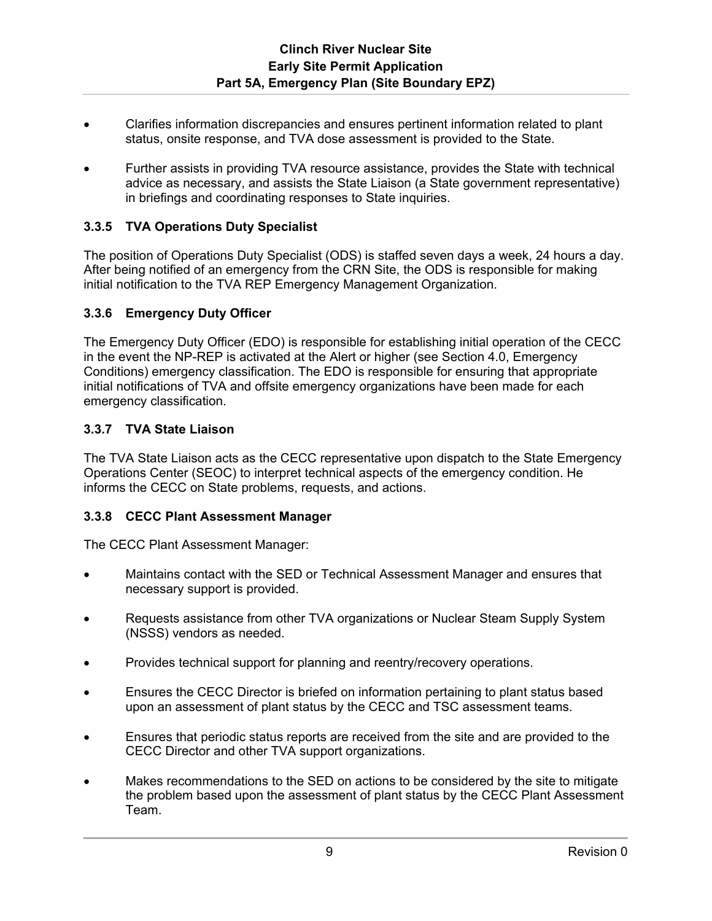- Clarifies information discrepancies and ensures pertinent information related to plant status, onsite response, and TVA dose assessment is provided to the State.
- Further assists in providing TVA resource assistance, provides the State with technical advice as necessary, and assists the State Liaison (a State government representative) in briefings and coordinating responses to State inquiries.

### 3.3.5 TVA Operations Duty Specialist

The position of Operations Duty Specialist (ODS) is staffed seven days a week, 24 hours a day. After being notified of an emergency from the CRN Site, the ODS is responsible for making initial notification to the TVA REP Emergency Management Organization.

### 3.3.6 Emergency Duty Officer

The Emergency Duty Officer (EDO) is responsible for establishing initial operation of the CECC in the event the NP-REP is activated at the Alert or higher (see Section 4.0, Emergency Conditions) emergency classification. The EDO is responsible for ensuring that appropriate initial notifications of TVA and offsite emergency organizations have been made for each emergency classification.

### 3.3.7 TVA State Liaison

The TVA State Liaison acts as the CECC representative upon dispatch to the State Emergency Operations Center (SEOC) to interpret technical aspects of the emergency condition. He informs the CECC on State problems, requests, and actions.

### 3.3.8 CECC Plant Assessment Manager

The CECC Plant Assessment Manager:

- Maintains contact with the SED or Technical Assessment Manager and ensures that necessary support is provided.
- Requests assistance from other TVA organizations or Nuclear Steam Supply System (NSSS) vendors as needed.
- Provides technical support for planning and reentry/recovery operations.
- Ensures the CECC Director is briefed on information pertaining to plant status based upon an assessment of plant status by the CECC and TSC assessment teams.
- Ensures that periodic status reports are received from the site and are provided to the CECC Director and other TVA support organizations.
- Makes recommendations to the SED on actions to be considered by the site to mitigate the problem based upon the assessment of plant status by the CECC Plant Assessment Team.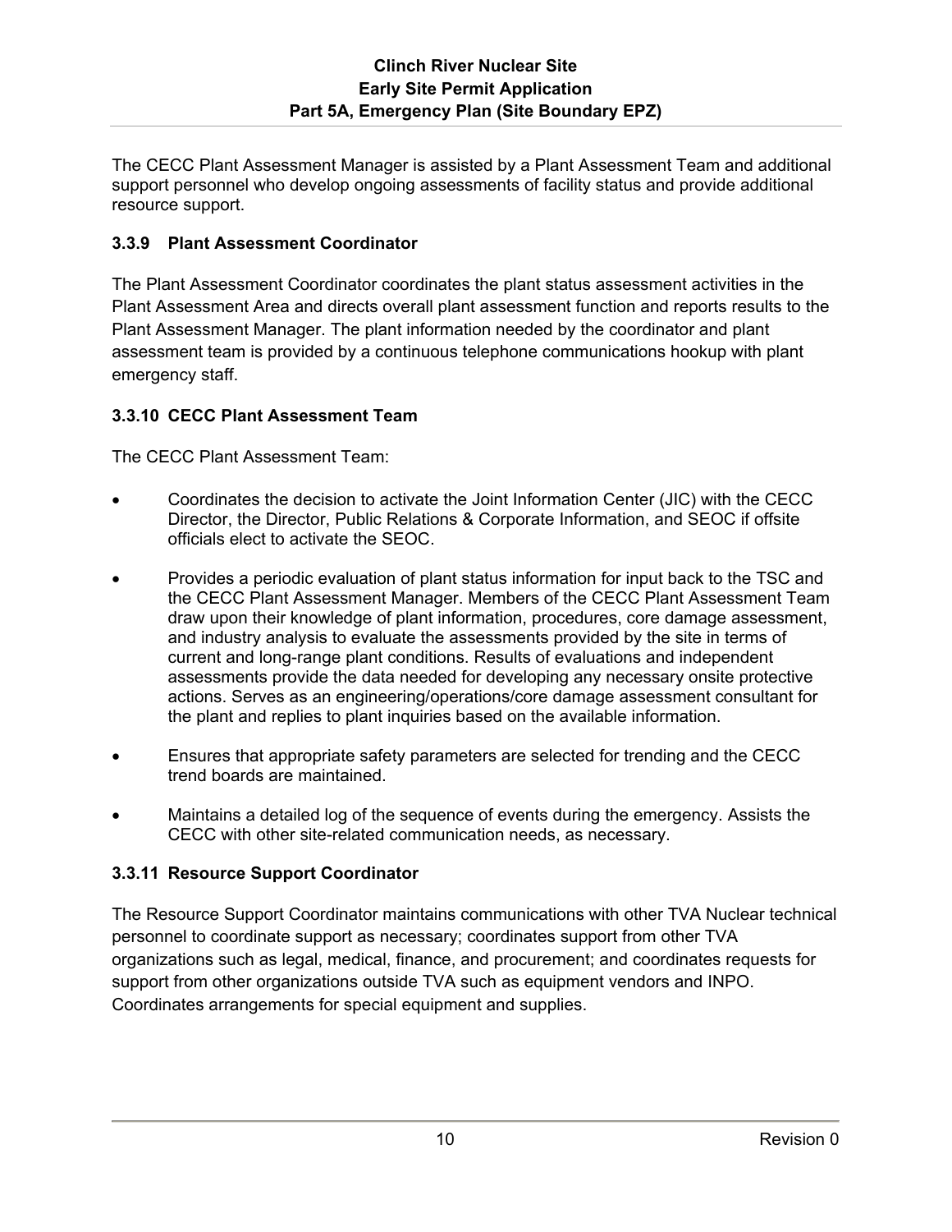The CECC Plant Assessment Manager is assisted by a Plant Assessment Team and additional support personnel who develop ongoing assessments of facility status and provide additional resource support.

### 3.3.9 Plant Assessment Coordinator

The Plant Assessment Coordinator coordinates the plant status assessment activities in the Plant Assessment Area and directs overall plant assessment function and reports results to the Plant Assessment Manager. The plant information needed by the coordinator and plant assessment team is provided by a continuous telephone communications hookup with plant emergency staff.

### 3.3.10 CECC Plant Assessment Team

The CECC Plant Assessment Team:

- Coordinates the decision to activate the Joint Information Center (JIC) with the CECC Director, the Director, Public Relations & Corporate Information, and SEOC if offsite officials elect to activate the SEOC.
- Provides a periodic evaluation of plant status information for input back to the TSC and the CECC Plant Assessment Manager. Members of the CECC Plant Assessment Team draw upon their knowledge of plant information, procedures, core damage assessment, and industry analysis to evaluate the assessments provided by the site in terms of current and long-range plant conditions. Results of evaluations and independent assessments provide the data needed for developing any necessary onsite protective actions. Serves as an engineering/operations/core damage assessment consultant for the plant and replies to plant inquiries based on the available information.
- Ensures that appropriate safety parameters are selected for trending and the CECC trend boards are maintained.
- Maintains a detailed log of the sequence of events during the emergency. Assists the CECC with other site-related communication needs, as necessary.

### 3.3.11 Resource Support Coordinator

The Resource Support Coordinator maintains communications with other TVA Nuclear technical personnel to coordinate support as necessary; coordinates support from other TVA organizations such as legal, medical, finance, and procurement; and coordinates requests for support from other organizations outside TVA such as equipment vendors and INPO. Coordinates arrangements for special equipment and supplies.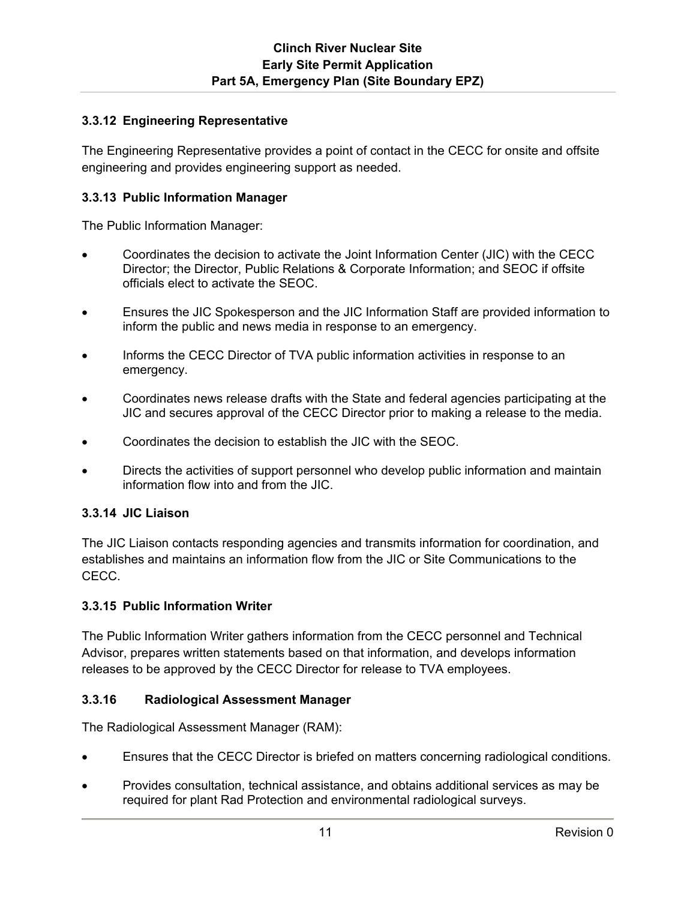### 3.3.12 Engineering Representative

The Engineering Representative provides a point of contact in the CECC for onsite and offsite engineering and provides engineering support as needed.

### 3.3.13 Public Information Manager

The Public Information Manager:

- Coordinates the decision to activate the Joint Information Center (JIC) with the CECC Director; the Director, Public Relations & Corporate Information; and SEOC if offsite officials elect to activate the SEOC.
- Ensures the JIC Spokesperson and the JIC Information Staff are provided information to inform the public and news media in response to an emergency.
- Informs the CECC Director of TVA public information activities in response to an emergency.
- Coordinates news release drafts with the State and federal agencies participating at the JIC and secures approval of the CECC Director prior to making a release to the media.
- Coordinates the decision to establish the JIC with the SEOC.
- Directs the activities of support personnel who develop public information and maintain information flow into and from the JIC.

### 3.3.14 JIC Liaison

The JIC Liaison contacts responding agencies and transmits information for coordination, and establishes and maintains an information flow from the JIC or Site Communications to the CECC.

### 3.3.15 Public Information Writer

The Public Information Writer gathers information from the CECC personnel and Technical Advisor, prepares written statements based on that information, and develops information releases to be approved by the CECC Director for release to TVA employees.

### 3.3.16 Radiological Assessment Manager

The Radiological Assessment Manager (RAM):

- Ensures that the CECC Director is briefed on matters concerning radiological conditions.
- Provides consultation, technical assistance, and obtains additional services as may be required for plant Rad Protection and environmental radiological surveys.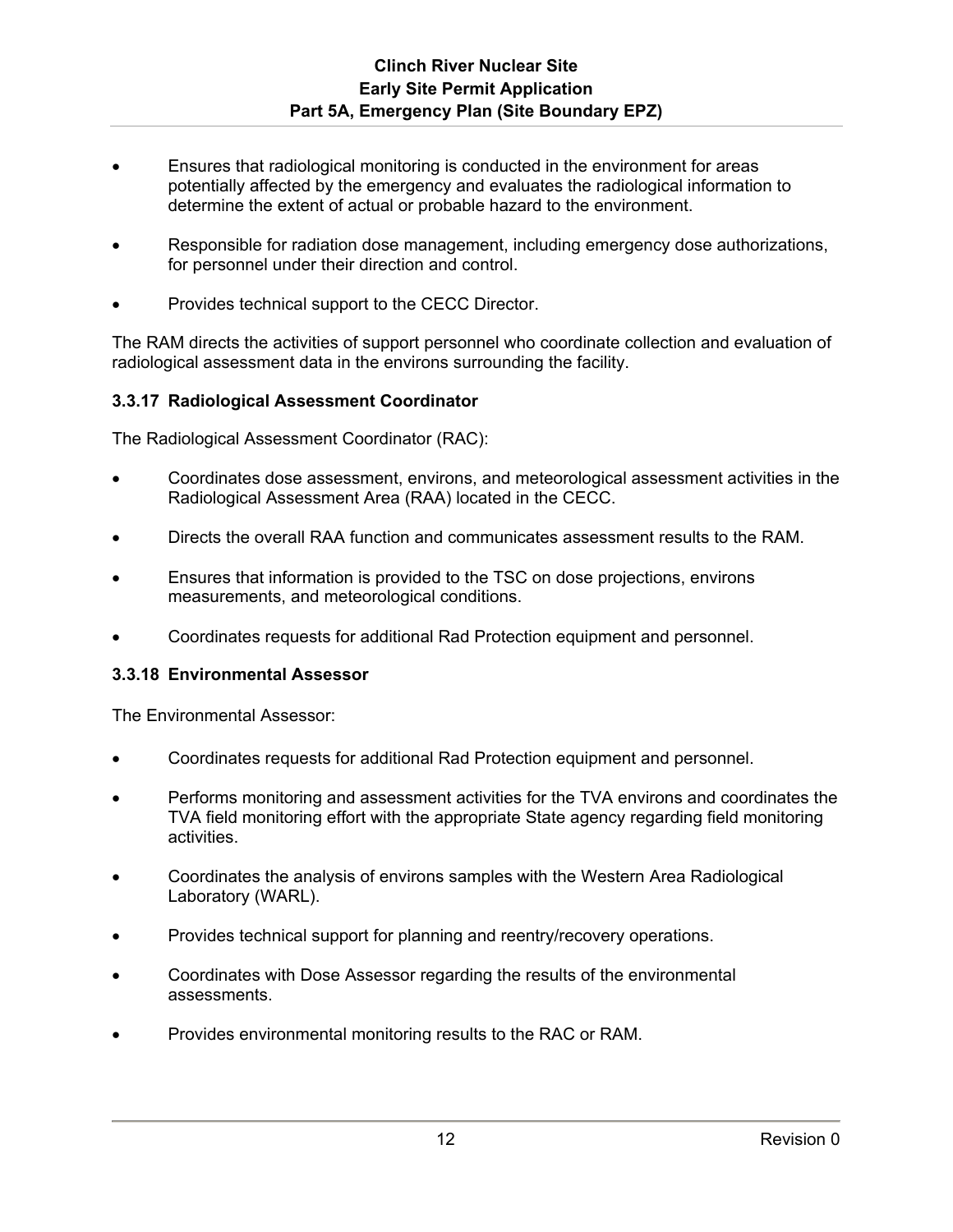- Ensures that radiological monitoring is conducted in the environment for areas potentially affected by the emergency and evaluates the radiological information to determine the extent of actual or probable hazard to the environment.
- Responsible for radiation dose management, including emergency dose authorizations, for personnel under their direction and control.
- Provides technical support to the CECC Director.

The RAM directs the activities of support personnel who coordinate collection and evaluation of radiological assessment data in the environs surrounding the facility.

### 3.3.17 Radiological Assessment Coordinator

The Radiological Assessment Coordinator (RAC):

- Coordinates dose assessment, environs, and meteorological assessment activities in the Radiological Assessment Area (RAA) located in the CECC.
- Directs the overall RAA function and communicates assessment results to the RAM.
- Ensures that information is provided to the TSC on dose projections, environs measurements, and meteorological conditions.
- Coordinates requests for additional Rad Protection equipment and personnel.

### 3.3.18 Environmental Assessor

The Environmental Assessor:

- Coordinates requests for additional Rad Protection equipment and personnel.
- Performs monitoring and assessment activities for the TVA environs and coordinates the TVA field monitoring effort with the appropriate State agency regarding field monitoring activities.
- Coordinates the analysis of environs samples with the Western Area Radiological Laboratory (WARL).
- Provides technical support for planning and reentry/recovery operations.
- Coordinates with Dose Assessor regarding the results of the environmental assessments.
- Provides environmental monitoring results to the RAC or RAM.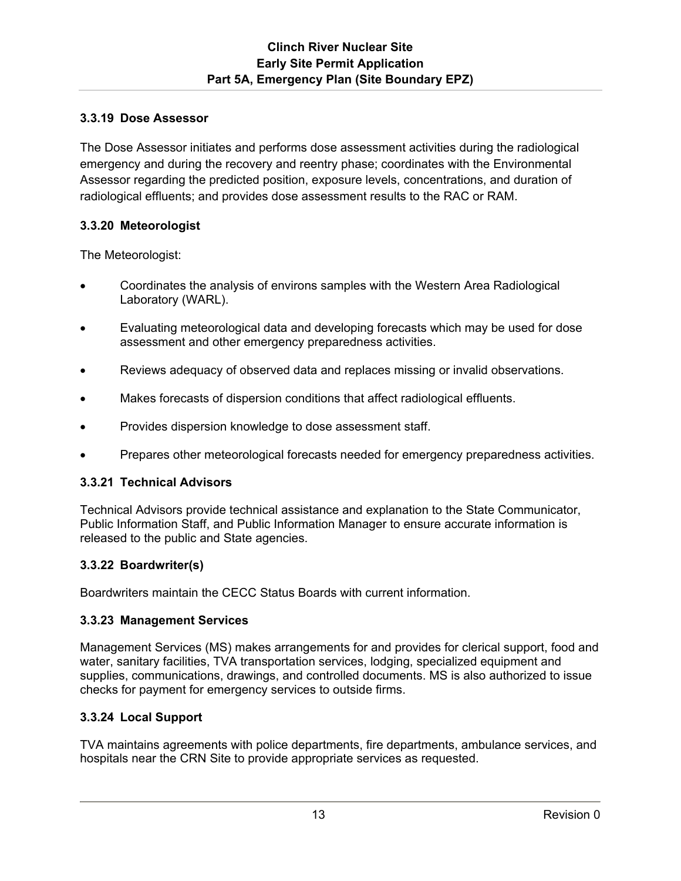### 3.3.19 Dose Assessor

The Dose Assessor initiates and performs dose assessment activities during the radiological emergency and during the recovery and reentry phase; coordinates with the Environmental Assessor regarding the predicted position, exposure levels, concentrations, and duration of radiological effluents; and provides dose assessment results to the RAC or RAM.

### 3.3.20 Meteorologist

The Meteorologist:

- Coordinates the analysis of environs samples with the Western Area Radiological Laboratory (WARL).
- Evaluating meteorological data and developing forecasts which may be used for dose assessment and other emergency preparedness activities.
- Reviews adequacy of observed data and replaces missing or invalid observations.
- Makes forecasts of dispersion conditions that affect radiological effluents.
- Provides dispersion knowledge to dose assessment staff.
- Prepares other meteorological forecasts needed for emergency preparedness activities.

### 3.3.21 Technical Advisors

Technical Advisors provide technical assistance and explanation to the State Communicator, Public Information Staff, and Public Information Manager to ensure accurate information is released to the public and State agencies.

### 3.3.22 Boardwriter(s)

Boardwriters maintain the CECC Status Boards with current information.

### 3.3.23 Management Services

Management Services (MS) makes arrangements for and provides for clerical support, food and water, sanitary facilities, TVA transportation services, lodging, specialized equipment and supplies, communications, drawings, and controlled documents. MS is also authorized to issue checks for payment for emergency services to outside firms.

### 3.3.24 Local Support

TVA maintains agreements with police departments, fire departments, ambulance services, and hospitals near the CRN Site to provide appropriate services as requested.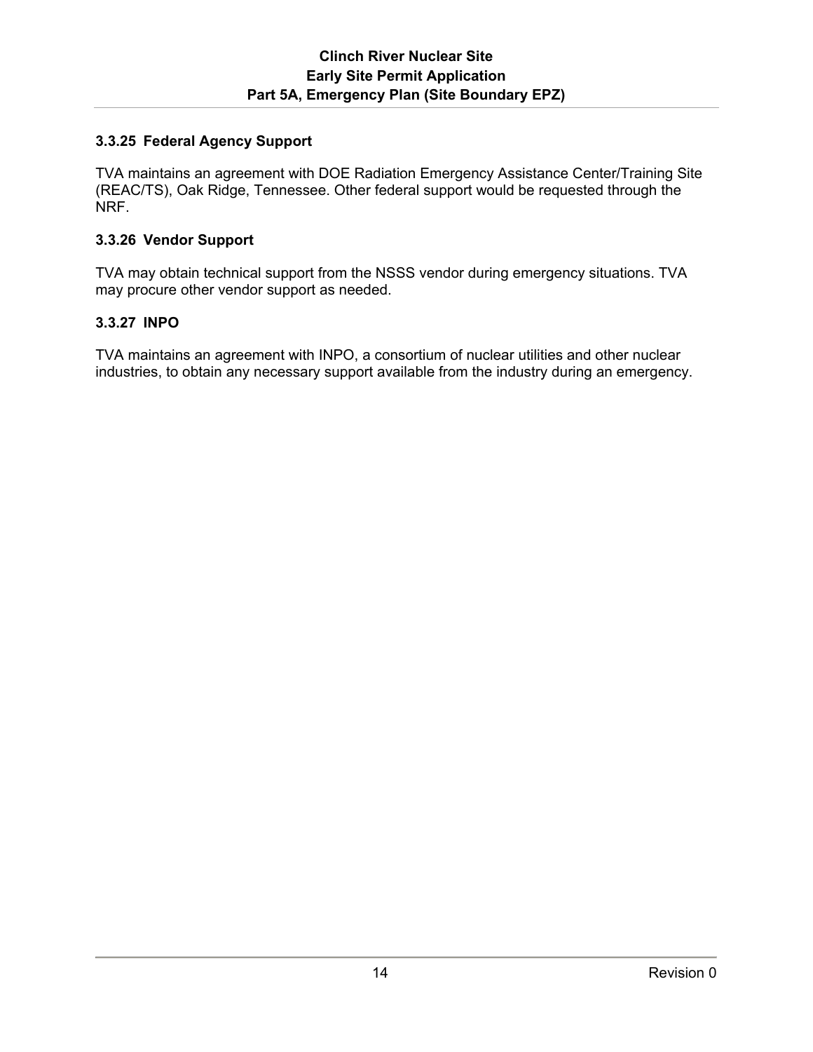### 3.3.25 Federal Agency Support

TVA maintains an agreement with DOE Radiation Emergency Assistance Center/Training Site (REAC/TS), Oak Ridge, Tennessee. Other federal support would be requested through the NRF.

### 3.3.26 Vendor Support

TVA may obtain technical support from the NSSS vendor during emergency situations. TVA may procure other vendor support as needed.

### 3.3.27 INPO

TVA maintains an agreement with INPO, a consortium of nuclear utilities and other nuclear industries, to obtain any necessary support available from the industry during an emergency.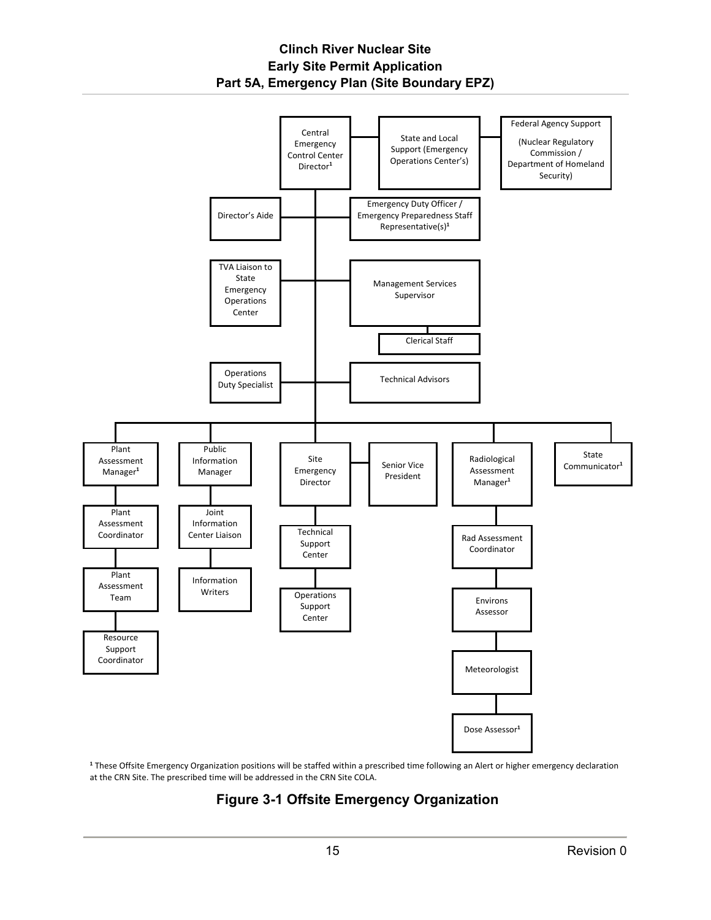Central Emergency Control Center Director[1]

State and Local Support (Emergency Operations Center's)

Federal Agency Support (Nuclear Regulatory Commission / Department of Homeland Security)

Director's Aide

Emergency Duty Officer / Emergency Preparedness Staff Representative(s)[1]

TVA Liaison to State Emergency Operations Center

Management Services Supervisor

Clerical Staff

Operations Duty Specialist

Technical Advisors

Plant Assessment Manager[1]

Plant Assessment Coordinator

Plant Assessment Team

Resource Support Coordinator

Public Information Manager

Joint Information Center Liaison

Information Writers

Site Emergency Director

Senior Vice President

Technical Support Center

Operations Support Center

Radiological Assessment Manager[1]

Rad Assessment Coordinator

Environs Assessor

Meteorologist

Dose Assessor[1]

State Communicator[1]

[1] These Offsite Emergency Organization positions will be staffed within a prescribed time following an Alert or higher emergency declaration at the CRN Site. The prescribed time will be addressed in the CRN Site COLA.

**Figure 3-1 Offsite Emergency Organization**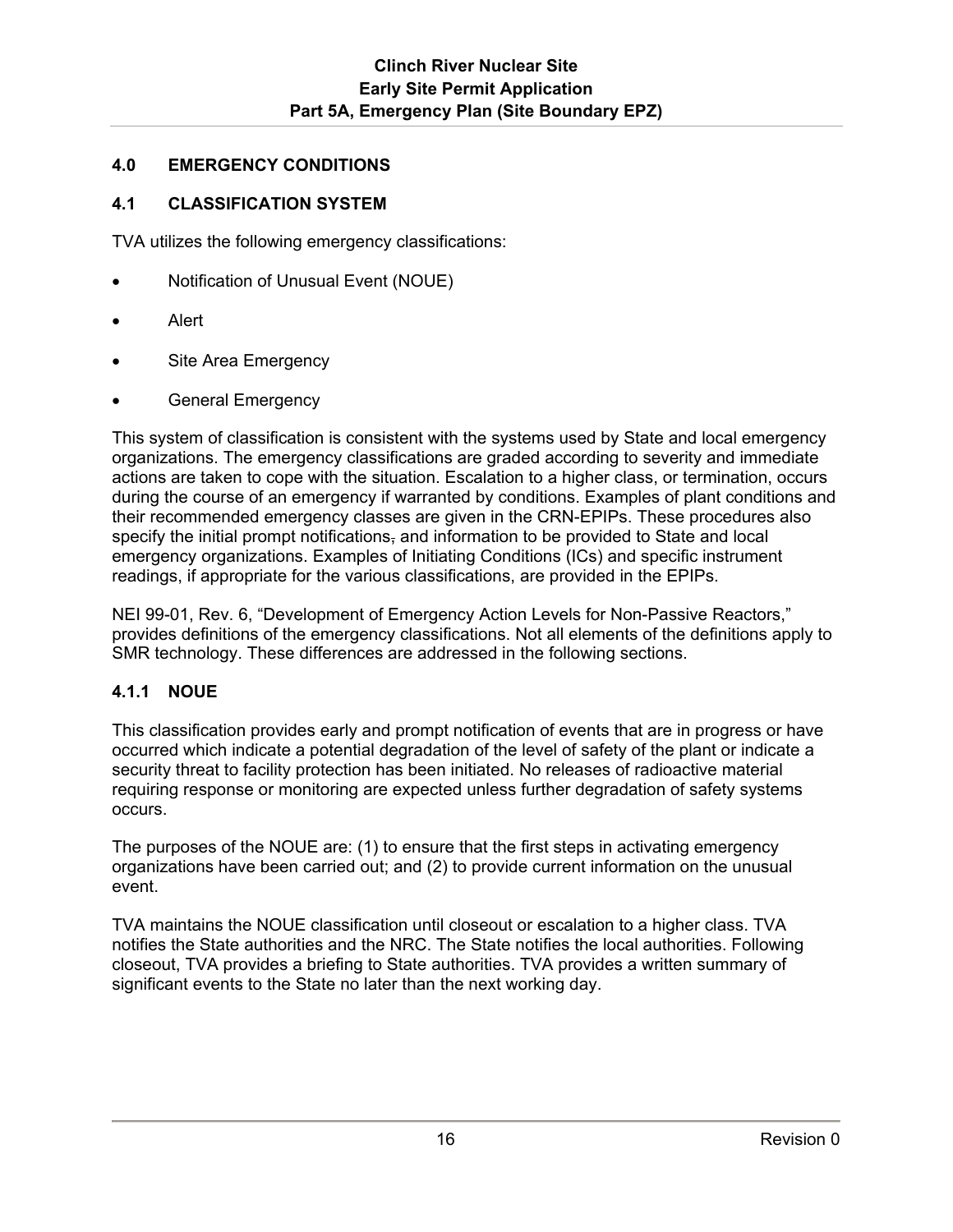## 4.0 EMERGENCY CONDITIONS

### 4.1 CLASSIFICATION SYSTEM

TVA utilizes the following emergency classifications:

- Notification of Unusual Event (NOUE)
- Alert
- Site Area Emergency
- General Emergency

This system of classification is consistent with the systems used by State and local emergency organizations. The emergency classifications are graded according to severity and immediate actions are taken to cope with the situation. Escalation to a higher class, or termination, occurs during the course of an emergency if warranted by conditions. Examples of plant conditions and their recommended emergency classes are given in the CRN-EPIPs. These procedures also specify the initial prompt notifications, and information to be provided to State and local emergency organizations. Examples of Initiating Conditions (ICs) and specific instrument readings, if appropriate for the various classifications, are provided in the EPIPs.

NEI 99-01, Rev. 6, "Development of Emergency Action Levels for Non-Passive Reactors," provides definitions of the emergency classifications. Not all elements of the definitions apply to SMR technology. These differences are addressed in the following sections.

#### 4.1.1 NOUE

This classification provides early and prompt notification of events that are in progress or have occurred which indicate a potential degradation of the level of safety of the plant or indicate a security threat to facility protection has been initiated. No releases of radioactive material requiring response or monitoring are expected unless further degradation of safety systems occurs.

The purposes of the NOUE are: (1) to ensure that the first steps in activating emergency organizations have been carried out; and (2) to provide current information on the unusual event.

TVA maintains the NOUE classification until closeout or escalation to a higher class. TVA notifies the State authorities and the NRC. The State notifies the local authorities. Following closeout, TVA provides a briefing to State authorities. TVA provides a written summary of significant events to the State no later than the next working day.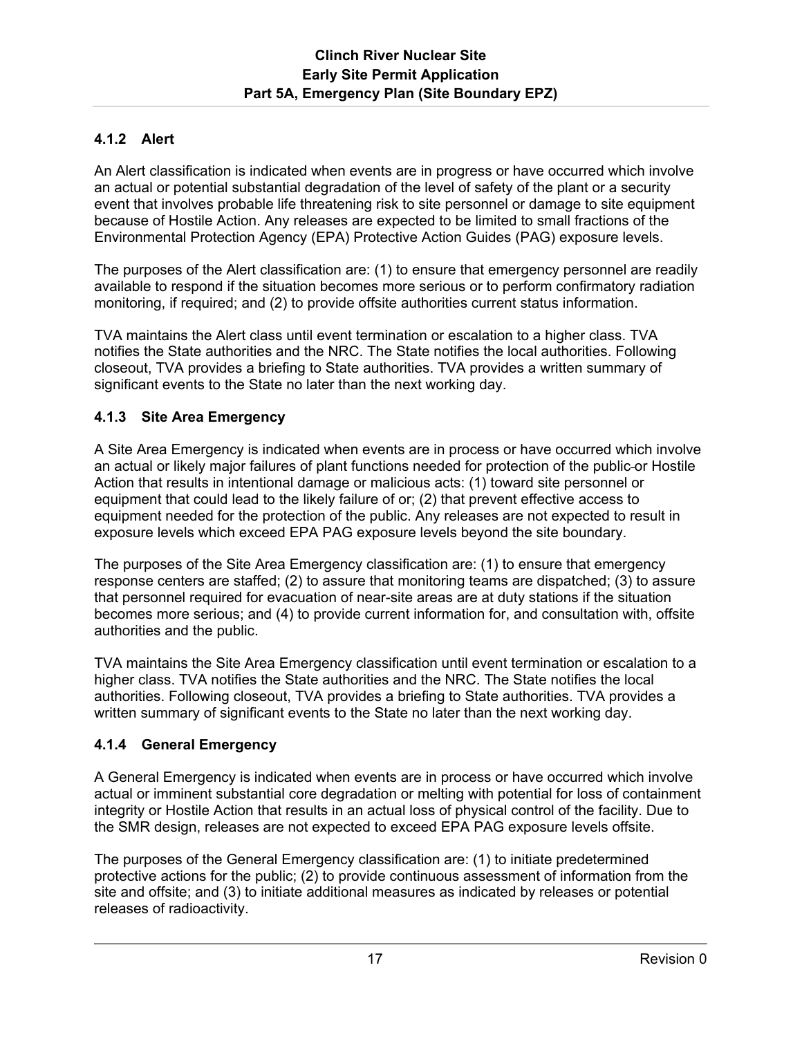#### 4.1.2 Alert

An Alert classification is indicated when events are in progress or have occurred which involve an actual or potential substantial degradation of the level of safety of the plant or a security event that involves probable life threatening risk to site personnel or damage to site equipment because of Hostile Action. Any releases are expected to be limited to small fractions of the Environmental Protection Agency (EPA) Protective Action Guides (PAG) exposure levels.

The purposes of the Alert classification are: (1) to ensure that emergency personnel are readily available to respond if the situation becomes more serious or to perform confirmatory radiation monitoring, if required; and (2) to provide offsite authorities current status information.

TVA maintains the Alert class until event termination or escalation to a higher class. TVA notifies the State authorities and the NRC. The State notifies the local authorities. Following closeout, TVA provides a briefing to State authorities. TVA provides a written summary of significant events to the State no later than the next working day.

#### 4.1.3 Site Area Emergency

A Site Area Emergency is indicated when events are in process or have occurred which involve an actual or likely major failures of plant functions needed for protection of the public or Hostile Action that results in intentional damage or malicious acts: (1) toward site personnel or equipment that could lead to the likely failure of or; (2) that prevent effective access to equipment needed for the protection of the public. Any releases are not expected to result in exposure levels which exceed EPA PAG exposure levels beyond the site boundary.

The purposes of the Site Area Emergency classification are: (1) to ensure that emergency response centers are staffed; (2) to assure that monitoring teams are dispatched; (3) to assure that personnel required for evacuation of near-site areas are at duty stations if the situation becomes more serious; and (4) to provide current information for, and consultation with, offsite authorities and the public.

TVA maintains the Site Area Emergency classification until event termination or escalation to a higher class. TVA notifies the State authorities and the NRC. The State notifies the local authorities. Following closeout, TVA provides a briefing to State authorities. TVA provides a written summary of significant events to the State no later than the next working day.

#### 4.1.4 General Emergency

A General Emergency is indicated when events are in process or have occurred which involve actual or imminent substantial core degradation or melting with potential for loss of containment integrity or Hostile Action that results in an actual loss of physical control of the facility. Due to the SMR design, releases are not expected to exceed EPA PAG exposure levels offsite.

The purposes of the General Emergency classification are: (1) to initiate predetermined protective actions for the public; (2) to provide continuous assessment of information from the site and offsite; and (3) to initiate additional measures as indicated by releases or potential releases of radioactivity.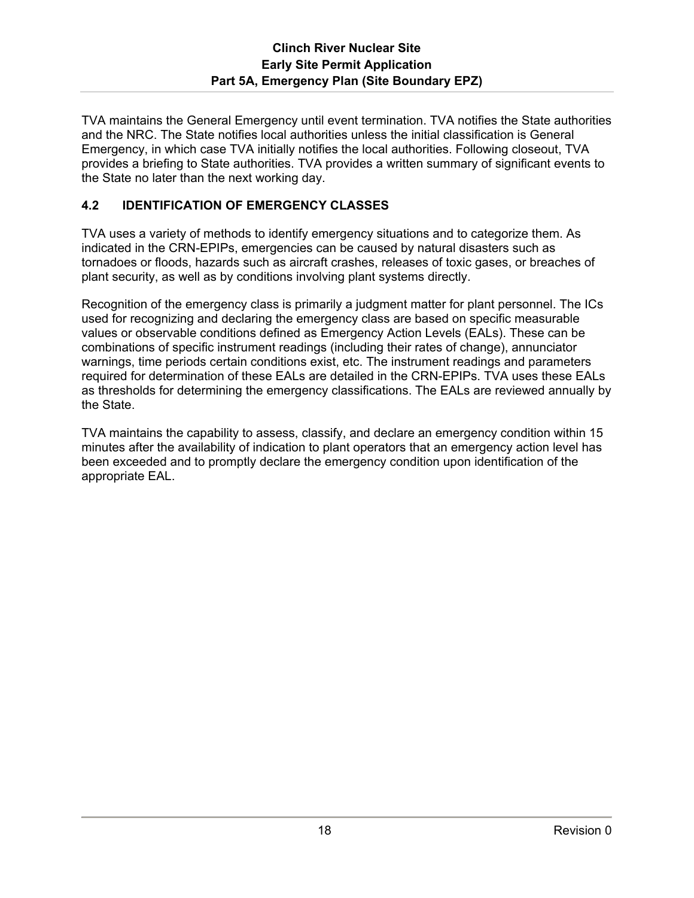TVA maintains the General Emergency until event termination. TVA notifies the State authorities and the NRC. The State notifies local authorities unless the initial classification is General Emergency, in which case TVA initially notifies the local authorities. Following closeout, TVA provides a briefing to State authorities. TVA provides a written summary of significant events to the State no later than the next working day.

## 4.2 IDENTIFICATION OF EMERGENCY CLASSES

TVA uses a variety of methods to identify emergency situations and to categorize them. As indicated in the CRN-EPIPs, emergencies can be caused by natural disasters such as tornadoes or floods, hazards such as aircraft crashes, releases of toxic gases, or breaches of plant security, as well as by conditions involving plant systems directly.

Recognition of the emergency class is primarily a judgment matter for plant personnel. The ICs used for recognizing and declaring the emergency class are based on specific measurable values or observable conditions defined as Emergency Action Levels (EALs). These can be combinations of specific instrument readings (including their rates of change), annunciator warnings, time periods certain conditions exist, etc. The instrument readings and parameters required for determination of these EALs are detailed in the CRN-EPIPs. TVA uses these EALs as thresholds for determining the emergency classifications. The EALs are reviewed annually by the State.

TVA maintains the capability to assess, classify, and declare an emergency condition within 15 minutes after the availability of indication to plant operators that an emergency action level has been exceeded and to promptly declare the emergency condition upon identification of the appropriate EAL.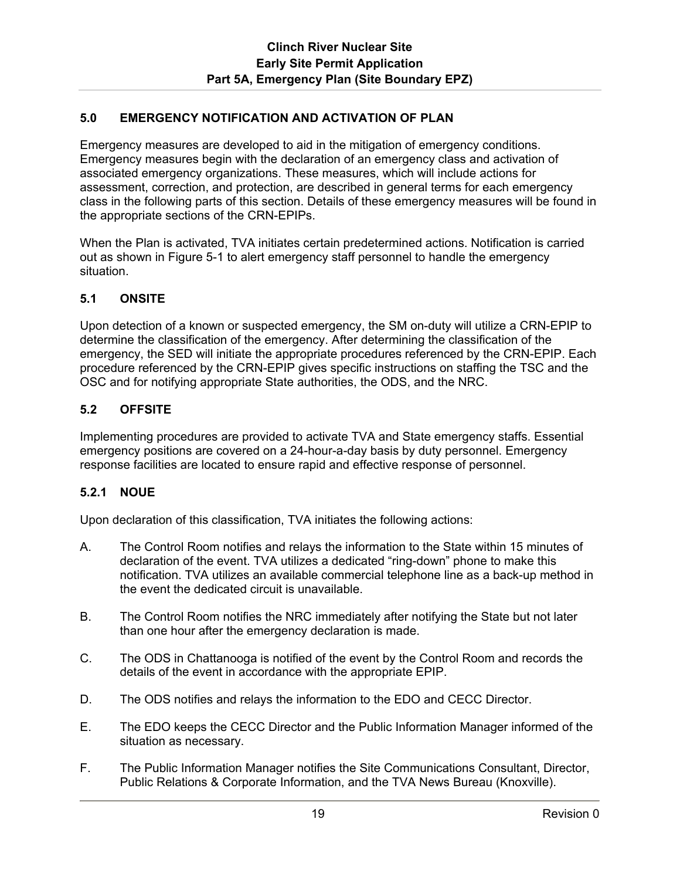## 5.0 EMERGENCY NOTIFICATION AND ACTIVATION OF PLAN

Emergency measures are developed to aid in the mitigation of emergency conditions. Emergency measures begin with the declaration of an emergency class and activation of associated emergency organizations. These measures, which will include actions for assessment, correction, and protection, are described in general terms for each emergency class in the following parts of this section. Details of these emergency measures will be found in the appropriate sections of the CRN-EPIPs.

When the Plan is activated, TVA initiates certain predetermined actions. Notification is carried out as shown in Figure 5-1 to alert emergency staff personnel to handle the emergency situation.

### 5.1 ONSITE

Upon detection of a known or suspected emergency, the SM on-duty will utilize a CRN-EPIP to determine the classification of the emergency. After determining the classification of the emergency, the SED will initiate the appropriate procedures referenced by the CRN-EPIP. Each procedure referenced by the CRN-EPIP gives specific instructions on staffing the TSC and the OSC and for notifying appropriate State authorities, the ODS, and the NRC.

### 5.2 OFFSITE

Implementing procedures are provided to activate TVA and State emergency staffs. Essential emergency positions are covered on a 24-hour-a-day basis by duty personnel. Emergency response facilities are located to ensure rapid and effective response of personnel.

#### 5.2.1 NOUE

Upon declaration of this classification, TVA initiates the following actions:

A. The Control Room notifies and relays the information to the State within 15 minutes of declaration of the event. TVA utilizes a dedicated "ring-down" phone to make this notification. TVA utilizes an available commercial telephone line as a back-up method in the event the dedicated circuit is unavailable.

B. The Control Room notifies the NRC immediately after notifying the State but not later than one hour after the emergency declaration is made.

C. The ODS in Chattanooga is notified of the event by the Control Room and records the details of the event in accordance with the appropriate EPIP.

D. The ODS notifies and relays the information to the EDO and CECC Director.

E. The EDO keeps the CECC Director and the Public Information Manager informed of the situation as necessary.

F. The Public Information Manager notifies the Site Communications Consultant, Director, Public Relations & Corporate Information, and the TVA News Bureau (Knoxville).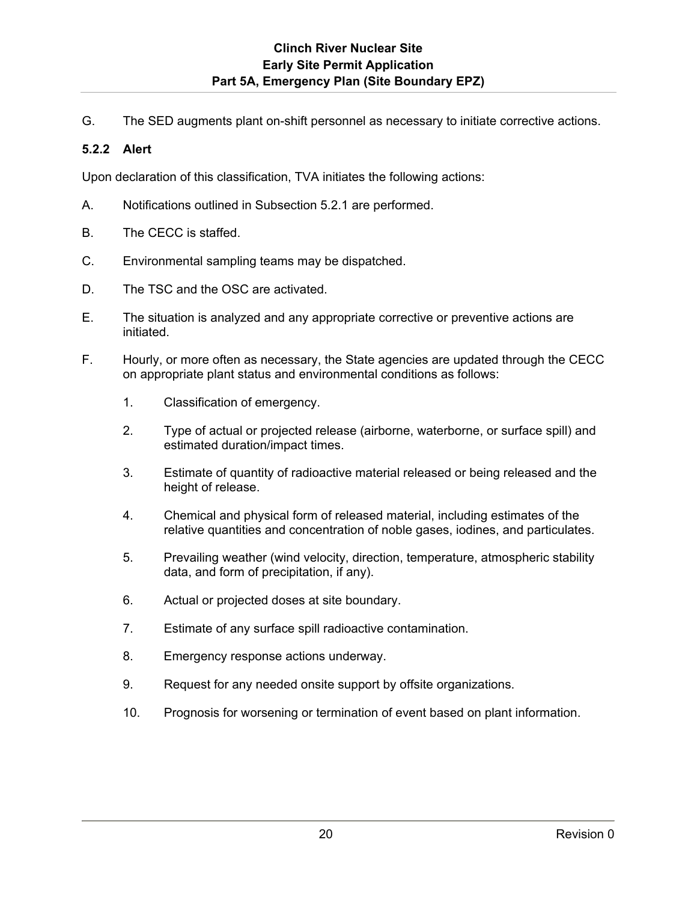G. The SED augments plant on-shift personnel as necessary to initiate corrective actions.

### 5.2.2 Alert

Upon declaration of this classification, TVA initiates the following actions:

A. Notifications outlined in Subsection 5.2.1 are performed.

B. The CECC is staffed.

C. Environmental sampling teams may be dispatched.

D. The TSC and the OSC are activated.

E. The situation is analyzed and any appropriate corrective or preventive actions are initiated.

F. Hourly, or more often as necessary, the State agencies are updated through the CECC on appropriate plant status and environmental conditions as follows:

1. Classification of emergency.
2. Type of actual or projected release (airborne, waterborne, or surface spill) and estimated duration/impact times.
3. Estimate of quantity of radioactive material released or being released and the height of release.
4. Chemical and physical form of released material, including estimates of the relative quantities and concentration of noble gases, iodines, and particulates.
5. Prevailing weather (wind velocity, direction, temperature, atmospheric stability data, and form of precipitation, if any).
6. Actual or projected doses at site boundary.
7. Estimate of any surface spill radioactive contamination.
8. Emergency response actions underway.
9. Request for any needed onsite support by offsite organizations.
10. Prognosis for worsening or termination of event based on plant information.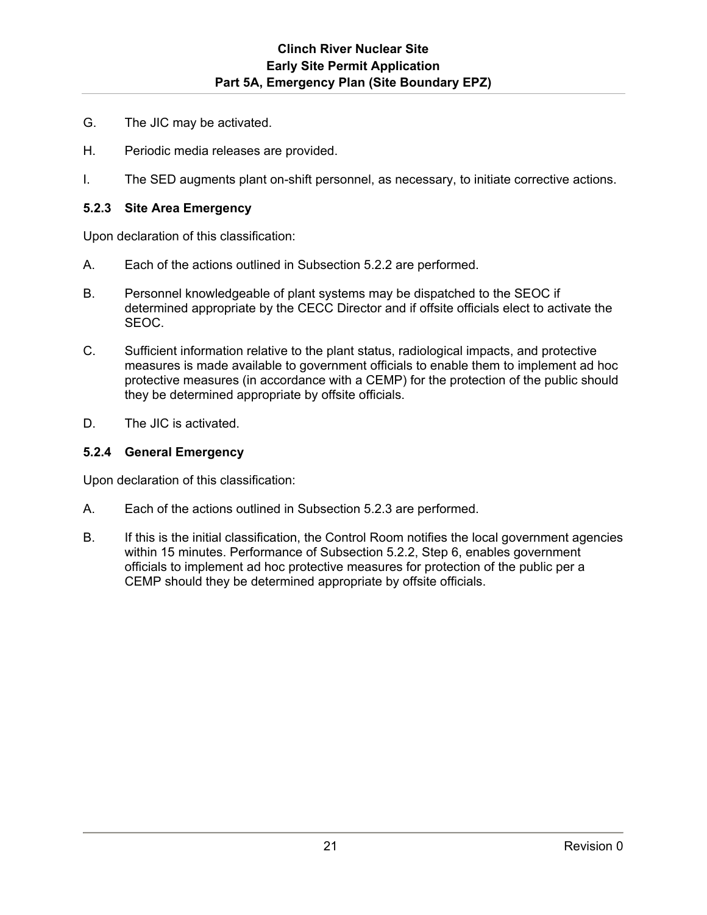G. The JIC may be activated.

H. Periodic media releases are provided.

I. The SED augments plant on-shift personnel, as necessary, to initiate corrective actions.

### 5.2.3 Site Area Emergency

Upon declaration of this classification:

A. Each of the actions outlined in Subsection 5.2.2 are performed.

B. Personnel knowledgeable of plant systems may be dispatched to the SEOC if determined appropriate by the CECC Director and if offsite officials elect to activate the SEOC.

C. Sufficient information relative to the plant status, radiological impacts, and protective measures is made available to government officials to enable them to implement ad hoc protective measures (in accordance with a CEMP) for the protection of the public should they be determined appropriate by offsite officials.

D. The JIC is activated.

### 5.2.4 General Emergency

Upon declaration of this classification:

A. Each of the actions outlined in Subsection 5.2.3 are performed.

B. If this is the initial classification, the Control Room notifies the local government agencies within 15 minutes. Performance of Subsection 5.2.2, Step 6, enables government officials to implement ad hoc protective measures for protection of the public per a CEMP should they be determined appropriate by offsite officials.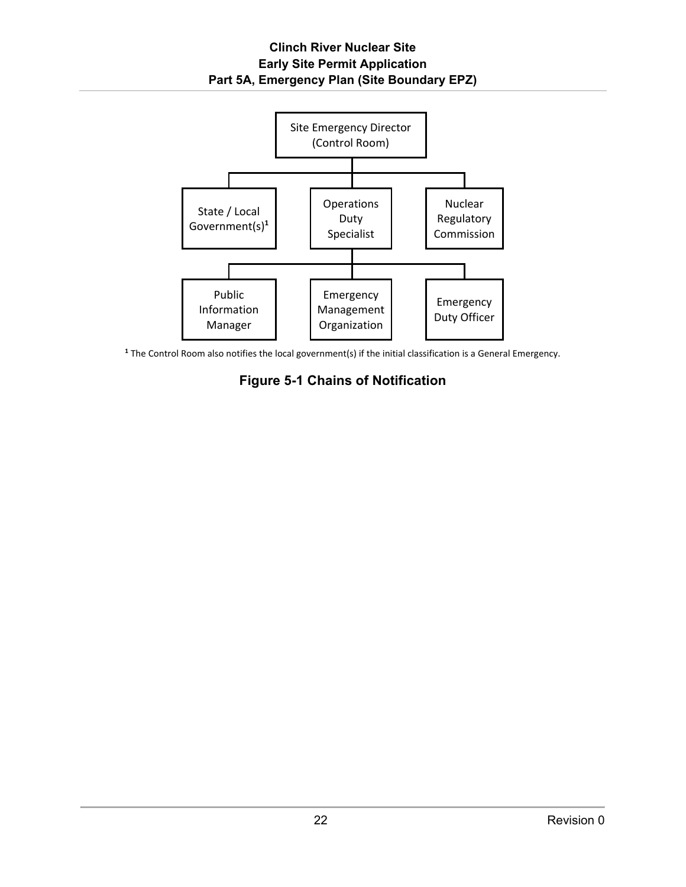Site Emergency Director (Control Room)

State / Local Government(s)[1]

Operations Duty Specialist

Nuclear Regulatory Commission

Public Information Manager

Emergency Management Organization

Emergency Duty Officer

[1] The Control Room also notifies the local government(s) if the initial classification is a General Emergency.

**Figure 5-1 Chains of Notification**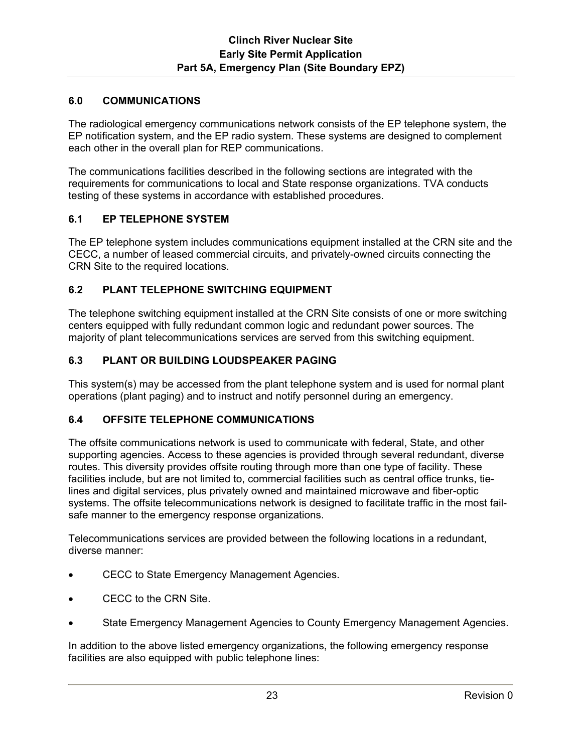## 6.0 COMMUNICATIONS

The radiological emergency communications network consists of the EP telephone system, the EP notification system, and the EP radio system. These systems are designed to complement each other in the overall plan for REP communications.

The communications facilities described in the following sections are integrated with the requirements for communications to local and State response organizations. TVA conducts testing of these systems in accordance with established procedures.

### 6.1 EP TELEPHONE SYSTEM

The EP telephone system includes communications equipment installed at the CRN site and the CECC, a number of leased commercial circuits, and privately-owned circuits connecting the CRN Site to the required locations.

### 6.2 PLANT TELEPHONE SWITCHING EQUIPMENT

The telephone switching equipment installed at the CRN Site consists of one or more switching centers equipped with fully redundant common logic and redundant power sources. The majority of plant telecommunications services are served from this switching equipment.

### 6.3 PLANT OR BUILDING LOUDSPEAKER PAGING

This system(s) may be accessed from the plant telephone system and is used for normal plant operations (plant paging) and to instruct and notify personnel during an emergency.

### 6.4 OFFSITE TELEPHONE COMMUNICATIONS

The offsite communications network is used to communicate with federal, State, and other supporting agencies. Access to these agencies is provided through several redundant, diverse routes. This diversity provides offsite routing through more than one type of facility. These facilities include, but are not limited to, commercial facilities such as central office trunks, tie-lines and digital services, plus privately owned and maintained microwave and fiber-optic systems. The offsite telecommunications network is designed to facilitate traffic in the most fail-safe manner to the emergency response organizations.

Telecommunications services are provided between the following locations in a redundant, diverse manner:

- CECC to State Emergency Management Agencies.
- CECC to the CRN Site.
- State Emergency Management Agencies to County Emergency Management Agencies.

In addition to the above listed emergency organizations, the following emergency response facilities are also equipped with public telephone lines: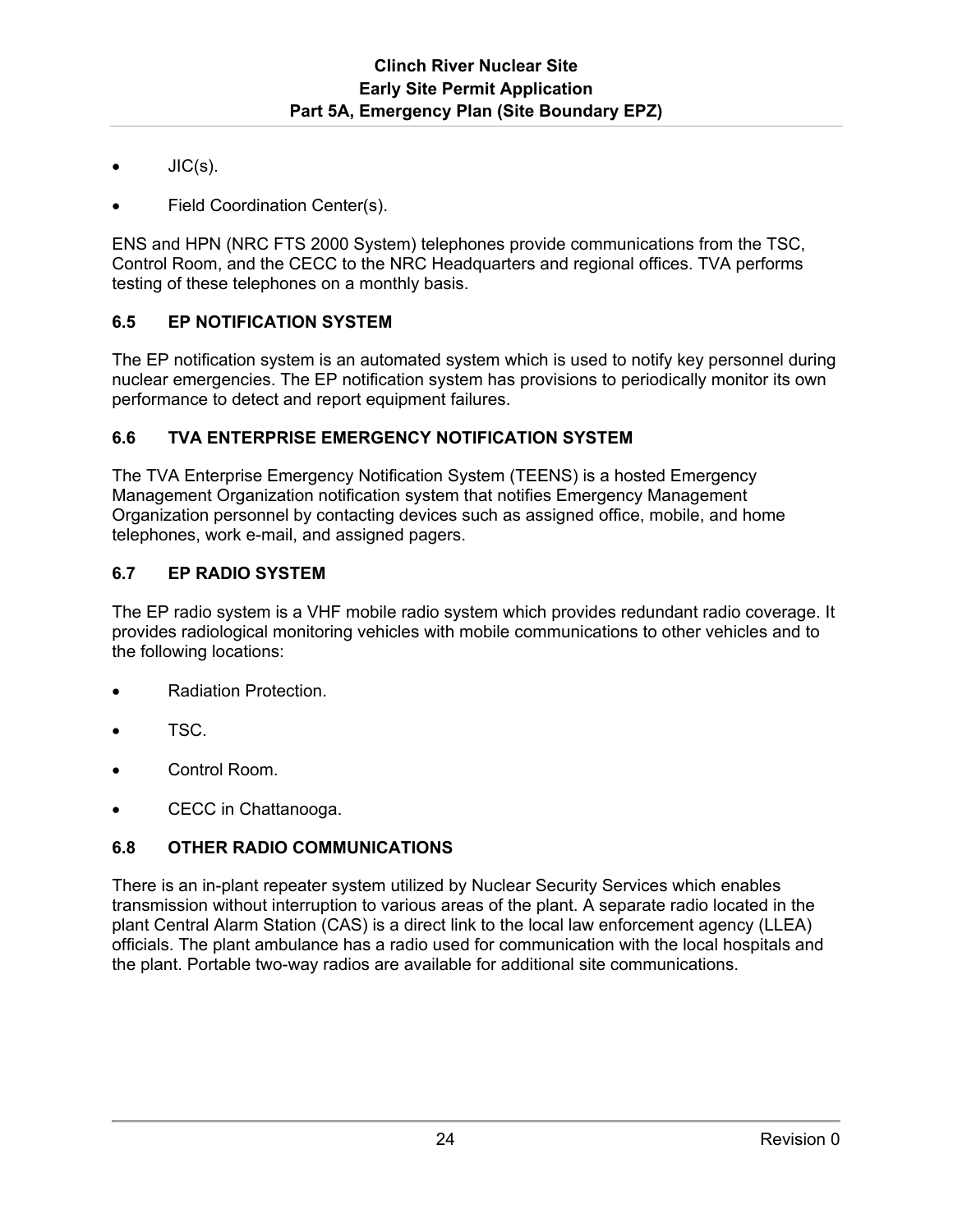- JIC(s).
- Field Coordination Center(s).

ENS and HPN (NRC FTS 2000 System) telephones provide communications from the TSC, Control Room, and the CECC to the NRC Headquarters and regional offices. TVA performs testing of these telephones on a monthly basis.

### 6.5 EP NOTIFICATION SYSTEM

The EP notification system is an automated system which is used to notify key personnel during nuclear emergencies. The EP notification system has provisions to periodically monitor its own performance to detect and report equipment failures.

### 6.6 TVA ENTERPRISE EMERGENCY NOTIFICATION SYSTEM

The TVA Enterprise Emergency Notification System (TEENS) is a hosted Emergency Management Organization notification system that notifies Emergency Management Organization personnel by contacting devices such as assigned office, mobile, and home telephones, work e-mail, and assigned pagers.

### 6.7 EP RADIO SYSTEM

The EP radio system is a VHF mobile radio system which provides redundant radio coverage. It provides radiological monitoring vehicles with mobile communications to other vehicles and to the following locations:

- Radiation Protection.
- TSC.
- Control Room.
- CECC in Chattanooga.

### 6.8 OTHER RADIO COMMUNICATIONS

There is an in-plant repeater system utilized by Nuclear Security Services which enables transmission without interruption to various areas of the plant. A separate radio located in the plant Central Alarm Station (CAS) is a direct link to the local law enforcement agency (LLEA) officials. The plant ambulance has a radio used for communication with the local hospitals and the plant. Portable two-way radios are available for additional site communications.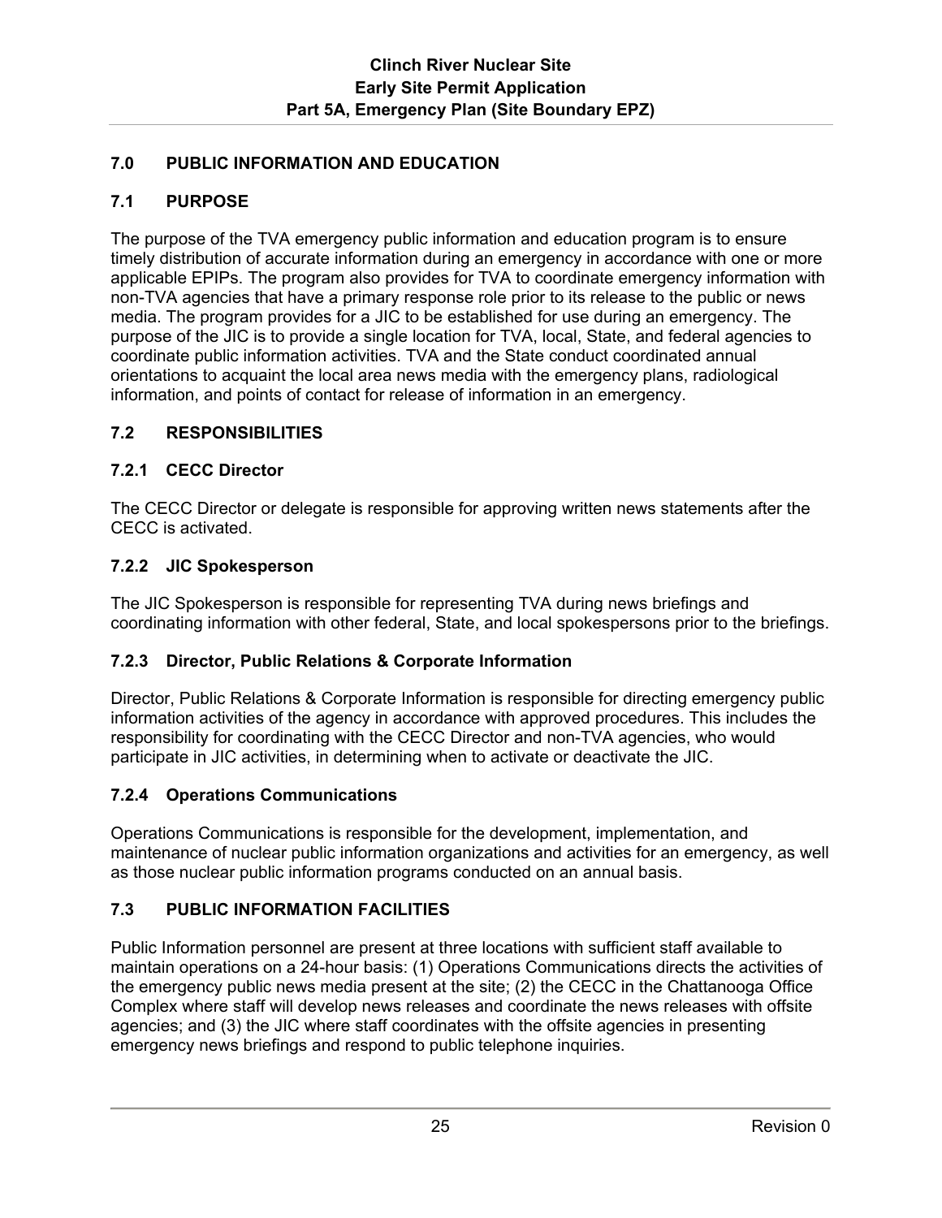## 7.0 PUBLIC INFORMATION AND EDUCATION

### 7.1 PURPOSE

The purpose of the TVA emergency public information and education program is to ensure timely distribution of accurate information during an emergency in accordance with one or more applicable EPIPs. The program also provides for TVA to coordinate emergency information with non-TVA agencies that have a primary response role prior to its release to the public or news media. The program provides for a JIC to be established for use during an emergency. The purpose of the JIC is to provide a single location for TVA, local, State, and federal agencies to coordinate public information activities. TVA and the State conduct coordinated annual orientations to acquaint the local area news media with the emergency plans, radiological information, and points of contact for release of information in an emergency.

### 7.2 RESPONSIBILITIES

#### 7.2.1 CECC Director

The CECC Director or delegate is responsible for approving written news statements after the CECC is activated.

#### 7.2.2 JIC Spokesperson

The JIC Spokesperson is responsible for representing TVA during news briefings and coordinating information with other federal, State, and local spokespersons prior to the briefings.

#### 7.2.3 Director, Public Relations & Corporate Information

Director, Public Relations & Corporate Information is responsible for directing emergency public information activities of the agency in accordance with approved procedures. This includes the responsibility for coordinating with the CECC Director and non-TVA agencies, who would participate in JIC activities, in determining when to activate or deactivate the JIC.

#### 7.2.4 Operations Communications

Operations Communications is responsible for the development, implementation, and maintenance of nuclear public information organizations and activities for an emergency, as well as those nuclear public information programs conducted on an annual basis.

### 7.3 PUBLIC INFORMATION FACILITIES

Public Information personnel are present at three locations with sufficient staff available to maintain operations on a 24-hour basis: (1) Operations Communications directs the activities of the emergency public news media present at the site; (2) the CECC in the Chattanooga Office Complex where staff will develop news releases and coordinate the news releases with offsite agencies; and (3) the JIC where staff coordinates with the offsite agencies in presenting emergency news briefings and respond to public telephone inquiries.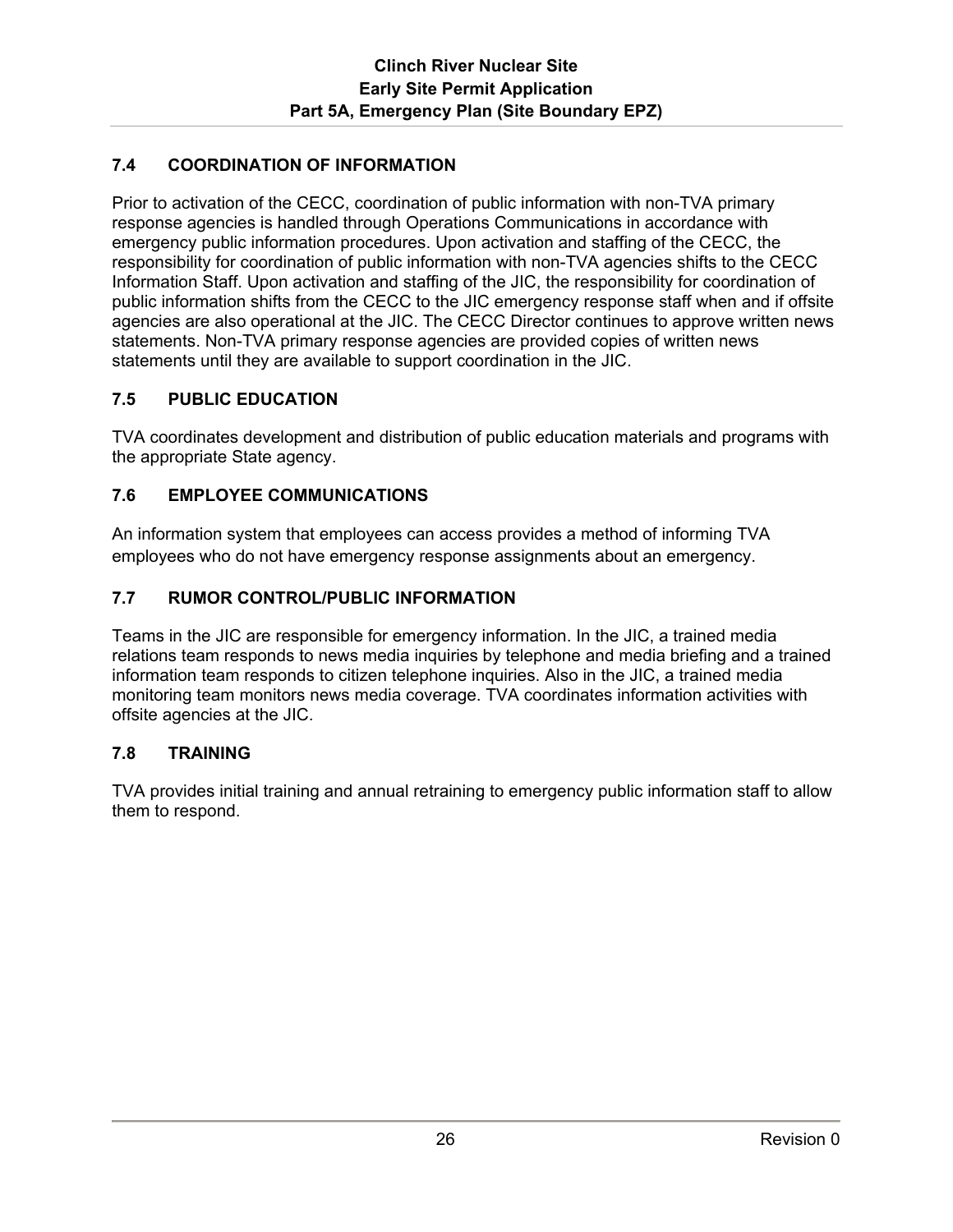## 7.4 COORDINATION OF INFORMATION

Prior to activation of the CECC, coordination of public information with non-TVA primary response agencies is handled through Operations Communications in accordance with emergency public information procedures. Upon activation and staffing of the CECC, the responsibility for coordination of public information with non-TVA agencies shifts to the CECC Information Staff. Upon activation and staffing of the JIC, the responsibility for coordination of public information shifts from the CECC to the JIC emergency response staff when and if offsite agencies are also operational at the JIC. The CECC Director continues to approve written news statements. Non-TVA primary response agencies are provided copies of written news statements until they are available to support coordination in the JIC.

## 7.5 PUBLIC EDUCATION

TVA coordinates development and distribution of public education materials and programs with the appropriate State agency.

## 7.6 EMPLOYEE COMMUNICATIONS

An information system that employees can access provides a method of informing TVA employees who do not have emergency response assignments about an emergency.

## 7.7 RUMOR CONTROL/PUBLIC INFORMATION

Teams in the JIC are responsible for emergency information. In the JIC, a trained media relations team responds to news media inquiries by telephone and media briefing and a trained information team responds to citizen telephone inquiries. Also in the JIC, a trained media monitoring team monitors news media coverage. TVA coordinates information activities with offsite agencies at the JIC.

## 7.8 TRAINING

TVA provides initial training and annual retraining to emergency public information staff to allow them to respond.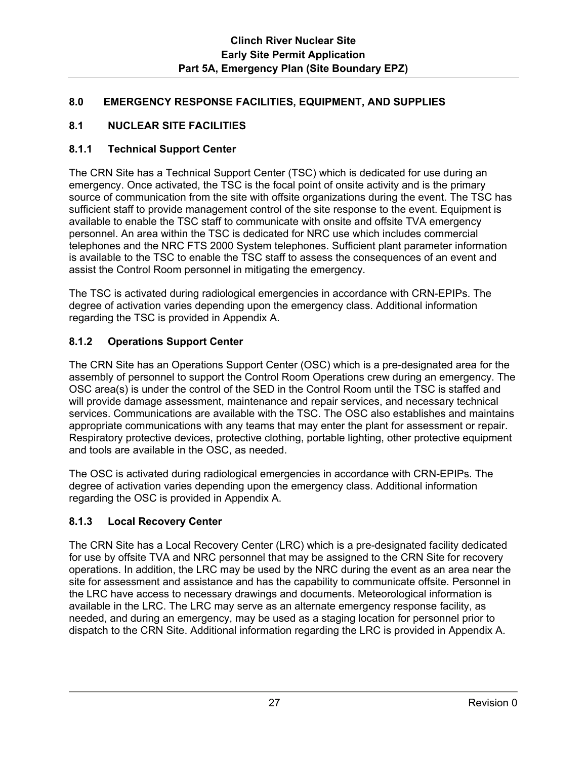## 8.0 EMERGENCY RESPONSE FACILITIES, EQUIPMENT, AND SUPPLIES

### 8.1 NUCLEAR SITE FACILITIES

#### 8.1.1 Technical Support Center

The CRN Site has a Technical Support Center (TSC) which is dedicated for use during an emergency. Once activated, the TSC is the focal point of onsite activity and is the primary source of communication from the site with offsite organizations during the event. The TSC has sufficient staff to provide management control of the site response to the event. Equipment is available to enable the TSC staff to communicate with onsite and offsite TVA emergency personnel. An area within the TSC is dedicated for NRC use which includes commercial telephones and the NRC FTS 2000 System telephones. Sufficient plant parameter information is available to the TSC staff to enable the TSC staff to assess the consequences of an event and assist the Control Room personnel in mitigating the emergency.

The TSC is activated during radiological emergencies in accordance with CRN-EPIPs. The degree of activation varies depending upon the emergency class. Additional information regarding the TSC is provided in Appendix A.

#### 8.1.2 Operations Support Center

The CRN Site has an Operations Support Center (OSC) which is a pre-designated area for the assembly of personnel to support the Control Room Operations crew during an emergency. The OSC area(s) is under the control of the SED in the Control Room until the TSC is staffed and will provide damage assessment, maintenance and repair services, and necessary technical services. Communications are available with the TSC. The OSC also establishes and maintains appropriate communications with any teams that may enter the plant for assessment or repair. Respiratory protective devices, protective clothing, portable lighting, other protective equipment and tools are available in the OSC, as needed.

The OSC is activated during radiological emergencies in accordance with CRN-EPIPs. The degree of activation varies depending upon the emergency class. Additional information regarding the OSC is provided in Appendix A.

#### 8.1.3 Local Recovery Center

The CRN Site has a Local Recovery Center (LRC) which is a pre-designated facility dedicated for use by offsite TVA and NRC personnel that may be assigned to the CRN Site for recovery operations. In addition, the LRC may be used by the NRC during the event as an area near the site for assessment and assistance and has the capability to communicate offsite. Personnel in the LRC have access to necessary drawings and documents. Meteorological information is available in the LRC. The LRC may serve as an alternate emergency response facility, as needed, and during an emergency, may be used as a staging location for personnel prior to dispatch to the CRN Site. Additional information regarding the LRC is provided in Appendix A.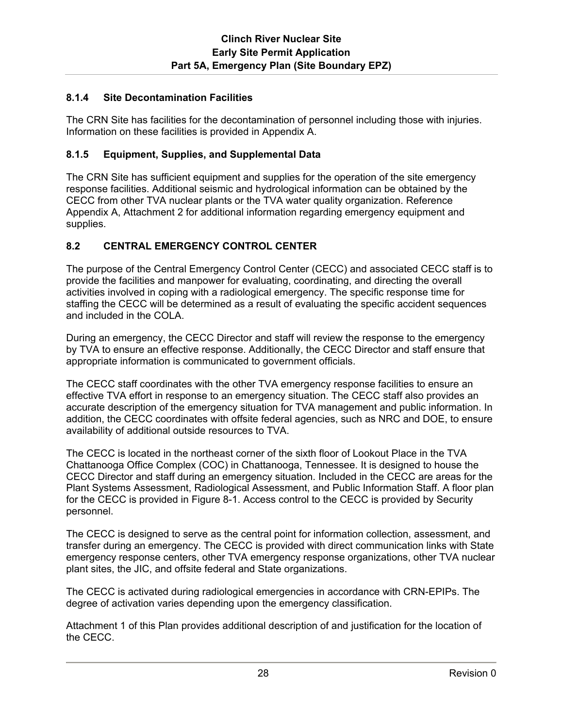### 8.1.4 Site Decontamination Facilities

The CRN Site has facilities for the decontamination of personnel including those with injuries. Information on these facilities is provided in Appendix A.

### 8.1.5 Equipment, Supplies, and Supplemental Data

The CRN Site has sufficient equipment and supplies for the operation of the site emergency response facilities. Additional seismic and hydrological information can be obtained by the CECC from other TVA nuclear plants or the TVA water quality organization. Reference Appendix A, Attachment 2 for additional information regarding emergency equipment and supplies.

## 8.2 CENTRAL EMERGENCY CONTROL CENTER

The purpose of the Central Emergency Control Center (CECC) and associated CECC staff is to provide the facilities and manpower for evaluating, coordinating, and directing the overall activities involved in coping with a radiological emergency. The specific response time for staffing the CECC will be determined as a result of evaluating the specific accident sequences and included in the COLA.

During an emergency, the CECC Director and staff will review the response to the emergency by TVA to ensure an effective response. Additionally, the CECC Director and staff ensure that appropriate information is communicated to government officials.

The CECC staff coordinates with the other TVA emergency response facilities to ensure an effective TVA effort in response to an emergency situation. The CECC staff also provides an accurate description of the emergency situation for TVA management and public information. In addition, the CECC coordinates with offsite federal agencies, such as NRC and DOE, to ensure availability of additional outside resources to TVA.

The CECC is located in the northeast corner of the sixth floor of Lookout Place in the TVA Chattanooga Office Complex (COC) in Chattanooga, Tennessee. It is designed to house the CECC Director and staff during an emergency situation. Included in the CECC are areas for the Plant Systems Assessment, Radiological Assessment, and Public Information Staff. A floor plan for the CECC is provided in Figure 8-1. Access control to the CECC is provided by Security personnel.

The CECC is designed to serve as the central point for information collection, assessment, and transfer during an emergency. The CECC is provided with direct communication links with State emergency response centers, other TVA emergency response organizations, other TVA nuclear plant sites, the JIC, and offsite federal and State organizations.

The CECC is activated during radiological emergencies in accordance with CRN-EPIPs. The degree of activation varies depending upon the emergency classification.

Attachment 1 of this Plan provides additional description of and justification for the location of the CECC.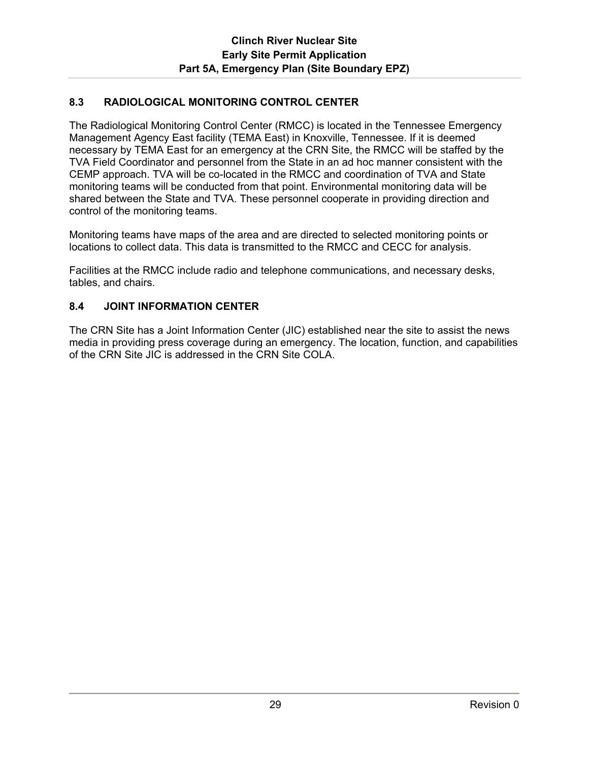## 8.3 RADIOLOGICAL MONITORING CONTROL CENTER

The Radiological Monitoring Control Center (RMCC) is located in the Tennessee Emergency Management Agency East facility (TEMA East) in Knoxville, Tennessee. If it is deemed necessary by TEMA East for an emergency at the CRN Site, the RMCC will be staffed by the TVA Field Coordinator and personnel from the State in an ad hoc manner consistent with the CEMP approach. TVA will be co-located in the RMCC and coordination of TVA and State monitoring teams will be conducted from that point. Environmental monitoring data will be shared between the State and TVA. These personnel cooperate in providing direction and control of the monitoring teams.

Monitoring teams have maps of the area and are directed to selected monitoring points or locations to collect data. This data is transmitted to the RMCC and CECC for analysis.

Facilities at the RMCC include radio and telephone communications, and necessary desks, tables, and chairs.

## 8.4 JOINT INFORMATION CENTER

The CRN Site has a Joint Information Center (JIC) established near the site to assist the news media in providing press coverage during an emergency. The location, function, and capabilities of the CRN Site JIC is addressed in the CRN Site COLA.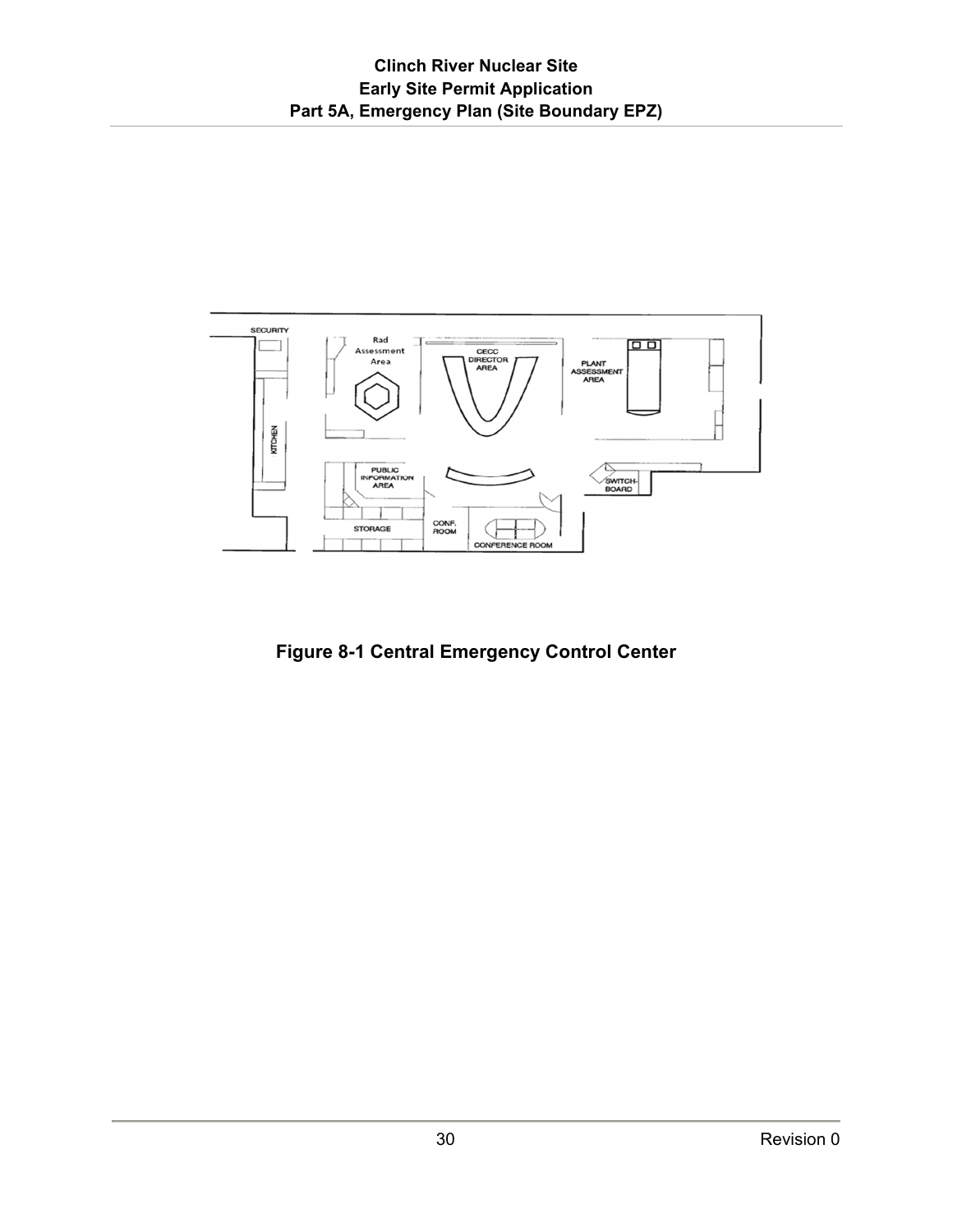Figure 8-1 Central Emergency Control Center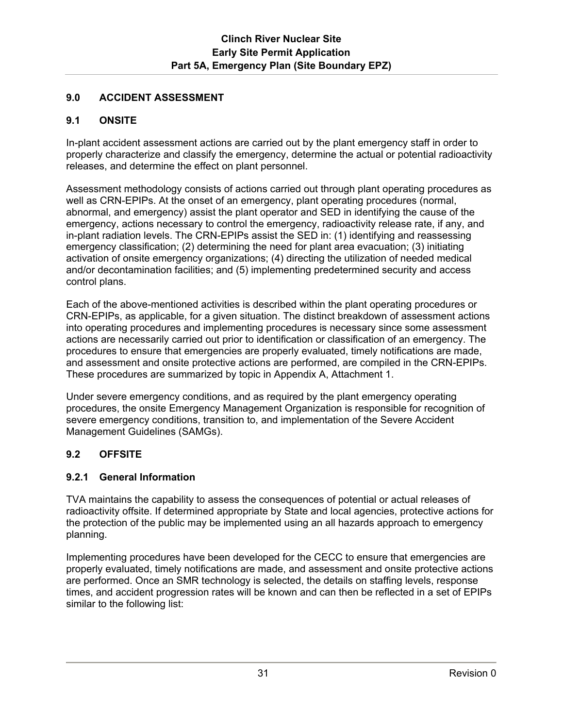## 9.0 ACCIDENT ASSESSMENT

### 9.1 ONSITE

In-plant accident assessment actions are carried out by the plant emergency staff in order to properly characterize and classify the emergency, determine the actual or potential radioactivity releases, and determine the effect on plant personnel.

Assessment methodology consists of actions carried out through plant operating procedures as well as CRN-EPIPs. At the onset of an emergency, plant operating procedures (normal, abnormal, and emergency) assist the plant operator and SED in identifying the cause of the emergency, actions necessary to control the emergency, radioactivity release rate, if any, and in-plant radiation levels. The CRN-EPIPs assist the SED in: (1) identifying and reassessing emergency classification; (2) determining the need for plant area evacuation; (3) initiating activation of onsite emergency organizations; (4) directing the utilization of needed medical and/or decontamination facilities; and (5) implementing predetermined security and access control plans.

Each of the above-mentioned activities is described within the plant operating procedures or CRN-EPIPs, as applicable, for a given situation. The distinct breakdown of assessment actions into operating procedures and implementing procedures is necessary since some assessment actions are necessarily carried out prior to identification or classification of an emergency. The procedures to ensure that emergencies are properly evaluated, timely notifications are made, and assessment and onsite protective actions are performed, are compiled in the CRN-EPIPs. These procedures are summarized by topic in Appendix A, Attachment 1.

Under severe emergency conditions, and as required by the plant emergency operating procedures, the onsite Emergency Management Organization is responsible for recognition of severe emergency conditions, transition to, and implementation of the Severe Accident Management Guidelines (SAMGs).

### 9.2 OFFSITE

#### 9.2.1 General Information

TVA maintains the capability to assess the consequences of potential or actual releases of radioactivity offsite. If determined appropriate by State and local agencies, protective actions for the protection of the public may be implemented using an all hazards approach to emergency planning.

Implementing procedures have been developed for the CECC to ensure that emergencies are properly evaluated, timely notifications are made, and assessment and onsite protective actions are performed. Once an SMR technology is selected, the details on staffing levels, response times, and accident progression rates will be known and can then be reflected in a set of EPIPs similar to the following list: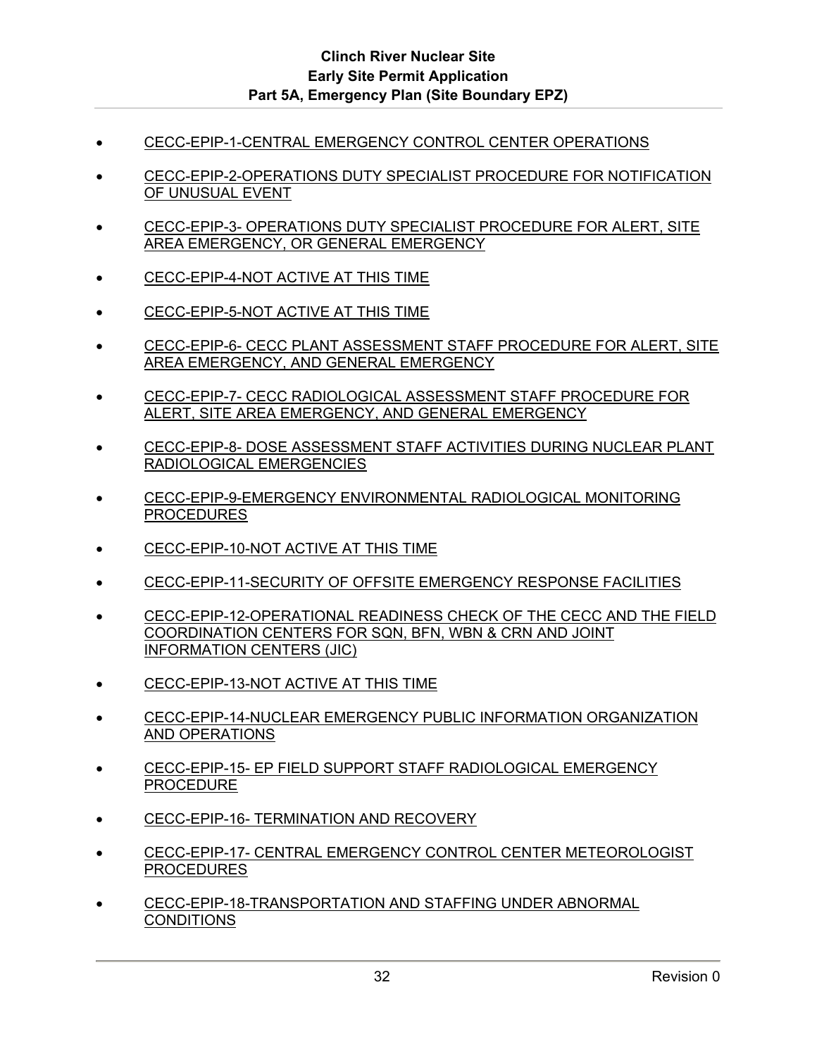- CECC-EPIP-1-CENTRAL EMERGENCY CONTROL CENTER OPERATIONS
- CECC-EPIP-2-OPERATIONS DUTY SPECIALIST PROCEDURE FOR NOTIFICATION OF UNUSUAL EVENT
- CECC-EPIP-3- OPERATIONS DUTY SPECIALIST PROCEDURE FOR ALERT, SITE AREA EMERGENCY, OR GENERAL EMERGENCY
- CECC-EPIP-4-NOT ACTIVE AT THIS TIME
- CECC-EPIP-5-NOT ACTIVE AT THIS TIME
- CECC-EPIP-6- CECC PLANT ASSESSMENT STAFF PROCEDURE FOR ALERT, SITE AREA EMERGENCY, AND GENERAL EMERGENCY
- CECC-EPIP-7- CECC RADIOLOGICAL ASSESSMENT STAFF PROCEDURE FOR ALERT, SITE AREA EMERGENCY, AND GENERAL EMERGENCY
- CECC-EPIP-8- DOSE ASSESSMENT STAFF ACTIVITIES DURING NUCLEAR PLANT RADIOLOGICAL EMERGENCIES
- CECC-EPIP-9-EMERGENCY ENVIRONMENTAL RADIOLOGICAL MONITORING PROCEDURES
- CECC-EPIP-10-NOT ACTIVE AT THIS TIME
- CECC-EPIP-11-SECURITY OF OFFSITE EMERGENCY RESPONSE FACILITIES
- CECC-EPIP-12-OPERATIONAL READINESS CHECK OF THE CECC AND THE FIELD COORDINATION CENTERS FOR SQN, BFN, WBN & CRN AND JOINT INFORMATION CENTERS (JIC)
- CECC-EPIP-13-NOT ACTIVE AT THIS TIME
- CECC-EPIP-14-NUCLEAR EMERGENCY PUBLIC INFORMATION ORGANIZATION AND OPERATIONS
- CECC-EPIP-15- EP FIELD SUPPORT STAFF RADIOLOGICAL EMERGENCY PROCEDURE
- CECC-EPIP-16- TERMINATION AND RECOVERY
- CECC-EPIP-17- CENTRAL EMERGENCY CONTROL CENTER METEOROLOGIST PROCEDURES
- CECC-EPIP-18-TRANSPORTATION AND STAFFING UNDER ABNORMAL CONDITIONS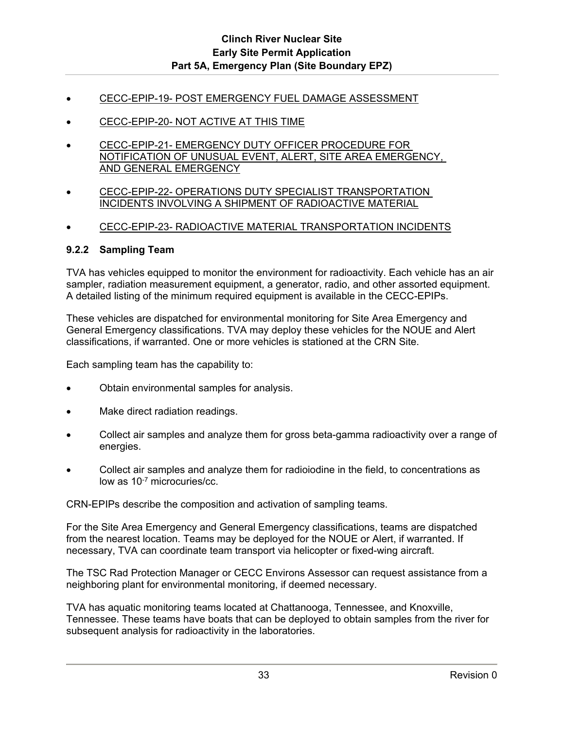- CECC-EPIP-19- POST EMERGENCY FUEL DAMAGE ASSESSMENT
- CECC-EPIP-20- NOT ACTIVE AT THIS TIME
- CECC-EPIP-21- EMERGENCY DUTY OFFICER PROCEDURE FOR NOTIFICATION OF UNUSUAL EVENT, ALERT, SITE AREA EMERGENCY, AND GENERAL EMERGENCY
- CECC-EPIP-22- OPERATIONS DUTY SPECIALIST TRANSPORTATION INCIDENTS INVOLVING A SHIPMENT OF RADIOACTIVE MATERIAL
- CECC-EPIP-23- RADIOACTIVE MATERIAL TRANSPORTATION INCIDENTS

### 9.2.2 Sampling Team

TVA has vehicles equipped to monitor the environment for radioactivity. Each vehicle has an air sampler, radiation measurement equipment, a generator, radio, and other assorted equipment. A detailed listing of the minimum required equipment is available in the CECC-EPIPs.

These vehicles are dispatched for environmental monitoring for Site Area Emergency and General Emergency classifications. TVA may deploy these vehicles for the NOUE and Alert classifications, if warranted. One or more vehicles is stationed at the CRN Site.

Each sampling team has the capability to:

- Obtain environmental samples for analysis.
- Make direct radiation readings.
- Collect air samples and analyze them for gross beta-gamma radioactivity over a range of energies.
- Collect air samples and analyze them for radioiodine in the field, to concentrations as low as $10^{-7}$ microcuries/cc.

CRN-EPIPs describe the composition and activation of sampling teams.

For the Site Area Emergency and General Emergency classifications, teams are dispatched from the nearest location. Teams may be deployed for the NOUE or Alert, if warranted. If necessary, TVA can coordinate team transport via helicopter or fixed-wing aircraft.

The TSC Rad Protection Manager or CECC Environs Assessor can request assistance from a neighboring plant for environmental monitoring, if deemed necessary.

TVA has aquatic monitoring teams located at Chattanooga, Tennessee, and Knoxville, Tennessee. These teams have boats that can be deployed to obtain samples from the river for subsequent analysis for radioactivity in the laboratories.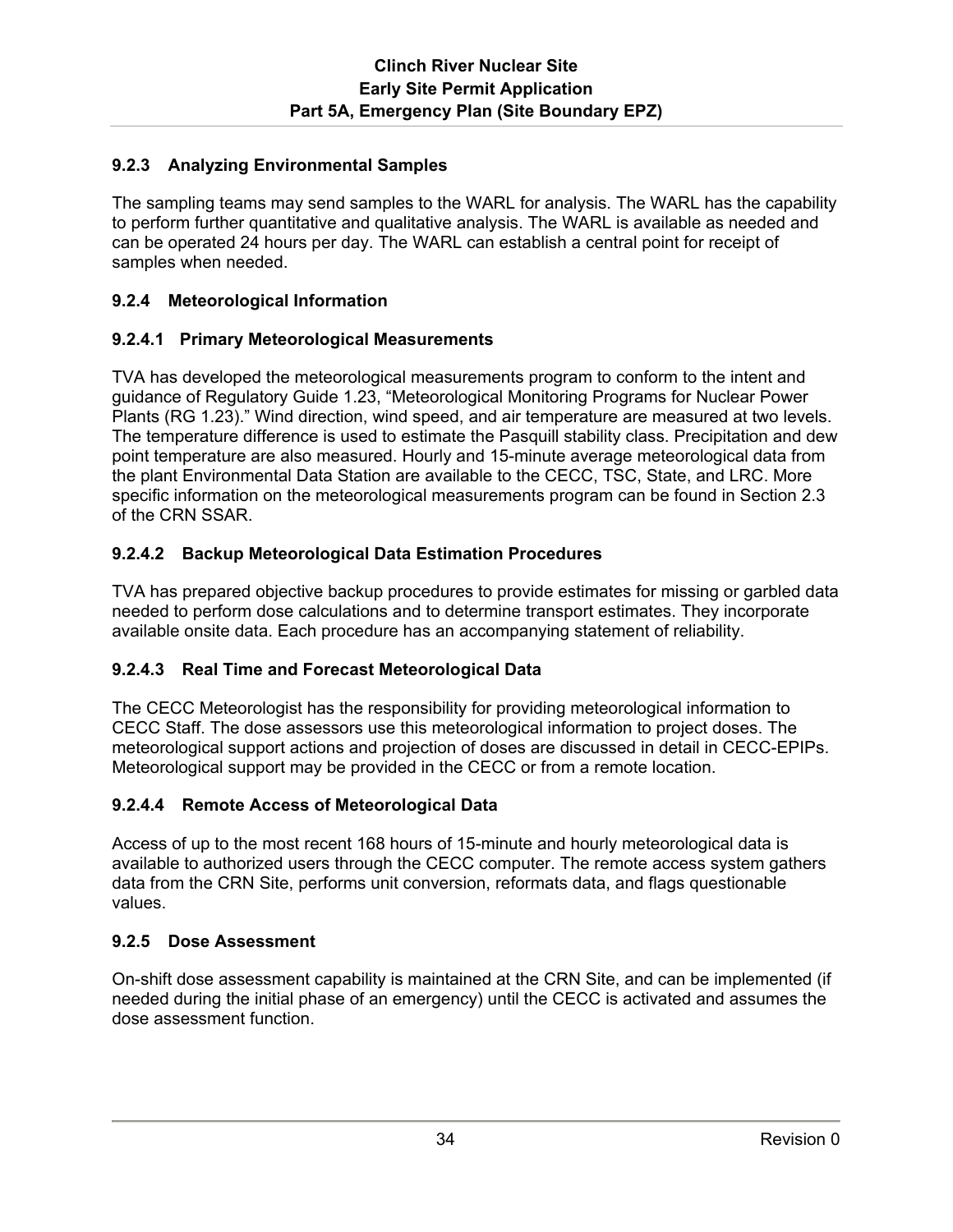### 9.2.3 Analyzing Environmental Samples

The sampling teams may send samples to the WARL for analysis. The WARL has the capability to perform further quantitative and qualitative analysis. The WARL is available as needed and can be operated 24 hours per day. The WARL can establish a central point for receipt of samples when needed.

### 9.2.4 Meteorological Information

#### 9.2.4.1 Primary Meteorological Measurements

TVA has developed the meteorological measurements program to conform to the intent and guidance of Regulatory Guide 1.23, “Meteorological Monitoring Programs for Nuclear Power Plants (RG 1.23).” Wind direction, wind speed, and air temperature are measured at two levels. The temperature difference is used to estimate the Pasquill stability class. Precipitation and dew point temperature are also measured. Hourly and 15-minute average meteorological data from the plant Environmental Data Station are available to the CECC, TSC, State, and LRC. More specific information on the meteorological measurements program can be found in Section 2.3 of the CRN SSAR.

#### 9.2.4.2 Backup Meteorological Data Estimation Procedures

TVA has prepared objective backup procedures to provide estimates for missing or garbled data needed to perform dose calculations and to determine transport estimates. They incorporate available onsite data. Each procedure has an accompanying statement of reliability.

#### 9.2.4.3 Real Time and Forecast Meteorological Data

The CECC Meteorologist has the responsibility for providing meteorological information to CECC Staff. The dose assessors use this meteorological information to project doses. The meteorological support actions and projection of doses are discussed in detail in CECC-EPIPs. Meteorological support may be provided in the CECC or from a remote location.

#### 9.2.4.4 Remote Access of Meteorological Data

Access of up to the most recent 168 hours of 15-minute and hourly meteorological data is available to authorized users through the CECC computer. The remote access system gathers data from the CRN Site, performs unit conversion, reformats data, and flags questionable values.

### 9.2.5 Dose Assessment

On-shift dose assessment capability is maintained at the CRN Site, and can be implemented (if needed during the initial phase of an emergency) until the CECC is activated and assumes the dose assessment function.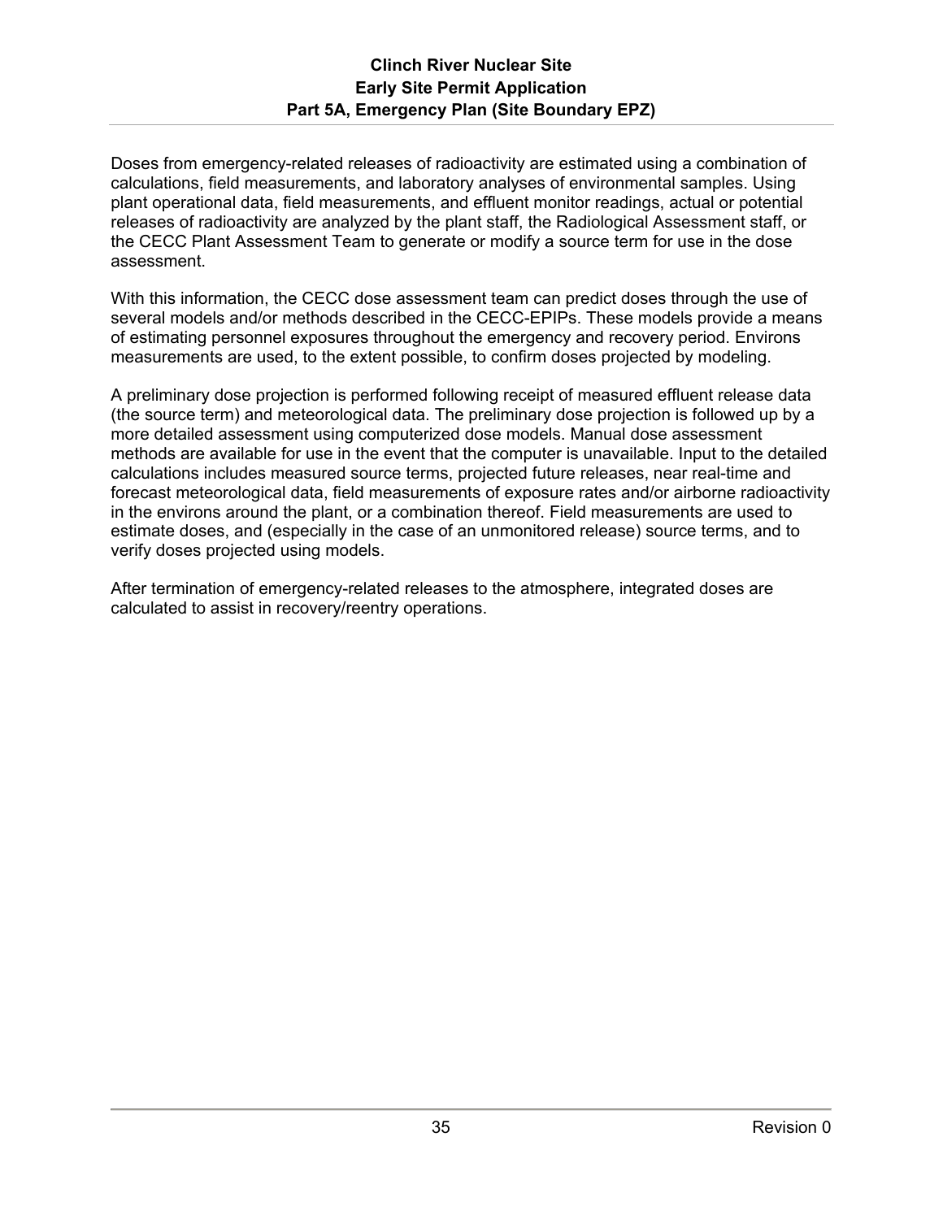Doses from emergency-related releases of radioactivity are estimated using a combination of calculations, field measurements, and laboratory analyses of environmental samples. Using plant operational data, field measurements, and effluent monitor readings, actual or potential releases of radioactivity are analyzed by the plant staff, the Radiological Assessment staff, or the CECC Plant Assessment Team to generate or modify a source term for use in the dose assessment.

With this information, the CECC dose assessment team can predict doses through the use of several models and/or methods described in the CECC-EPIPs. These models provide a means of estimating personnel exposures throughout the emergency and recovery period. Environs measurements are used, to the extent possible, to confirm doses projected by modeling.

A preliminary dose projection is performed following receipt of measured effluent release data (the source term) and meteorological data. The preliminary dose projection is followed up by a more detailed assessment using computerized dose models. Manual dose assessment methods are available for use in the event that the computer is unavailable. Input to the detailed calculations includes measured source terms, projected future releases, near real-time and forecast meteorological data, field measurements of exposure rates and/or airborne radioactivity in the environs around the plant, or a combination thereof. Field measurements are used to estimate doses, and (especially in the case of an unmonitored release) source terms, and to verify doses projected using models.

After termination of emergency-related releases to the atmosphere, integrated doses are calculated to assist in recovery/reentry operations.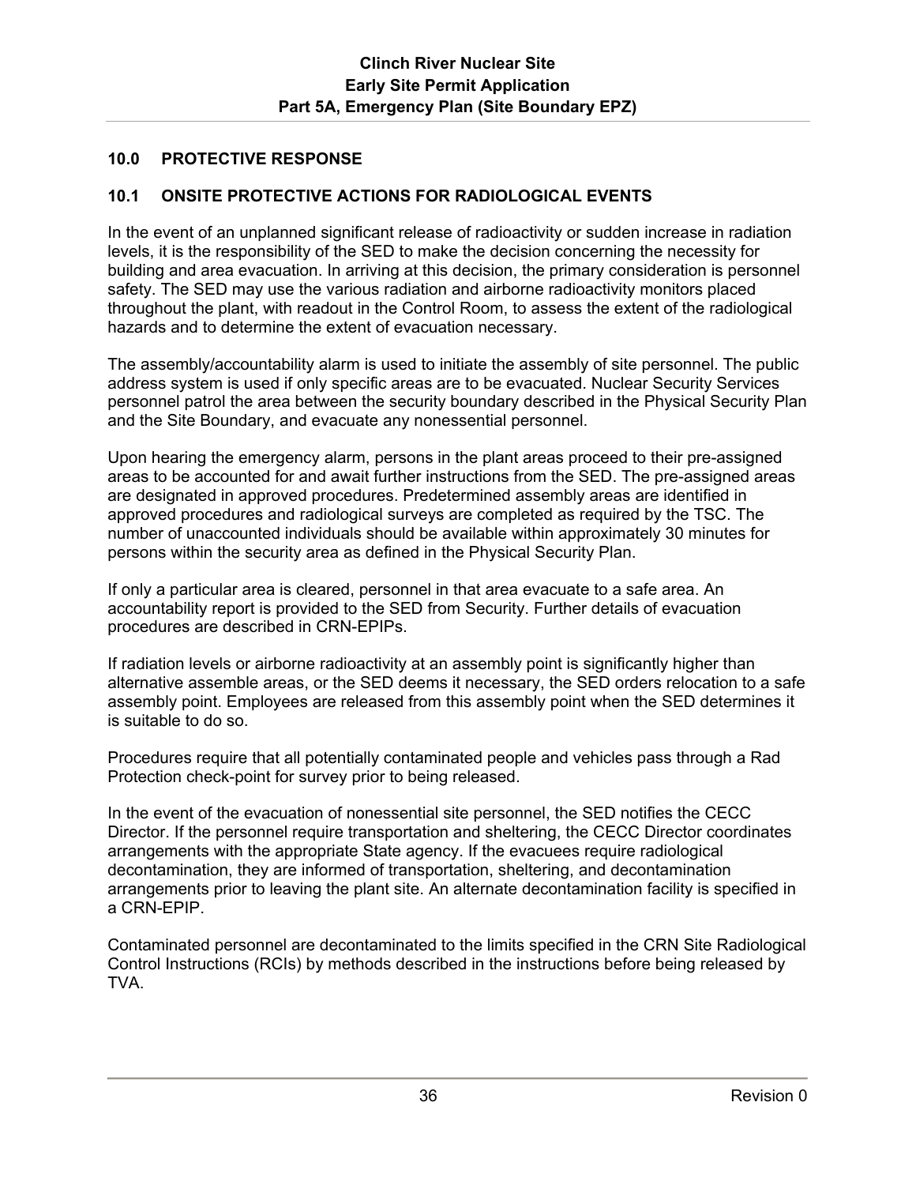## 10.0 PROTECTIVE RESPONSE

### 10.1 ONSITE PROTECTIVE ACTIONS FOR RADIOLOGICAL EVENTS

In the event of an unplanned significant release of radioactivity or sudden increase in radiation levels, it is the responsibility of the SED to make the decision concerning the necessity for building and area evacuation. In arriving at this decision, the primary consideration is personnel safety. The SED may use the various radiation and airborne radioactivity monitors placed throughout the plant, with readout in the Control Room, to assess the extent of the radiological hazards and to determine the extent of evacuation necessary.

The assembly/accountability alarm is used to initiate the assembly of site personnel. The public address system is used if only specific areas are to be evacuated. Nuclear Security Services personnel patrol the area between the security boundary described in the Physical Security Plan and the Site Boundary, and evacuate any nonessential personnel.

Upon hearing the emergency alarm, persons in the plant areas proceed to their pre-assigned areas to be accounted for and await further instructions from the SED. The pre-assigned areas are designated in approved procedures. Predetermined assembly areas are identified in approved procedures and radiological surveys are completed as required by the TSC. The number of unaccounted individuals should be available within approximately 30 minutes for persons within the security area as defined in the Physical Security Plan.

If only a particular area is cleared, personnel in that area evacuate to a safe area. An accountability report is provided to the SED from Security. Further details of evacuation procedures are described in CRN-EPIPs.

If radiation levels or airborne radioactivity at an assembly point is significantly higher than alternative assemble areas, or the SED deems it necessary, the SED orders relocation to a safe assembly point. Employees are released from this assembly point when the SED determines it is suitable to do so.

Procedures require that all potentially contaminated people and vehicles pass through a Rad Protection check-point for survey prior to being released.

In the event of the evacuation of nonessential site personnel, the SED notifies the CECC Director. If the personnel require transportation and sheltering, the CECC Director coordinates arrangements with the appropriate State agency. If the evacuees require radiological decontamination, they are informed of transportation, sheltering, and decontamination arrangements prior to leaving the plant site. An alternate decontamination facility is specified in a CRN-EPIP.

Contaminated personnel are decontaminated to the limits specified in the CRN Site Radiological Control Instructions (RCIs) by methods described in the instructions before being released by TVA.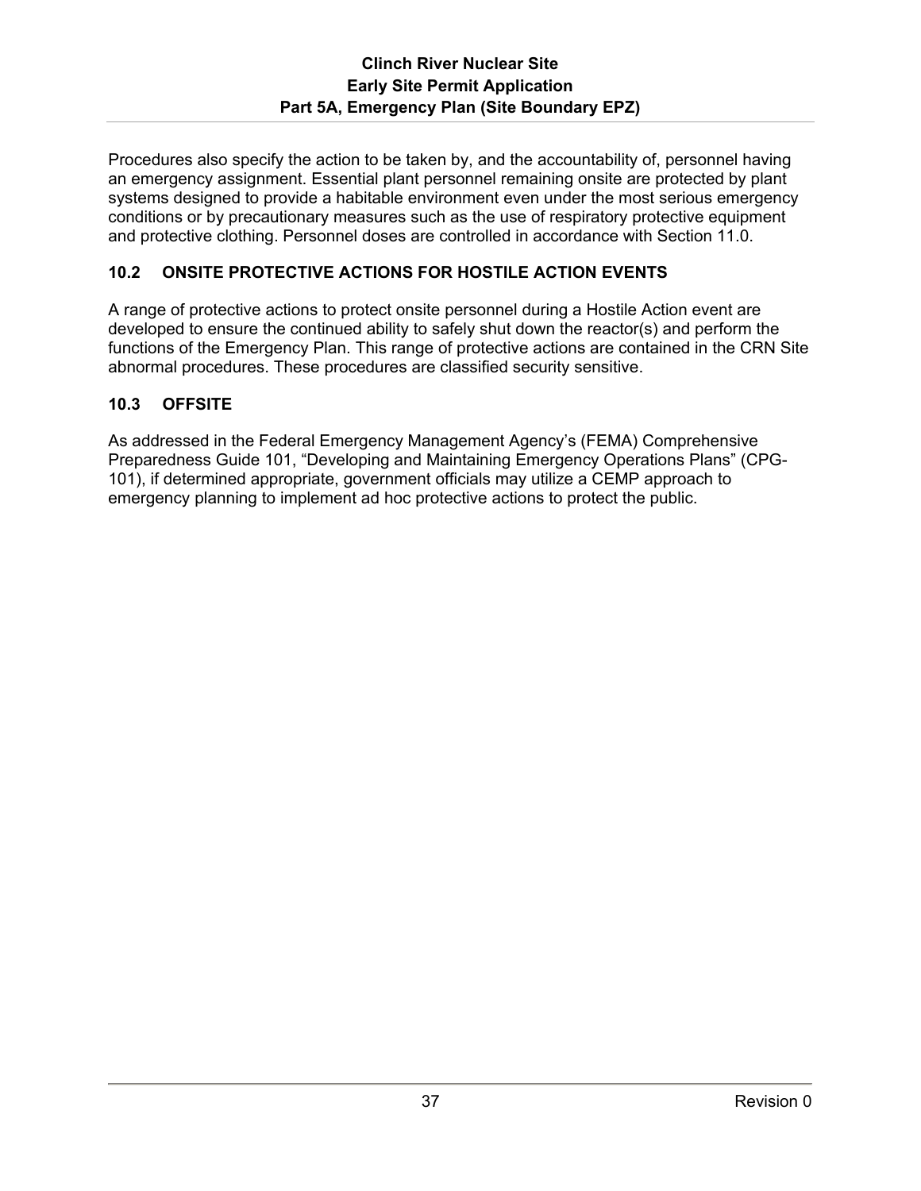Procedures also specify the action to be taken by, and the accountability of, personnel having an emergency assignment. Essential plant personnel remaining onsite are protected by plant systems designed to provide a habitable environment even under the most serious emergency conditions or by precautionary measures such as the use of respiratory protective equipment and protective clothing. Personnel doses are controlled in accordance with Section 11.0.

## 10.2 ONSITE PROTECTIVE ACTIONS FOR HOSTILE ACTION EVENTS

A range of protective actions to protect onsite personnel during a Hostile Action event are developed to ensure the continued ability to safely shut down the reactor(s) and perform the functions of the Emergency Plan. This range of protective actions are contained in the CRN Site abnormal procedures. These procedures are classified security sensitive.

## 10.3 OFFSITE

As addressed in the Federal Emergency Management Agency's (FEMA) Comprehensive Preparedness Guide 101, "Developing and Maintaining Emergency Operations Plans" (CPG-101), if determined appropriate, government officials may utilize a CEMP approach to emergency planning to implement ad hoc protective actions to protect the public.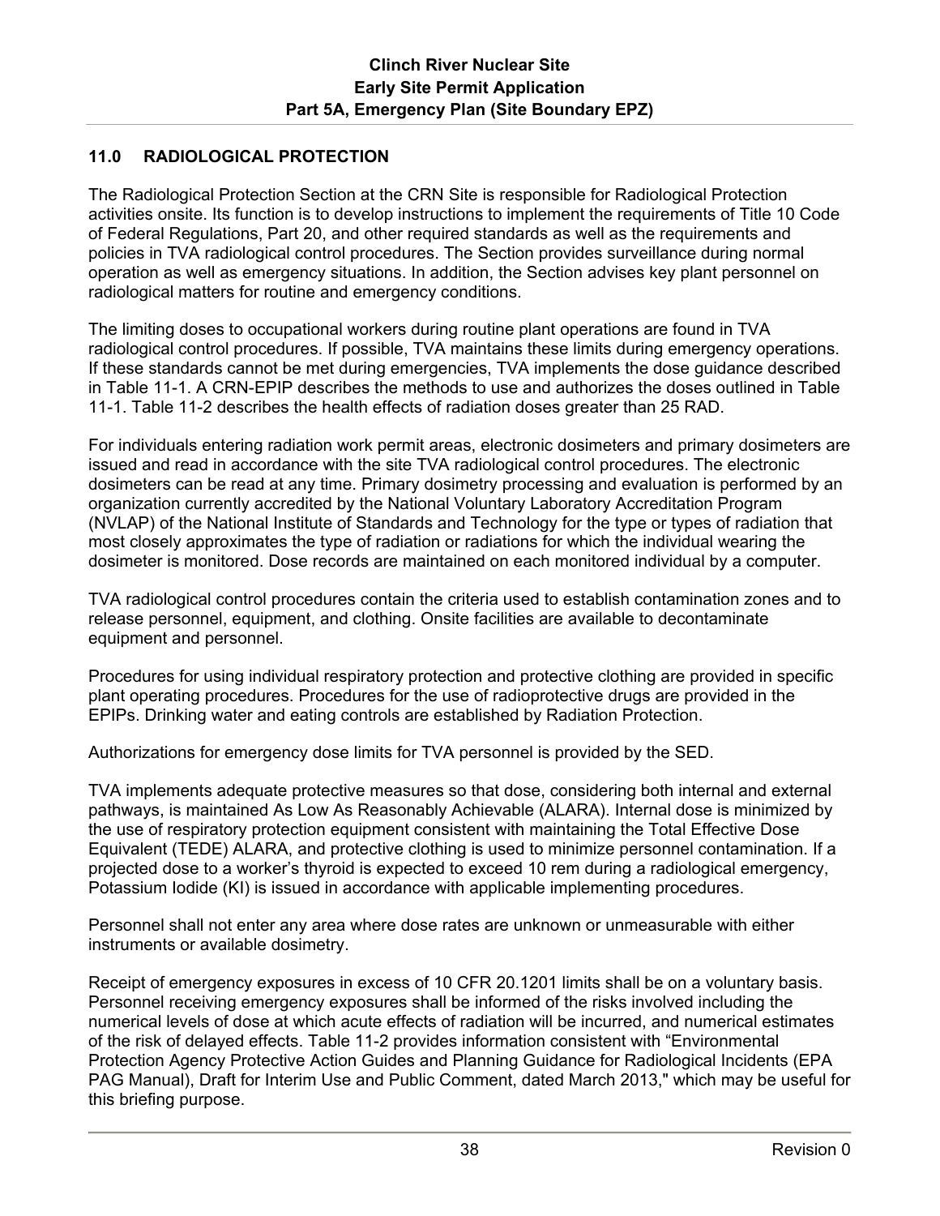## 11.0 RADIOLOGICAL PROTECTION

The Radiological Protection Section at the CRN Site is responsible for Radiological Protection activities onsite. Its function is to develop instructions to implement the requirements of Title 10 Code of Federal Regulations, Part 20, and other required standards as well as the requirements and policies in TVA radiological control procedures. The Section provides surveillance during normal operation as well as emergency situations. In addition, the Section advises key plant personnel on radiological matters for routine and emergency conditions.

The limiting doses to occupational workers during routine plant operations are found in TVA radiological control procedures. If possible, TVA maintains these limits during emergency operations. If these standards cannot be met during emergencies, TVA implements the dose guidance described in Table 11-1. A CRN-EPIP describes the methods to use and authorizes the doses outlined in Table 11-1. Table 11-2 describes the health effects of radiation doses greater than 25 RAD.

For individuals entering radiation work permit areas, electronic dosimeters and primary dosimeters are issued and read in accordance with the site TVA radiological control procedures. The electronic dosimeters can be read at any time. Primary dosimetry processing and evaluation is performed by an organization currently accredited by the National Voluntary Laboratory Accreditation Program (NVLAP) of the National Institute of Standards and Technology for the type or types of radiation that most closely approximates the type of radiation or radiations for which the individual wearing the dosimeter is monitored. Dose records are maintained on each monitored individual by a computer.

TVA radiological control procedures contain the criteria used to establish contamination zones and to release personnel, equipment, and clothing. Onsite facilities are available to decontaminate equipment and personnel.

Procedures for using individual respiratory protection and protective clothing are provided in specific plant operating procedures. Procedures for the use of radioprotective drugs are provided in the EPIPs. Drinking water and eating controls are established by Radiation Protection.

Authorizations for emergency dose limits for TVA personnel is provided by the SED.

TVA implements adequate protective measures so that dose, considering both internal and external pathways, is maintained As Low As Reasonably Achievable (ALARA). Internal dose is minimized by the use of respiratory protection equipment consistent with maintaining the Total Effective Dose Equivalent (TEDE) ALARA, and protective clothing is used to minimize personnel contamination. If a projected dose to a worker's thyroid is expected to exceed 10 rem during a radiological emergency, Potassium Iodide (KI) is issued in accordance with applicable implementing procedures.

Personnel shall not enter any area where dose rates are unknown or unmeasurable with either instruments or available dosimetry.

Receipt of emergency exposures in excess of 10 CFR 20.1201 limits shall be on a voluntary basis. Personnel receiving emergency exposures shall be informed of the risks involved including the numerical levels of dose at which acute effects of radiation will be incurred, and numerical estimates of the risk of delayed effects. Table 11-2 provides information consistent with "Environmental Protection Agency Protective Action Guides and Planning Guidance for Radiological Incidents (EPA PAG Manual), Draft for Interim Use and Public Comment, dated March 2013," which may be useful for this briefing purpose.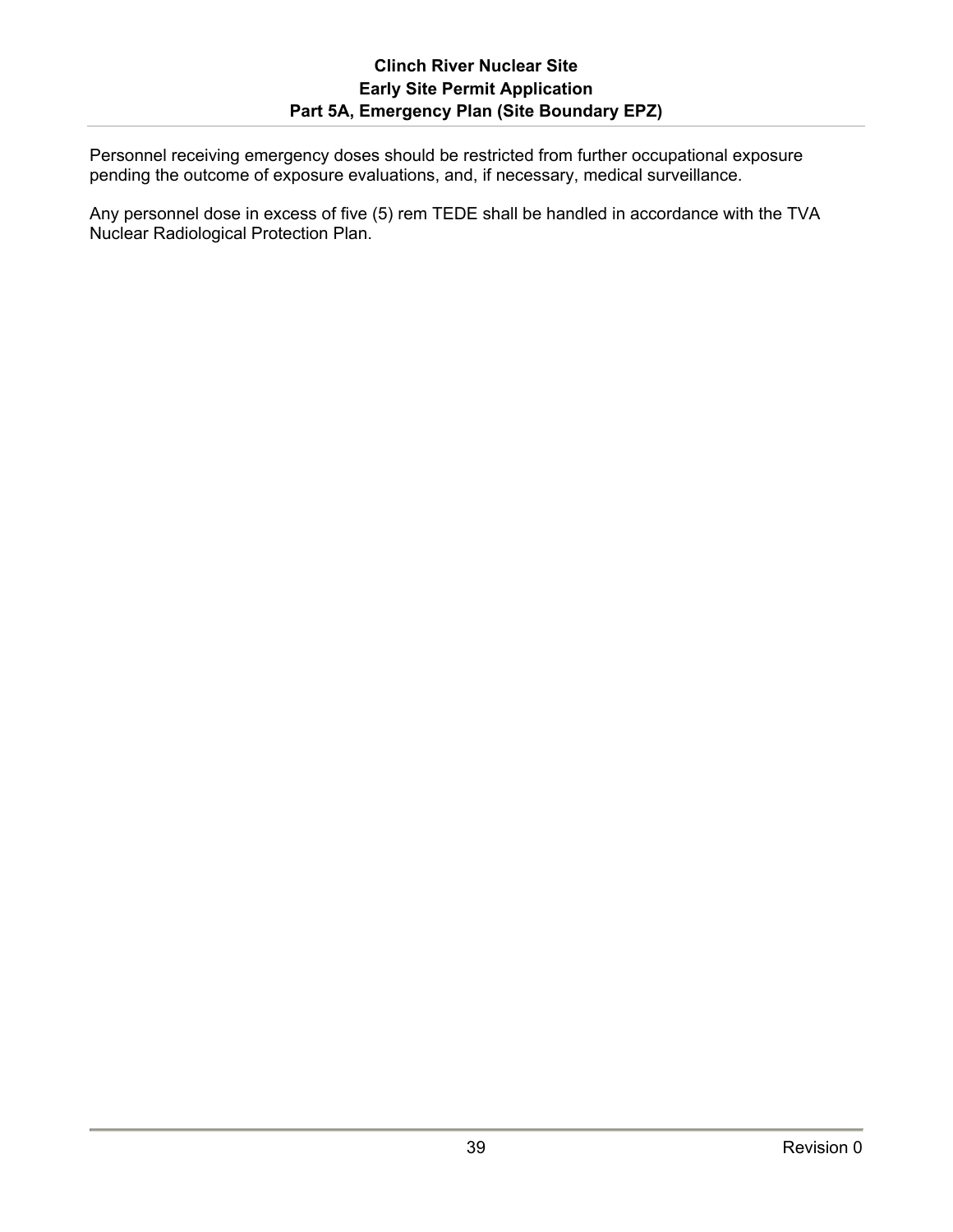Personnel receiving emergency doses should be restricted from further occupational exposure pending the outcome of exposure evaluations, and, if necessary, medical surveillance.

Any personnel dose in excess of five (5) rem TEDE shall be handled in accordance with the TVA Nuclear Radiological Protection Plan.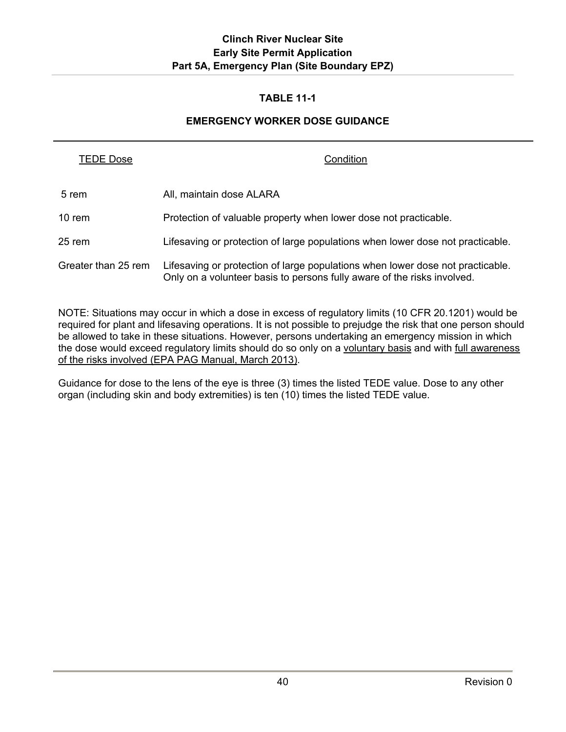# TABLE 11-1

## EMERGENCY WORKER DOSE GUIDANCE

| TEDE Dose | Condition |
|---|---|
| 5 rem | All, maintain dose ALARA |
| 10 rem | Protection of valuable property when lower dose not practicable. |
| 25 rem | Lifesaving or protection of large populations when lower dose not practicable. |
| Greater than 25 rem | Lifesaving or protection of large populations when lower dose not practicable. Only on a volunteer basis to persons fully aware of the risks involved. |

NOTE: Situations may occur in which a dose in excess of regulatory limits (10 CFR 20.1201) would be required for plant and lifesaving operations. It is not possible to prejudge the risk that one person should be allowed to take in these situations. However, persons undertaking an emergency mission in which the dose would exceed regulatory limits should do so only on a voluntary basis and with full awareness of the risks involved (EPA PAG Manual, March 2013).

Guidance for dose to the lens of the eye is three (3) times the listed TEDE value. Dose to any other organ (including skin and body extremities) is ten (10) times the listed TEDE value.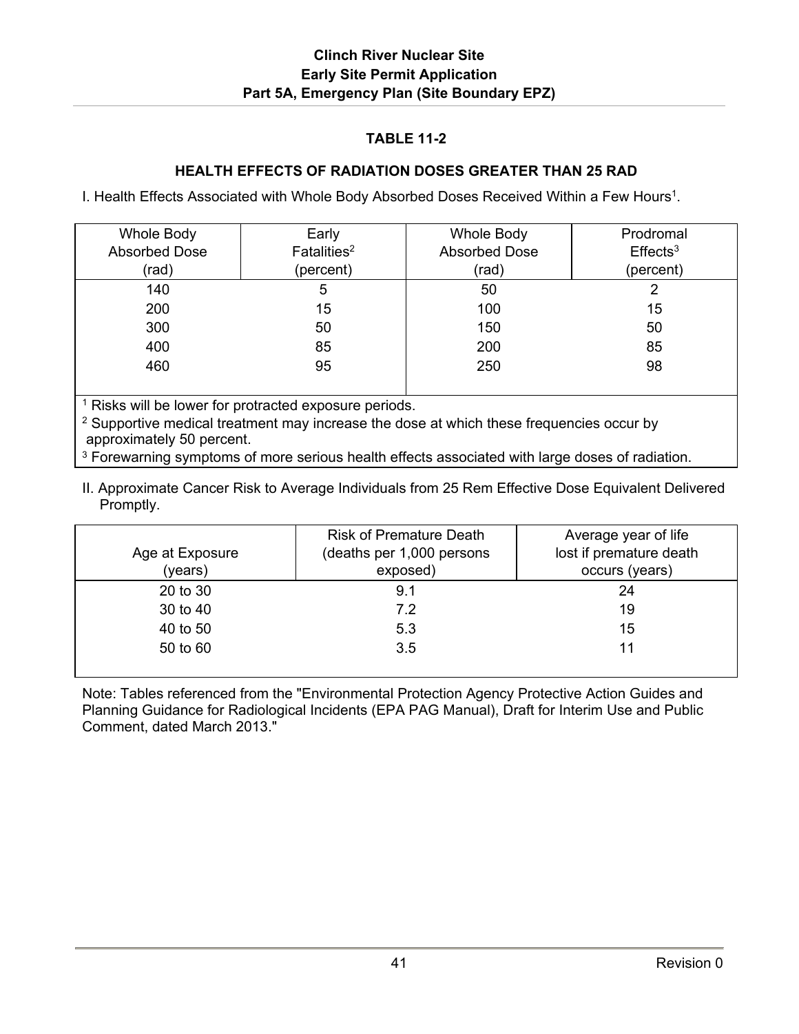## TABLE 11-2

### HEALTH EFFECTS OF RADIATION DOSES GREATER THAN 25 RAD

I. Health Effects Associated with Whole Body Absorbed Doses Received Within a Few Hours[1].

| Whole Body Absorbed Dose (rad) | Early Fatalities[2] (percent) | Whole Body Absorbed Dose (rad) | Prodromal Effects[3] (percent) |
|---|---|---|---|
| 140 | 5 | 50 | 2 |
| 200 | 15 | 100 | 15 |
| 300 | 50 | 150 | 50 |
| 400 | 85 | 200 | 85 |
| 460 | 95 | 250 | 98 |

[1] Risks will be lower for protracted exposure periods.
[2] Supportive medical treatment may increase the dose at which these frequencies occur by approximately 50 percent.
[3] Forewarning symptoms of more serious health effects associated with large doses of radiation.

II. Approximate Cancer Risk to Average Individuals from 25 Rem Effective Dose Equivalent Delivered Promptly.

| Age at Exposure (years) | Risk of Premature Death (deaths per 1,000 persons exposed) | Average year of life lost if premature death occurs (years) |
|---|---|---|
| 20 to 30 | 9.1 | 24 |
| 30 to 40 | 7.2 | 19 |
| 40 to 50 | 5.3 | 15 |
| 50 to 60 | 3.5 | 11 |

Note: Tables referenced from the "Environmental Protection Agency Protective Action Guides and Planning Guidance for Radiological Incidents (EPA PAG Manual), Draft for Interim Use and Public Comment, dated March 2013."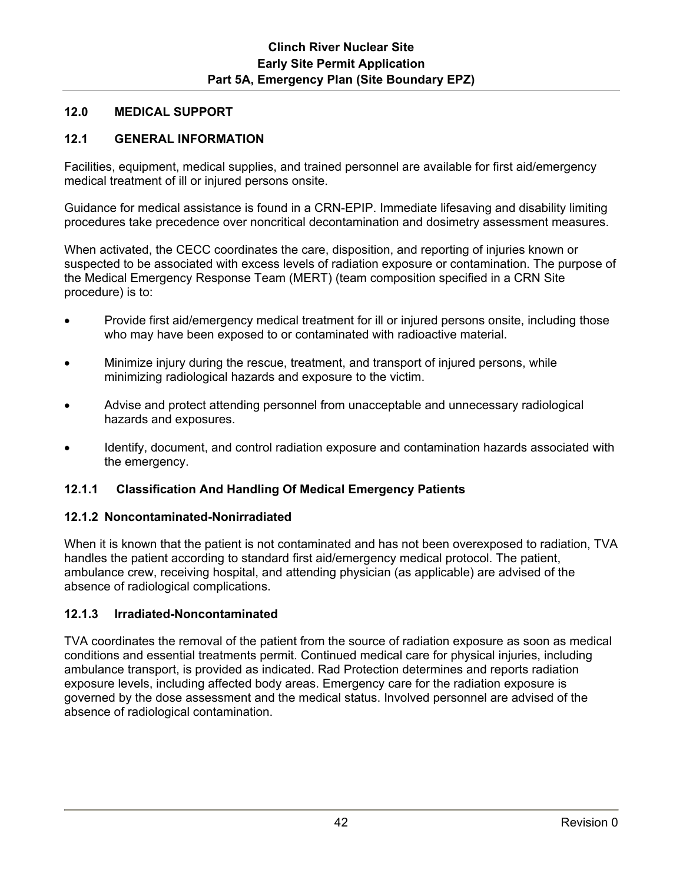## 12.0 MEDICAL SUPPORT

### 12.1 GENERAL INFORMATION

Facilities, equipment, medical supplies, and trained personnel are available for first aid/emergency medical treatment of ill or injured persons onsite.

Guidance for medical assistance is found in a CRN-EPIP. Immediate lifesaving and disability limiting procedures take precedence over noncritical decontamination and dosimetry assessment measures.

When activated, the CECC coordinates the care, disposition, and reporting of injuries known or suspected to be associated with excess levels of radiation exposure or contamination. The purpose of the Medical Emergency Response Team (MERT) (team composition specified in a CRN Site procedure) is to:

- Provide first aid/emergency medical treatment for ill or injured persons onsite, including those who may have been exposed to or contaminated with radioactive material.
- Minimize injury during the rescue, treatment, and transport of injured persons, while minimizing radiological hazards and exposure to the victim.
- Advise and protect attending personnel from unacceptable and unnecessary radiological hazards and exposures.
- Identify, document, and control radiation exposure and contamination hazards associated with the emergency.

#### 12.1.1 Classification And Handling Of Medical Emergency Patients

#### 12.1.2 Noncontaminated-Nonirradiated

When it is known that the patient is not contaminated and has not been overexposed to radiation, TVA handles the patient according to standard first aid/emergency medical protocol. The patient, ambulance crew, receiving hospital, and attending physician (as applicable) are advised of the absence of radiological complications.

#### 12.1.3 Irradiated-Noncontaminated

TVA coordinates the removal of the patient from the source of radiation exposure as soon as medical conditions and essential treatments permit. Continued medical care for physical injuries, including ambulance transport, is provided as indicated. Rad Protection determines and reports radiation exposure levels, including affected body areas. Emergency care for the radiation exposure is governed by the dose assessment and the medical status. Involved personnel are advised of the absence of radiological contamination.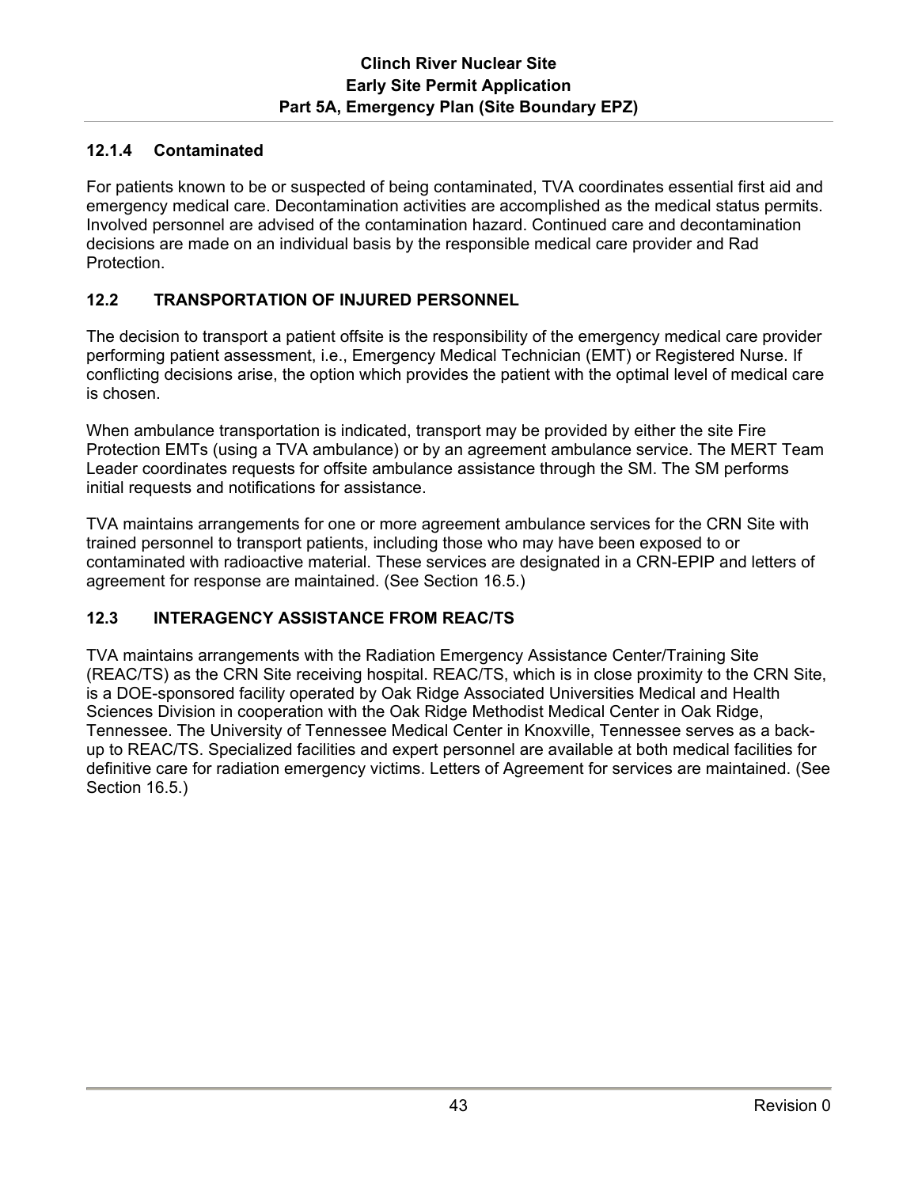### 12.1.4 Contaminated

For patients known to be or suspected of being contaminated, TVA coordinates essential first aid and emergency medical care. Decontamination activities are accomplished as the medical status permits. Involved personnel are advised of the contamination hazard. Continued care and decontamination decisions are made on an individual basis by the responsible medical care provider and Rad Protection.

## 12.2 TRANSPORTATION OF INJURED PERSONNEL

The decision to transport a patient offsite is the responsibility of the emergency medical care provider performing patient assessment, i.e., Emergency Medical Technician (EMT) or Registered Nurse. If conflicting decisions arise, the option which provides the patient with the optimal level of medical care is chosen.

When ambulance transportation is indicated, transport may be provided by either the site Fire Protection EMTs (using a TVA ambulance) or by an agreement ambulance service. The MERT Team Leader coordinates requests for offsite ambulance assistance through the SM. The SM performs initial requests and notifications for assistance.

TVA maintains arrangements for one or more agreement ambulance services for the CRN Site with trained personnel to transport patients, including those who may have been exposed to or contaminated with radioactive material. These services are designated in a CRN-EPIP and letters of agreement for response are maintained. (See Section 16.5.)

## 12.3 INTERAGENCY ASSISTANCE FROM REAC/TS

TVA maintains arrangements with the Radiation Emergency Assistance Center/Training Site (REAC/TS) as the CRN Site receiving hospital. REAC/TS, which is in close proximity to the CRN Site, is a DOE-sponsored facility operated by Oak Ridge Associated Universities Medical and Health Sciences Division in cooperation with the Oak Ridge Methodist Medical Center in Oak Ridge, Tennessee. The University of Tennessee Medical Center in Knoxville, Tennessee serves as a back-up to REAC/TS. Specialized facilities and expert personnel are available at both medical facilities for definitive care for radiation emergency victims. Letters of Agreement for services are maintained. (See Section 16.5.)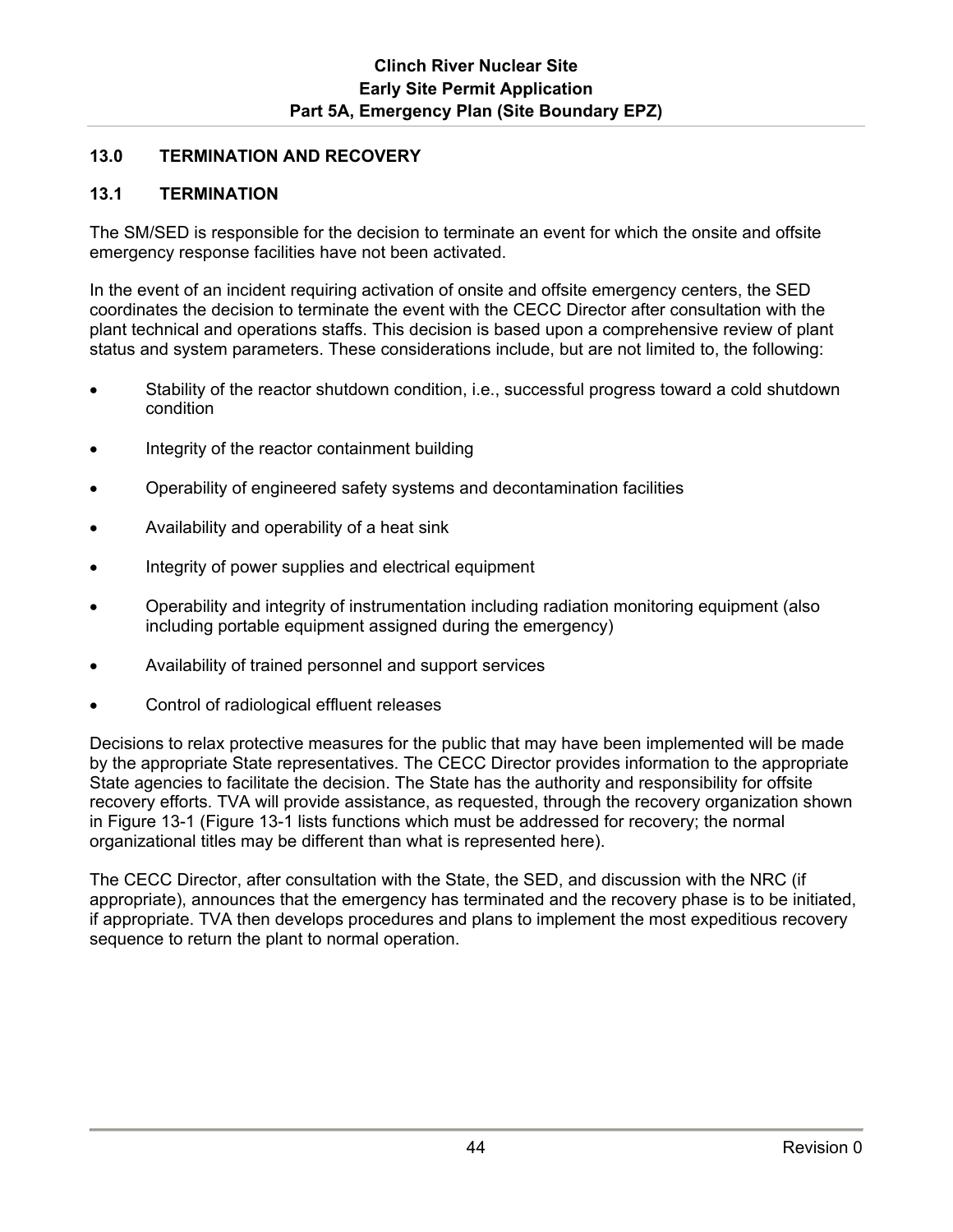## 13.0 TERMINATION AND RECOVERY

### 13.1 TERMINATION

The SM/SED is responsible for the decision to terminate an event for which the onsite and offsite emergency response facilities have not been activated.

In the event of an incident requiring activation of onsite and offsite emergency centers, the SED coordinates the decision to terminate the event with the CECC Director after consultation with the plant technical and operations staffs. This decision is based upon a comprehensive review of plant status and system parameters. These considerations include, but are not limited to, the following:

- Stability of the reactor shutdown condition, i.e., successful progress toward a cold shutdown condition
- Integrity of the reactor containment building
- Operability of engineered safety systems and decontamination facilities
- Availability and operability of a heat sink
- Integrity of power supplies and electrical equipment
- Operability and integrity of instrumentation including radiation monitoring equipment (also including portable equipment assigned during the emergency)
- Availability of trained personnel and support services
- Control of radiological effluent releases

Decisions to relax protective measures for the public that may have been implemented will be made by the appropriate State representatives. The CECC Director provides information to the appropriate State agencies to facilitate the decision. The State has the authority and responsibility for offsite recovery efforts. TVA will provide assistance, as requested, through the recovery organization shown in Figure 13-1 (Figure 13-1 lists functions which must be addressed for recovery; the normal organizational titles may be different than what is represented here).

The CECC Director, after consultation with the State, the SED, and discussion with the NRC (if appropriate), announces that the emergency has terminated and the recovery phase is to be initiated, if appropriate. TVA then develops procedures and plans to implement the most expeditious recovery sequence to return the plant to normal operation.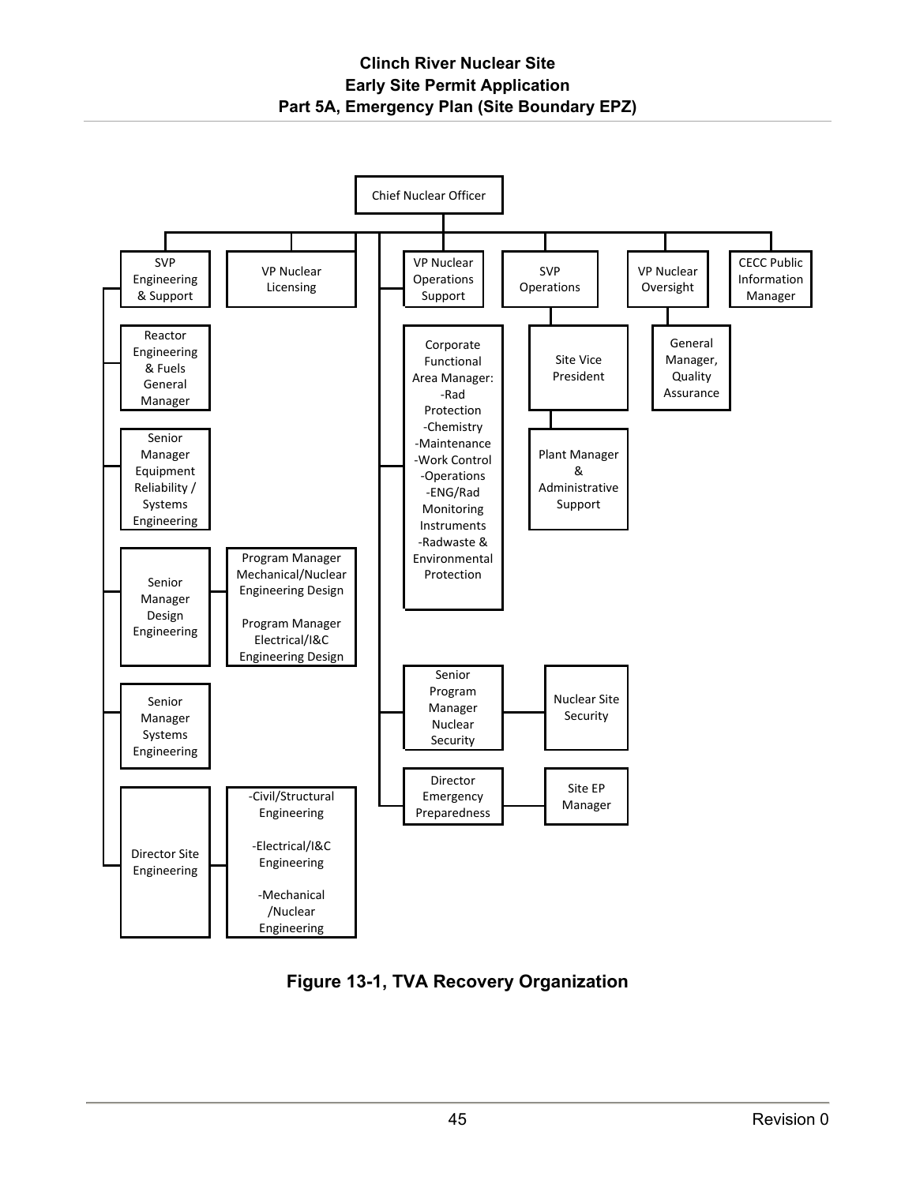Chief Nuclear Officer

- SVP Engineering & Support
  - Reactor Engineering & Fuels General Manager
  - Senior Manager Equipment Reliability / Systems Engineering
  - Senior Manager Design Engineering
    - Program Manager Mechanical/Nuclear Engineering Design
    - Program Manager Electrical/I&C Engineering Design
  - Senior Manager Systems Engineering
  - Director Site Engineering
    - -Civil/Structural Engineering
    - -Electrical/I&C Engineering
    - -Mechanical /Nuclear Engineering
- VP Nuclear Licensing
- VP Nuclear Operations Support
  - Corporate Functional Area Manager: -Rad Protection -Chemistry -Maintenance -Work Control -Operations -ENG/Rad Monitoring Instruments -Radwaste & Environmental Protection
  - Senior Program Manager Nuclear Security
    - Nuclear Site Security
  - Director Emergency Preparedness
    - Site EP Manager
- SVP Operations
  - Site Vice President
    - Plant Manager & Administrative Support
- VP Nuclear Oversight
  - General Manager, Quality Assurance
- CECC Public Information Manager

**Figure 13-1, TVA Recovery Organization**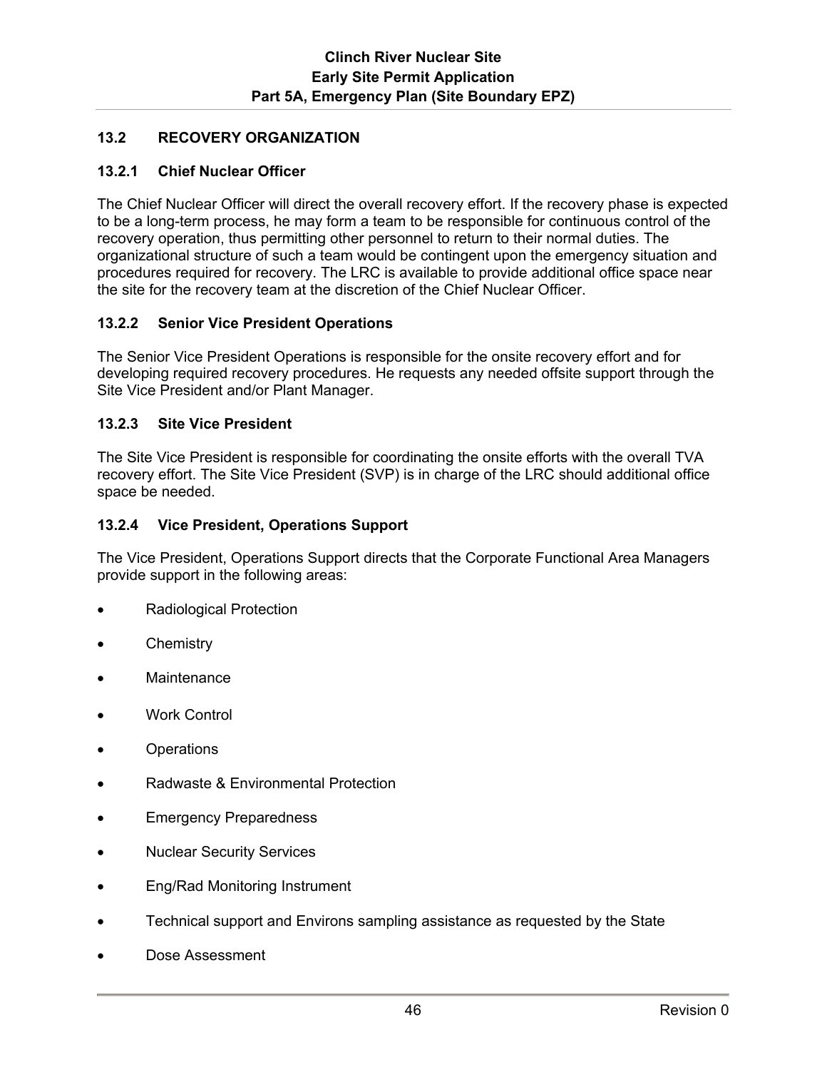## 13.2 RECOVERY ORGANIZATION

### 13.2.1 Chief Nuclear Officer

The Chief Nuclear Officer will direct the overall recovery effort. If the recovery phase is expected to be a long-term process, he may form a team to be responsible for continuous control of the recovery operation, thus permitting other personnel to return to their normal duties. The organizational structure of such a team would be contingent upon the emergency situation and procedures required for recovery. The LRC is available to provide additional office space near the site for the recovery team at the discretion of the Chief Nuclear Officer.

### 13.2.2 Senior Vice President Operations

The Senior Vice President Operations is responsible for the onsite recovery effort and for developing required recovery procedures. He requests any needed offsite support through the Site Vice President and/or Plant Manager.

### 13.2.3 Site Vice President

The Site Vice President is responsible for coordinating the onsite efforts with the overall TVA recovery effort. The Site Vice President (SVP) is in charge of the LRC should additional office space be needed.

### 13.2.4 Vice President, Operations Support

The Vice President, Operations Support directs that the Corporate Functional Area Managers provide support in the following areas:

- Radiological Protection
- Chemistry
- Maintenance
- Work Control
- Operations
- Radwaste & Environmental Protection
- Emergency Preparedness
- Nuclear Security Services
- Eng/Rad Monitoring Instrument
- Technical support and Environs sampling assistance as requested by the State
- Dose Assessment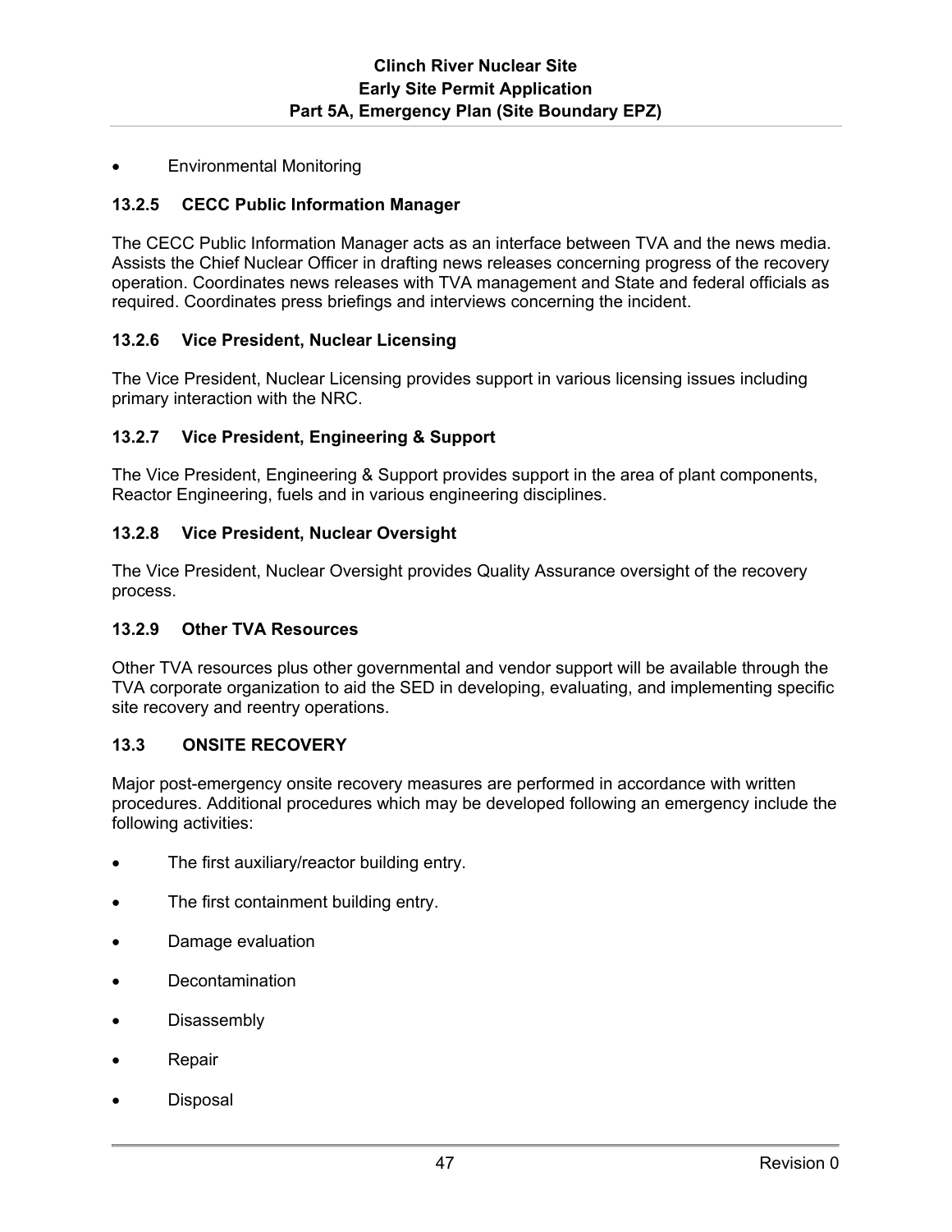- Environmental Monitoring

### 13.2.5 CECC Public Information Manager

The CECC Public Information Manager acts as an interface between TVA and the news media. Assists the Chief Nuclear Officer in drafting news releases concerning progress of the recovery operation. Coordinates news releases with TVA management and State and federal officials as required. Coordinates press briefings and interviews concerning the incident.

### 13.2.6 Vice President, Nuclear Licensing

The Vice President, Nuclear Licensing provides support in various licensing issues including primary interaction with the NRC.

### 13.2.7 Vice President, Engineering & Support

The Vice President, Engineering & Support provides support in the area of plant components, Reactor Engineering, fuels and in various engineering disciplines.

### 13.2.8 Vice President, Nuclear Oversight

The Vice President, Nuclear Oversight provides Quality Assurance oversight of the recovery process.

### 13.2.9 Other TVA Resources

Other TVA resources plus other governmental and vendor support will be available through the TVA corporate organization to aid the SED in developing, evaluating, and implementing specific site recovery and reentry operations.

## 13.3 ONSITE RECOVERY

Major post-emergency onsite recovery measures are performed in accordance with written procedures. Additional procedures which may be developed following an emergency include the following activities:

- The first auxiliary/reactor building entry.
- The first containment building entry.
- Damage evaluation
- Decontamination
- Disassembly
- Repair
- Disposal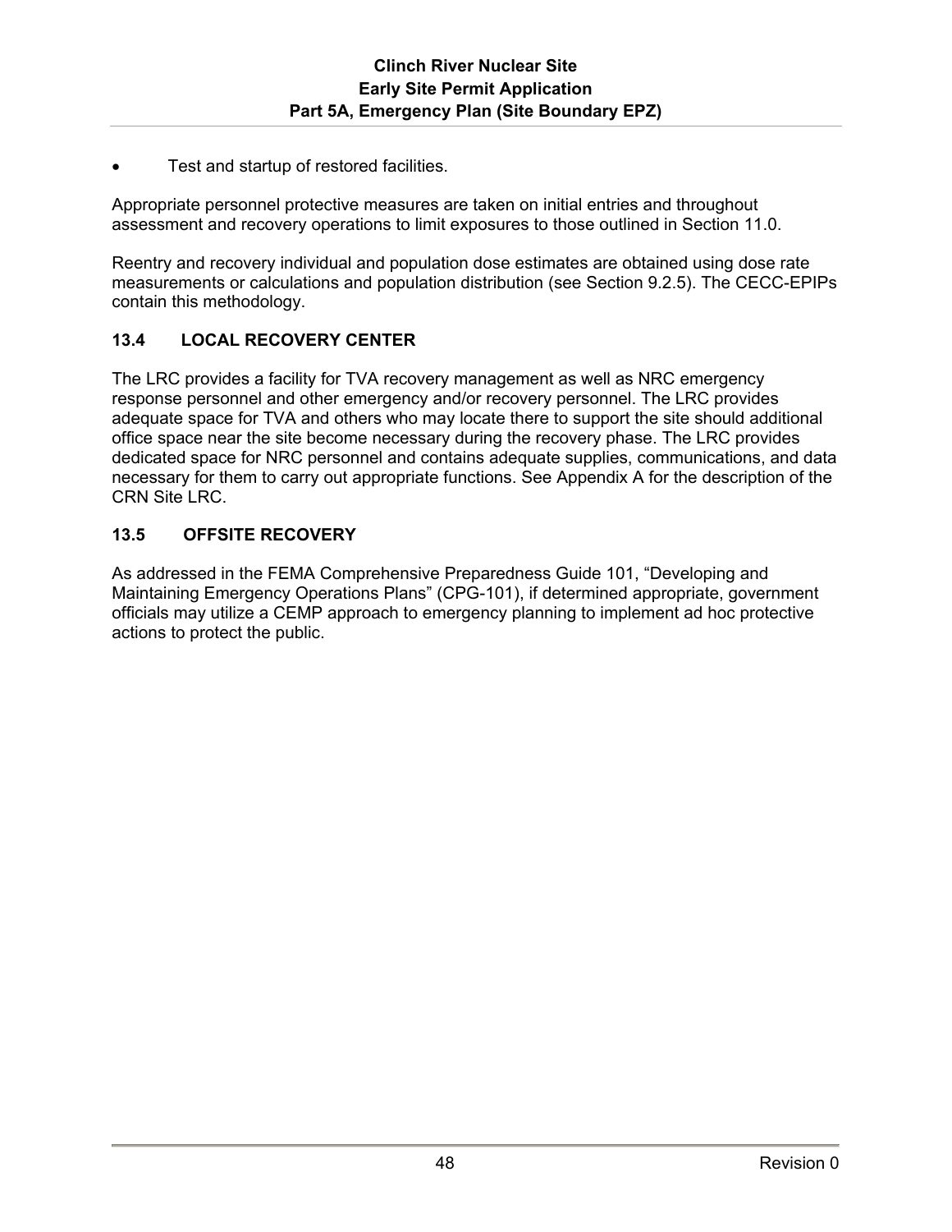- Test and startup of restored facilities.

Appropriate personnel protective measures are taken on initial entries and throughout assessment and recovery operations to limit exposures to those outlined in Section 11.0.

Reentry and recovery individual and population dose estimates are obtained using dose rate measurements or calculations and population distribution (see Section 9.2.5). The CECC-EPIPs contain this methodology.

## 13.4 LOCAL RECOVERY CENTER

The LRC provides a facility for TVA recovery management as well as NRC emergency response personnel and other emergency and/or recovery personnel. The LRC provides adequate space for TVA and others who may locate there to support the site should additional office space near the site become necessary during the recovery phase. The LRC provides dedicated space for NRC personnel and contains adequate supplies, communications, and data necessary for them to carry out appropriate functions. See Appendix A for the description of the CRN Site LRC.

## 13.5 OFFSITE RECOVERY

As addressed in the FEMA Comprehensive Preparedness Guide 101, "Developing and Maintaining Emergency Operations Plans" (CPG-101), if determined appropriate, government officials may utilize a CEMP approach to emergency planning to implement ad hoc protective actions to protect the public.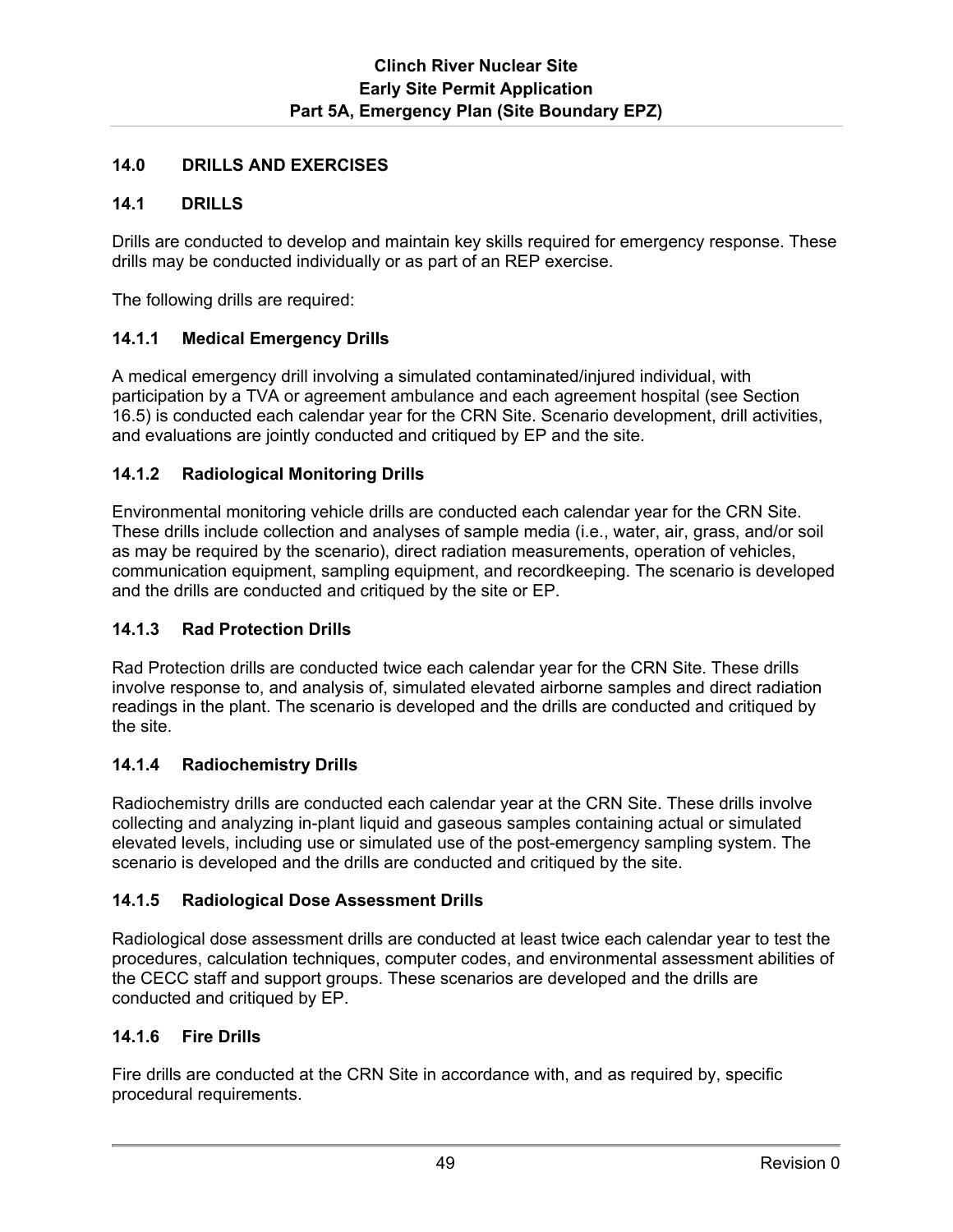## 14.0 DRILLS AND EXERCISES

### 14.1 DRILLS

Drills are conducted to develop and maintain key skills required for emergency response. These drills may be conducted individually or as part of an REP exercise.

The following drills are required:

#### 14.1.1 Medical Emergency Drills

A medical emergency drill involving a simulated contaminated/injured individual, with participation by a TVA or agreement ambulance and each agreement hospital (see Section 16.5) is conducted each calendar year for the CRN Site. Scenario development, drill activities, and evaluations are jointly conducted and critiqued by EP and the site.

#### 14.1.2 Radiological Monitoring Drills

Environmental monitoring vehicle drills are conducted each calendar year for the CRN Site. These drills include collection and analyses of sample media (i.e., water, air, grass, and/or soil as may be required by the scenario), direct radiation measurements, operation of vehicles, communication equipment, sampling equipment, and recordkeeping. The scenario is developed and the drills are conducted and critiqued by the site or EP.

#### 14.1.3 Rad Protection Drills

Rad Protection drills are conducted twice each calendar year for the CRN Site. These drills involve response to, and analysis of, simulated elevated airborne samples and direct radiation readings in the plant. The scenario is developed and the drills are conducted and critiqued by the site.

#### 14.1.4 Radiochemistry Drills

Radiochemistry drills are conducted each calendar year at the CRN Site. These drills involve collecting and analyzing in-plant liquid and gaseous samples containing actual or simulated elevated levels, including use or simulated use of the post-emergency sampling system. The scenario is developed and the drills are conducted and critiqued by the site.

#### 14.1.5 Radiological Dose Assessment Drills

Radiological dose assessment drills are conducted at least twice each calendar year to test the procedures, calculation techniques, computer codes, and environmental assessment abilities of the CECC staff and support groups. These scenarios are developed and the drills are conducted and critiqued by EP.

#### 14.1.6 Fire Drills

Fire drills are conducted at the CRN Site in accordance with, and as required by, specific procedural requirements.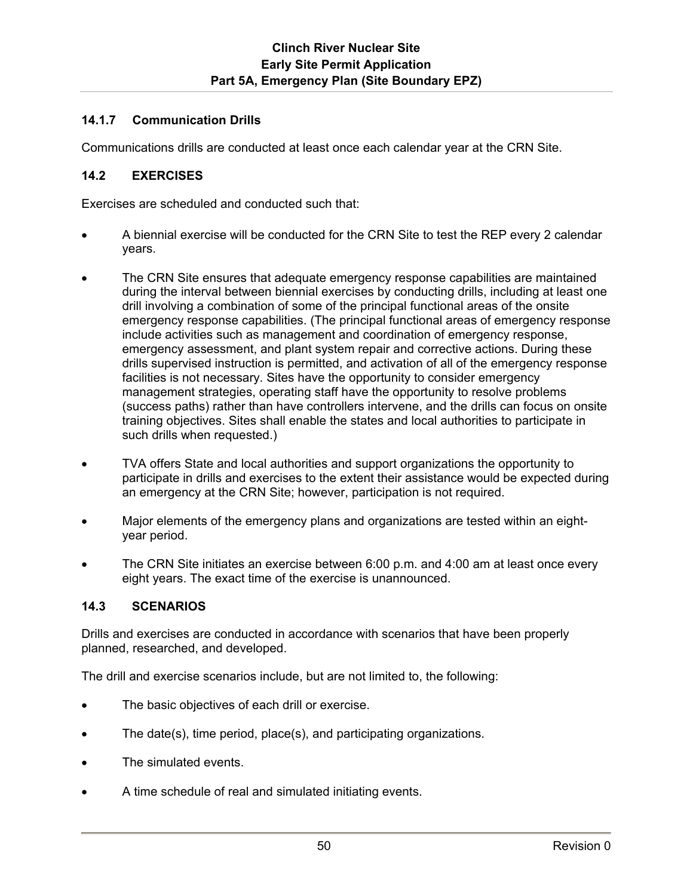### 14.1.7 Communication Drills

Communications drills are conducted at least once each calendar year at the CRN Site.

## 14.2 EXERCISES

Exercises are scheduled and conducted such that:

- A biennial exercise will be conducted for the CRN Site to test the REP every 2 calendar years.
- The CRN Site ensures that adequate emergency response capabilities are maintained during the interval between biennial exercises by conducting drills, including at least one drill involving a combination of some of the principal functional areas of the onsite emergency response capabilities. (The principal functional areas of emergency response include activities such as management and coordination of emergency response, emergency assessment, and plant system repair and corrective actions. During these drills supervised instruction is permitted, and activation of all of the emergency response facilities is not necessary. Sites have the opportunity to consider emergency management strategies, operating staff have the opportunity to resolve problems (success paths) rather than have controllers intervene, and the drills can focus on onsite training objectives. Sites shall enable the states and local authorities to participate in such drills when requested.)
- TVA offers State and local authorities and support organizations the opportunity to participate in drills and exercises to the extent their assistance would be expected during an emergency at the CRN Site; however, participation is not required.
- Major elements of the emergency plans and organizations are tested within an eight-year period.
- The CRN Site initiates an exercise between 6:00 p.m. and 4:00 am at least once every eight years. The exact time of the exercise is unannounced.

## 14.3 SCENARIOS

Drills and exercises are conducted in accordance with scenarios that have been properly planned, researched, and developed.

The drill and exercise scenarios include, but are not limited to, the following:

- The basic objectives of each drill or exercise.
- The date(s), time period, place(s), and participating organizations.
- The simulated events.
- A time schedule of real and simulated initiating events.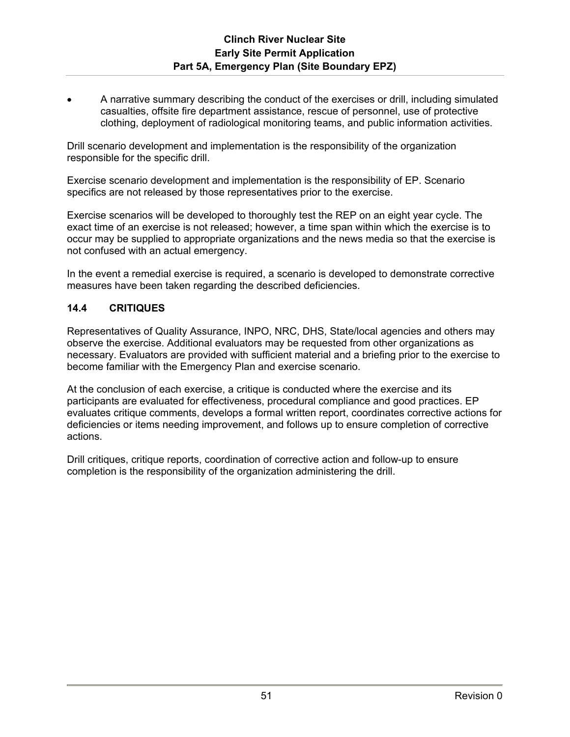- A narrative summary describing the conduct of the exercises or drill, including simulated casualties, offsite fire department assistance, rescue of personnel, use of protective clothing, deployment of radiological monitoring teams, and public information activities.

Drill scenario development and implementation is the responsibility of the organization responsible for the specific drill.

Exercise scenario development and implementation is the responsibility of EP. Scenario specifics are not released by those representatives prior to the exercise.

Exercise scenarios will be developed to thoroughly test the REP on an eight year cycle. The exact time of an exercise is not released; however, a time span within which the exercise is to occur may be supplied to appropriate organizations and the news media so that the exercise is not confused with an actual emergency.

In the event a remedial exercise is required, a scenario is developed to demonstrate corrective measures have been taken regarding the described deficiencies.

## 14.4 CRITIQUES

Representatives of Quality Assurance, INPO, NRC, DHS, State/local agencies and others may observe the exercise. Additional evaluators may be requested from other organizations as necessary. Evaluators are provided with sufficient material and a briefing prior to the exercise to become familiar with the Emergency Plan and exercise scenario.

At the conclusion of each exercise, a critique is conducted where the exercise and its participants are evaluated for effectiveness, procedural compliance and good practices. EP evaluates critique comments, develops a formal written report, coordinates corrective actions for deficiencies or items needing improvement, and follows up to ensure completion of corrective actions.

Drill critiques, critique reports, coordination of corrective action and follow-up to ensure completion is the responsibility of the organization administering the drill.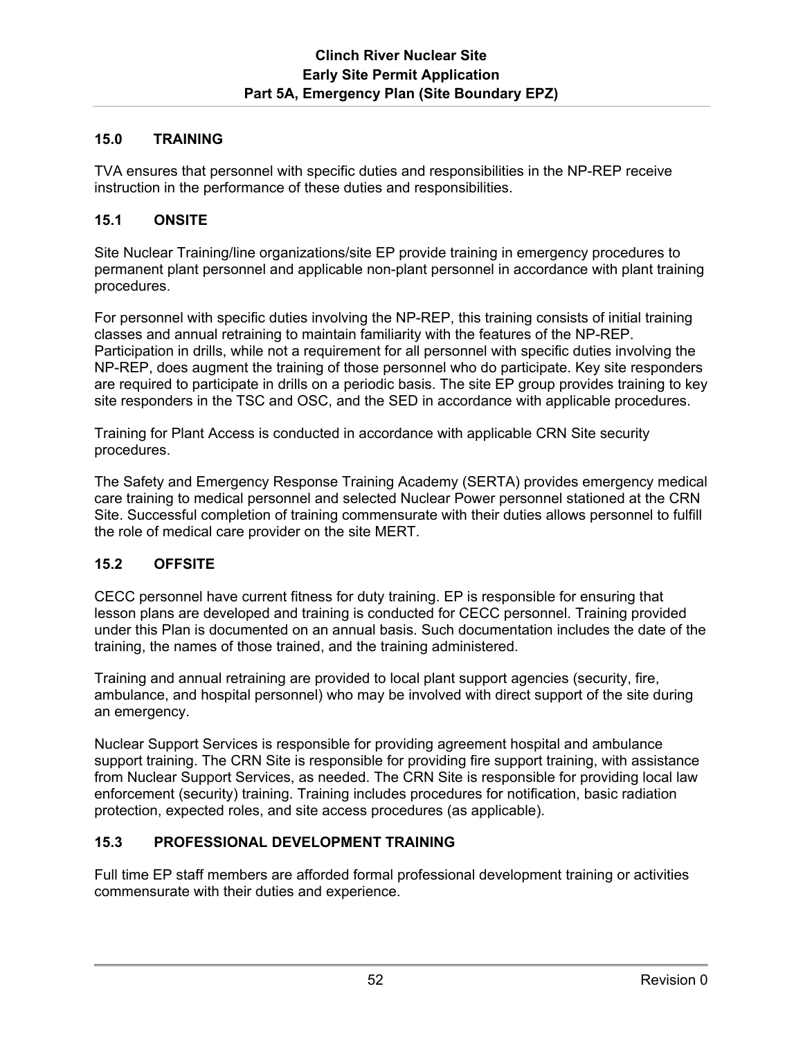## 15.0 TRAINING

TVA ensures that personnel with specific duties and responsibilities in the NP-REP receive instruction in the performance of these duties and responsibilities.

### 15.1 ONSITE

Site Nuclear Training/line organizations/site EP provide training in emergency procedures to permanent plant personnel and applicable non-plant personnel in accordance with plant training procedures.

For personnel with specific duties involving the NP-REP, this training consists of initial training classes and annual retraining to maintain familiarity with the features of the NP-REP. Participation in drills, while not a requirement for all personnel with specific duties involving the NP-REP, does augment the training of those personnel who do participate. Key site responders are required to participate in drills on a periodic basis. The site EP group provides training to key site responders in the TSC and OSC, and the SED in accordance with applicable procedures.

Training for Plant Access is conducted in accordance with applicable CRN Site security procedures.

The Safety and Emergency Response Training Academy (SERTA) provides emergency medical care training to medical personnel and selected Nuclear Power personnel stationed at the CRN Site. Successful completion of training commensurate with their duties allows personnel to fulfill the role of medical care provider on the site MERT.

### 15.2 OFFSITE

CECC personnel have current fitness for duty training. EP is responsible for ensuring that lesson plans are developed and training is conducted for CECC personnel. Training provided under this Plan is documented on an annual basis. Such documentation includes the date of the training, the names of those trained, and the training administered.

Training and annual retraining are provided to local plant support agencies (security, fire, ambulance, and hospital personnel) who may be involved with direct support of the site during an emergency.

Nuclear Support Services is responsible for providing agreement hospital and ambulance support training. The CRN Site is responsible for providing fire support training, with assistance from Nuclear Support Services, as needed. The CRN Site is responsible for providing local law enforcement (security) training. Training includes procedures for notification, basic radiation protection, expected roles, and site access procedures (as applicable).

### 15.3 PROFESSIONAL DEVELOPMENT TRAINING

Full time EP staff members are afforded formal professional development training or activities commensurate with their duties and experience.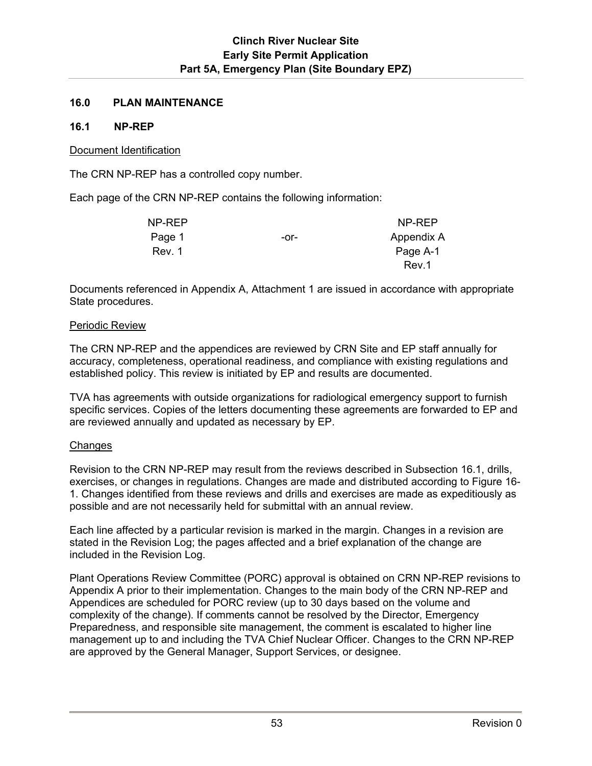## 16.0 PLAN MAINTENANCE

### 16.1 NP-REP

Document Identification

The CRN NP-REP has a controlled copy number.

Each page of the CRN NP-REP contains the following information:

| | | |
|---|---|---|
| NP-REP<br>Page 1<br>Rev. 1 | -or- | NP-REP<br>Appendix A<br>Page A-1<br>Rev.1 |

Documents referenced in Appendix A, Attachment 1 are issued in accordance with appropriate State procedures.

Periodic Review

The CRN NP-REP and the appendices are reviewed by CRN Site and EP staff annually for accuracy, completeness, operational readiness, and compliance with existing regulations and established policy. This review is initiated by EP and results are documented.

TVA has agreements with outside organizations for radiological emergency support to furnish specific services. Copies of the letters documenting these agreements are forwarded to EP and are reviewed annually and updated as necessary by EP.

Changes

Revision to the CRN NP-REP may result from the reviews described in Subsection 16.1, drills, exercises, or changes in regulations. Changes are made and distributed according to Figure 16-1. Changes identified from these reviews and drills and exercises are made as expeditiously as possible and are not necessarily held for submittal with an annual review.

Each line affected by a particular revision is marked in the margin. Changes in a revision are stated in the Revision Log; the pages affected and a brief explanation of the change are included in the Revision Log.

Plant Operations Review Committee (PORC) approval is obtained on CRN NP-REP revisions to Appendix A prior to their implementation. Changes to the main body of the CRN NP-REP and Appendices are scheduled for PORC review (up to 30 days based on the volume and complexity of the change). If comments cannot be resolved by the Director, Emergency Preparedness, and responsible site management, the comment is escalated to higher line management up to and including the TVA Chief Nuclear Officer. Changes to the CRN NP-REP are approved by the General Manager, Support Services, or designee.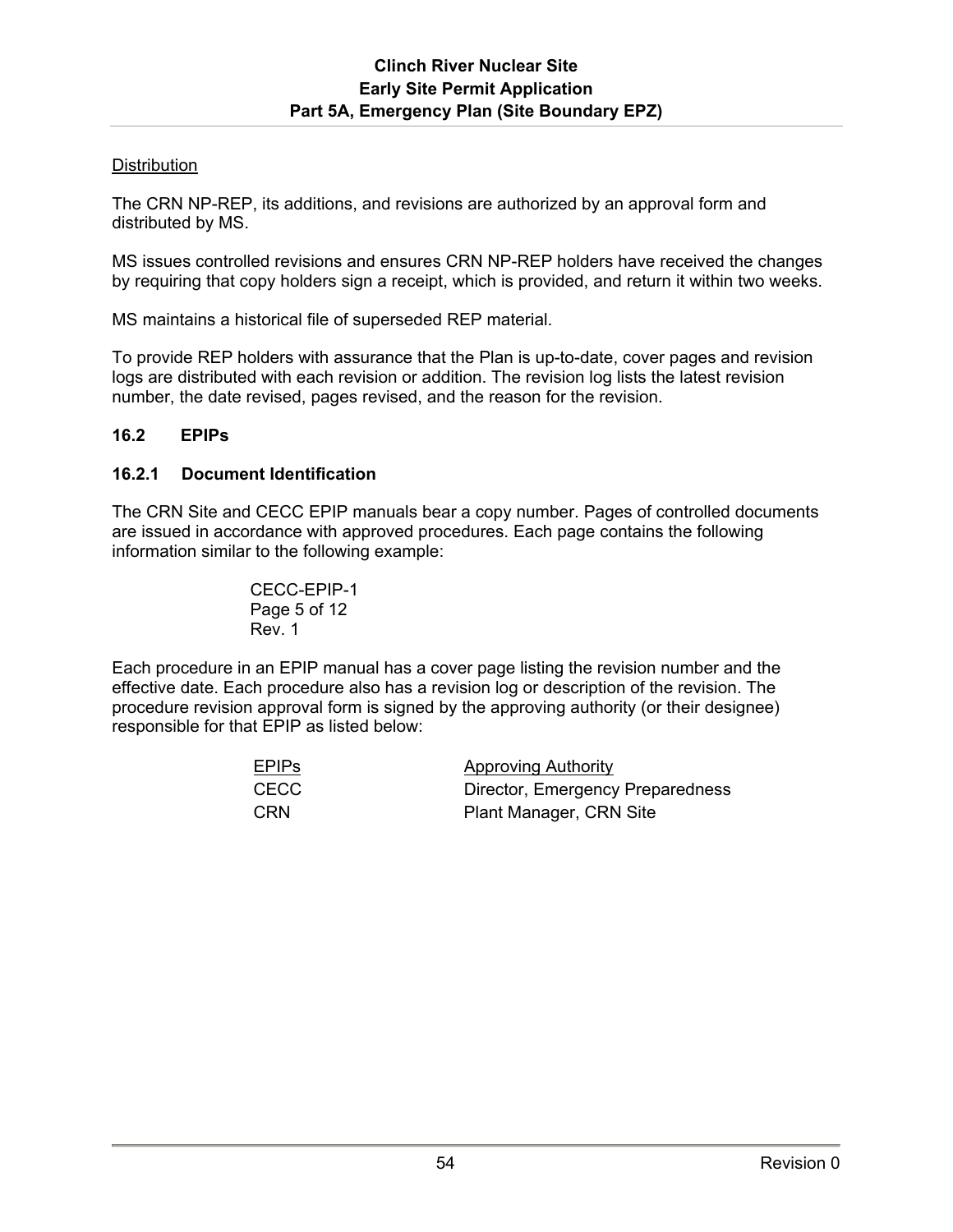Distribution

The CRN NP-REP, its additions, and revisions are authorized by an approval form and distributed by MS.

MS issues controlled revisions and ensures CRN NP-REP holders have received the changes by requiring that copy holders sign a receipt, which is provided, and return it within two weeks.

MS maintains a historical file of superseded REP material.

To provide REP holders with assurance that the Plan is up-to-date, cover pages and revision logs are distributed with each revision or addition. The revision log lists the latest revision number, the date revised, pages revised, and the reason for the revision.

### 16.2 EPIPs

#### 16.2.1 Document Identification

The CRN Site and CECC EPIP manuals bear a copy number. Pages of controlled documents are issued in accordance with approved procedures. Each page contains the following information similar to the following example:

CECC-EPIP-1
Page 5 of 12
Rev. 1

Each procedure in an EPIP manual has a cover page listing the revision number and the effective date. Each procedure also has a revision log or description of the revision. The procedure revision approval form is signed by the approving authority (or their designee) responsible for that EPIP as listed below:

| EPIPs | Approving Authority |
|---|---|
| CECC | Director, Emergency Preparedness |
| CRN | Plant Manager, CRN Site |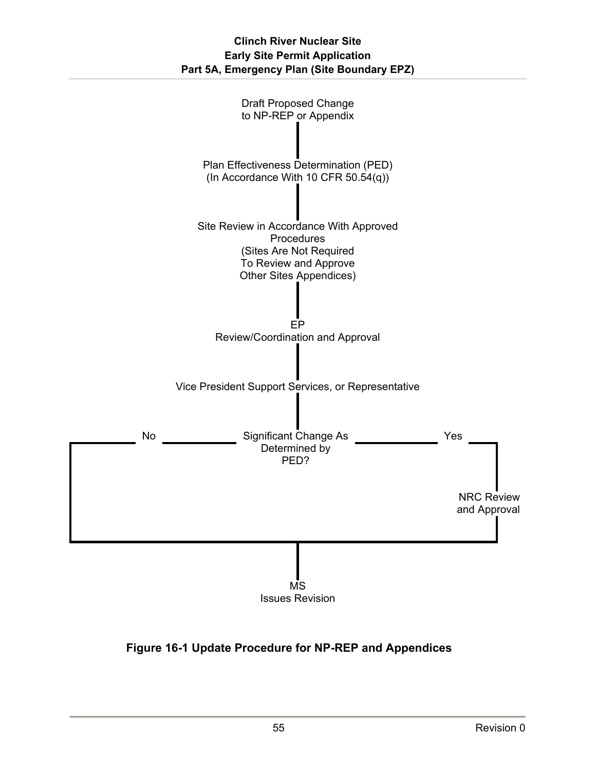Draft Proposed Change
to NP-REP or Appendix

Plan Effectiveness Determination (PED)
(In Accordance With 10 CFR 50.54(q))

Site Review in Accordance With Approved
Procedures
(Sites Are Not Required
To Review and Approve
Other Sites Appendices)

EP
Review/Coordination and Approval

Vice President Support Services, or Representative

Significant Change As
Determined by
PED?

No

Yes

NRC Review
and Approval

MS
Issues Revision

**Figure 16-1 Update Procedure for NP-REP and Appendices**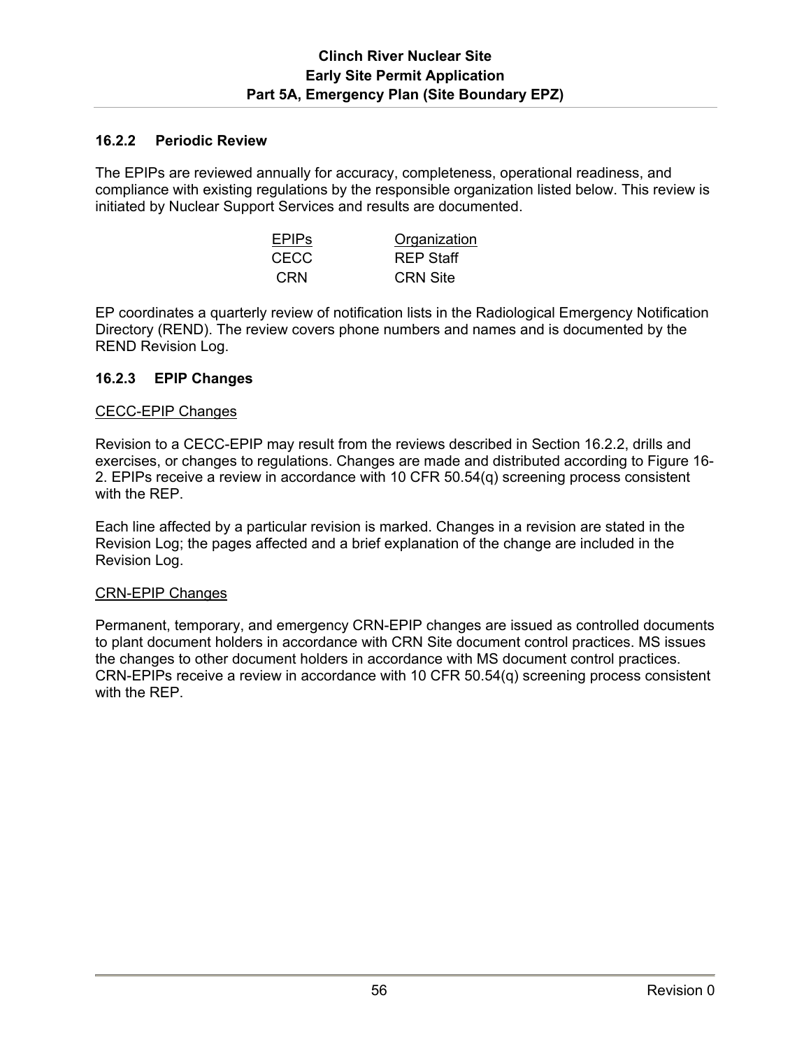### 16.2.2 Periodic Review

The EPIPs are reviewed annually for accuracy, completeness, operational readiness, and compliance with existing regulations by the responsible organization listed below. This review is initiated by Nuclear Support Services and results are documented.

| EPIPs | Organization |
|---|---|
| CECC | REP Staff |
| CRN | CRN Site |

EP coordinates a quarterly review of notification lists in the Radiological Emergency Notification Directory (REND). The review covers phone numbers and names and is documented by the REND Revision Log.

### 16.2.3 EPIP Changes

CECC-EPIP Changes

Revision to a CECC-EPIP may result from the reviews described in Section 16.2.2, drills and exercises, or changes to regulations. Changes are made and distributed according to Figure 16-2. EPIPs receive a review in accordance with 10 CFR 50.54(q) screening process consistent with the REP.

Each line affected by a particular revision is marked. Changes in a revision are stated in the Revision Log; the pages affected and a brief explanation of the change are included in the Revision Log.

CRN-EPIP Changes

Permanent, temporary, and emergency CRN-EPIP changes are issued as controlled documents to plant document holders in accordance with CRN Site document control practices. MS issues the changes to other document holders in accordance with MS document control practices. CRN-EPIPs receive a review in accordance with 10 CFR 50.54(q) screening process consistent with the REP.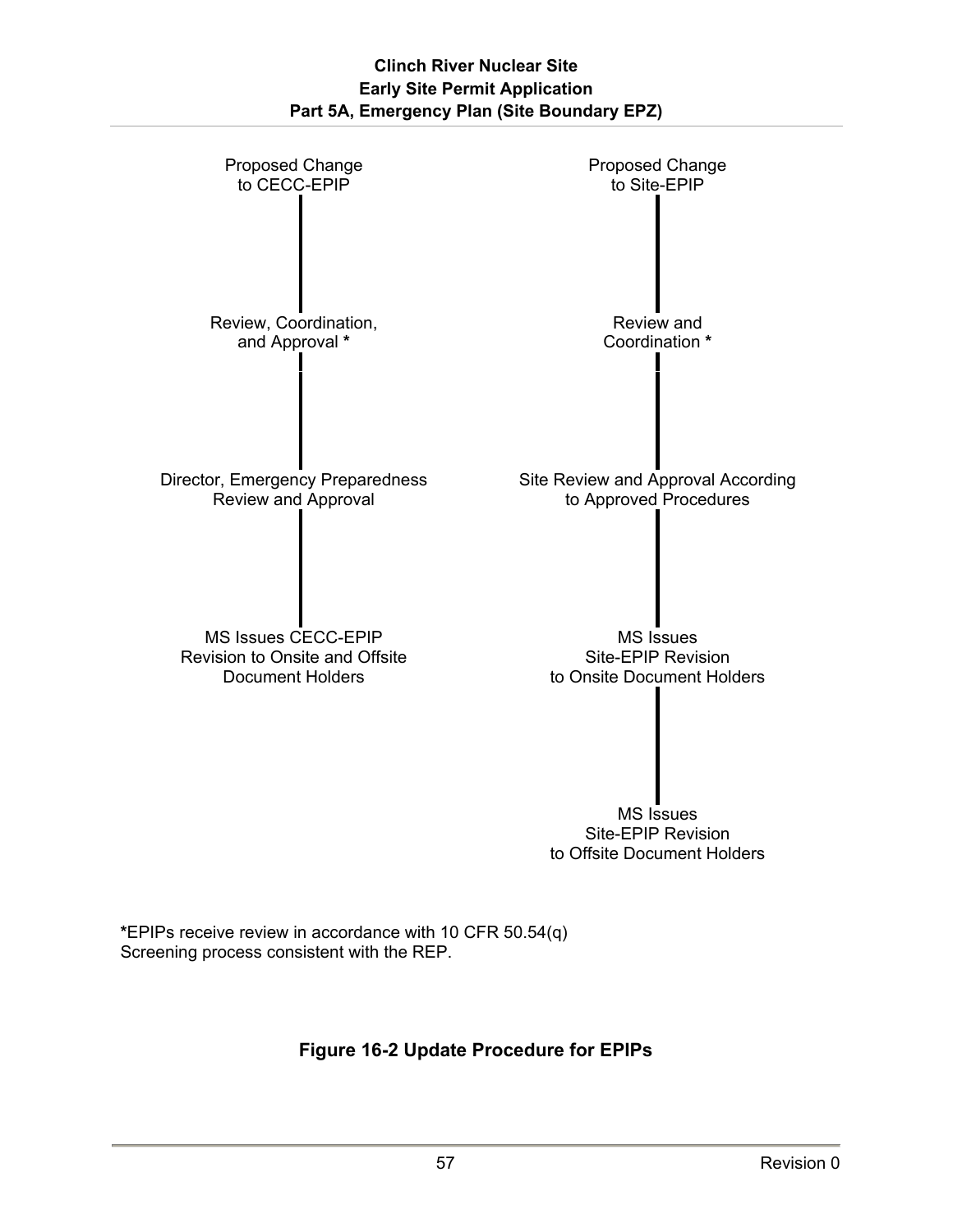Proposed Change to CECC-EPIP

Review, Coordination, and Approval *

Director, Emergency Preparedness Review and Approval

MS Issues CECC-EPIP Revision to Onsite and Offsite Document Holders

Proposed Change to Site-EPIP

Review and Coordination *

Site Review and Approval According to Approved Procedures

MS Issues Site-EPIP Revision to Onsite Document Holders

MS Issues Site-EPIP Revision to Offsite Document Holders

*EPIPs receive review in accordance with 10 CFR 50.54(q) Screening process consistent with the REP.

**Figure 16-2 Update Procedure for EPIPs**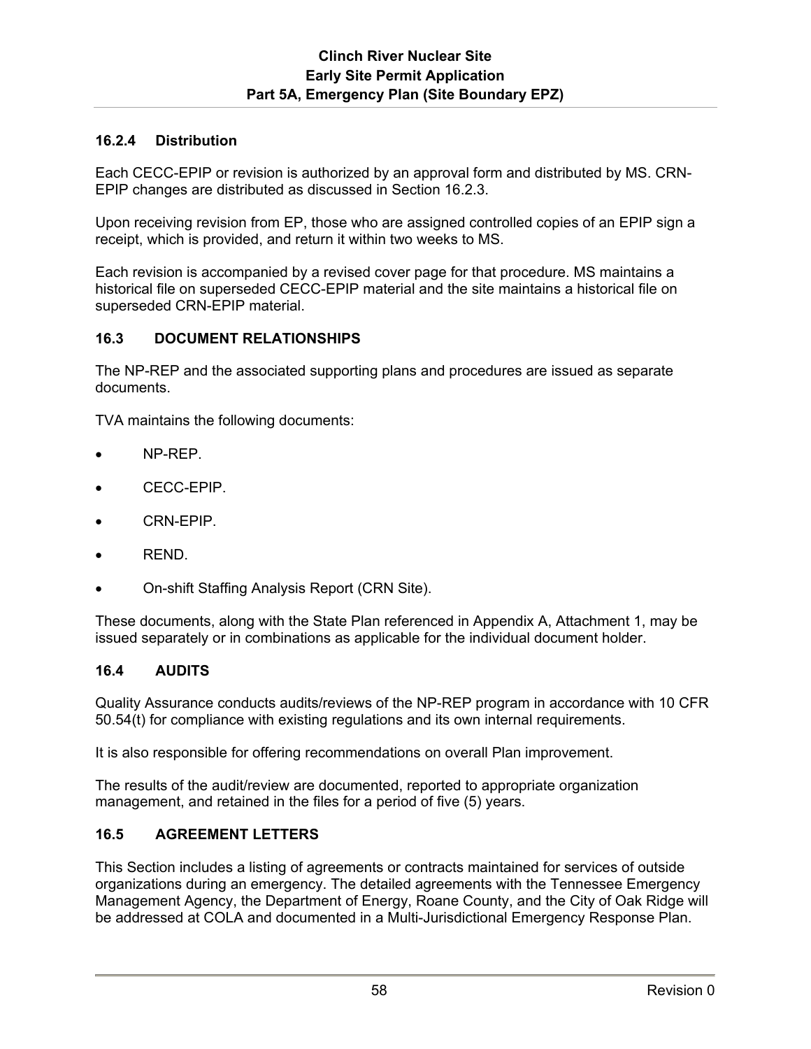### 16.2.4 Distribution

Each CECC-EPIP or revision is authorized by an approval form and distributed by MS. CRN-EPIP changes are distributed as discussed in Section 16.2.3.

Upon receiving revision from EP, those who are assigned controlled copies of an EPIP sign a receipt, which is provided, and return it within two weeks to MS.

Each revision is accompanied by a revised cover page for that procedure. MS maintains a historical file on superseded CECC-EPIP material and the site maintains a historical file on superseded CRN-EPIP material.

## 16.3 DOCUMENT RELATIONSHIPS

The NP-REP and the associated supporting plans and procedures are issued as separate documents.

TVA maintains the following documents:

- NP-REP.
- CECC-EPIP.
- CRN-EPIP.
- REND.
- On-shift Staffing Analysis Report (CRN Site).

These documents, along with the State Plan referenced in Appendix A, Attachment 1, may be issued separately or in combinations as applicable for the individual document holder.

## 16.4 AUDITS

Quality Assurance conducts audits/reviews of the NP-REP program in accordance with 10 CFR 50.54(t) for compliance with existing regulations and its own internal requirements.

It is also responsible for offering recommendations on overall Plan improvement.

The results of the audit/review are documented, reported to appropriate organization management, and retained in the files for a period of five (5) years.

## 16.5 AGREEMENT LETTERS

This Section includes a listing of agreements or contracts maintained for services of outside organizations during an emergency. The detailed agreements with the Tennessee Emergency Management Agency, the Department of Energy, Roane County, and the City of Oak Ridge will be addressed at COLA and documented in a Multi-Jurisdictional Emergency Response Plan.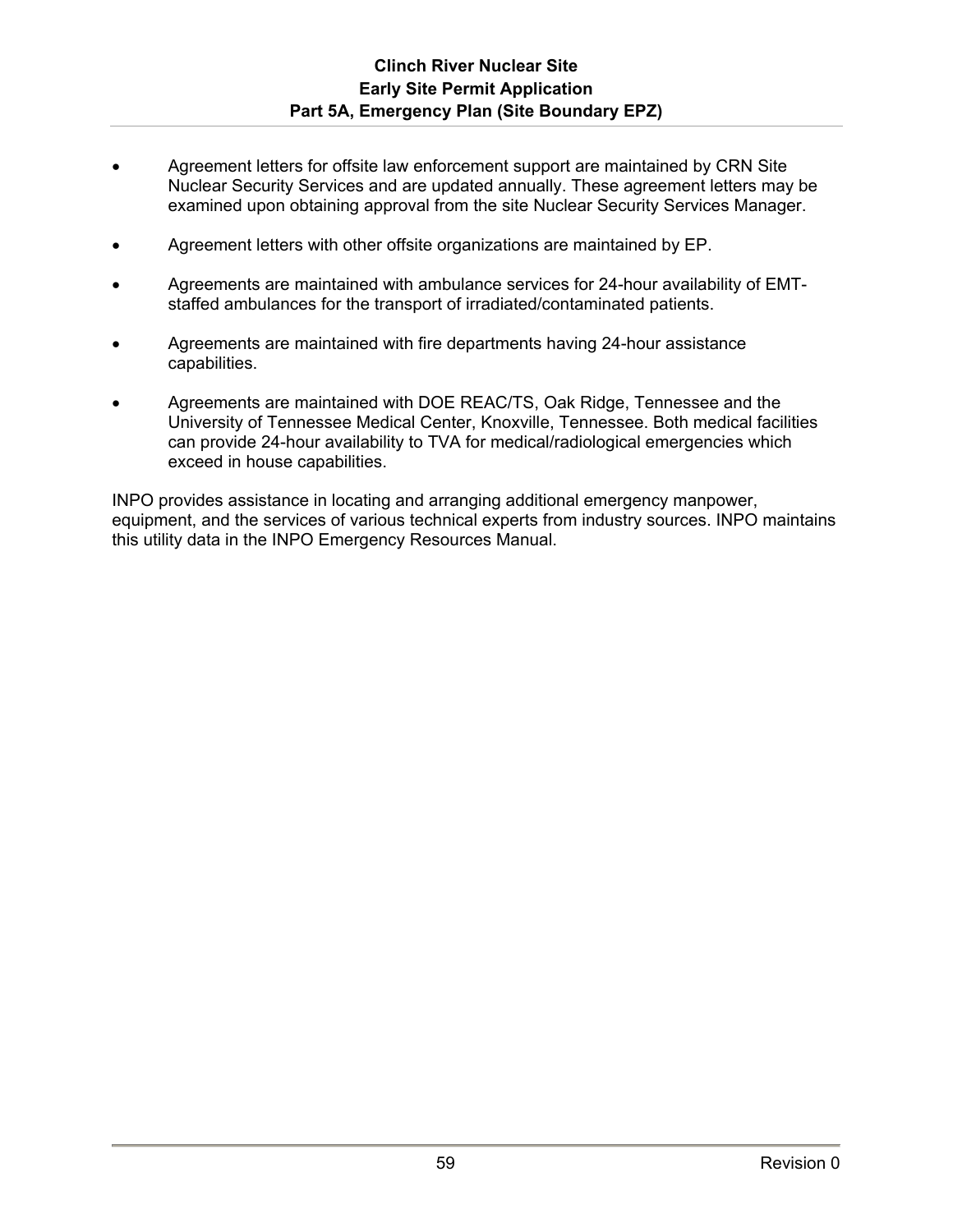- Agreement letters for offsite law enforcement support are maintained by CRN Site Nuclear Security Services and are updated annually. These agreement letters may be examined upon obtaining approval from the site Nuclear Security Services Manager.

- Agreement letters with other offsite organizations are maintained by EP.

- Agreements are maintained with ambulance services for 24-hour availability of EMT-staffed ambulances for the transport of irradiated/contaminated patients.

- Agreements are maintained with fire departments having 24-hour assistance capabilities.

- Agreements are maintained with DOE REAC/TS, Oak Ridge, Tennessee and the University of Tennessee Medical Center, Knoxville, Tennessee. Both medical facilities can provide 24-hour availability to TVA for medical/radiological emergencies which exceed in house capabilities.

INPO provides assistance in locating and arranging additional emergency manpower, equipment, and the services of various technical experts from industry sources. INPO maintains this utility data in the INPO Emergency Resources Manual.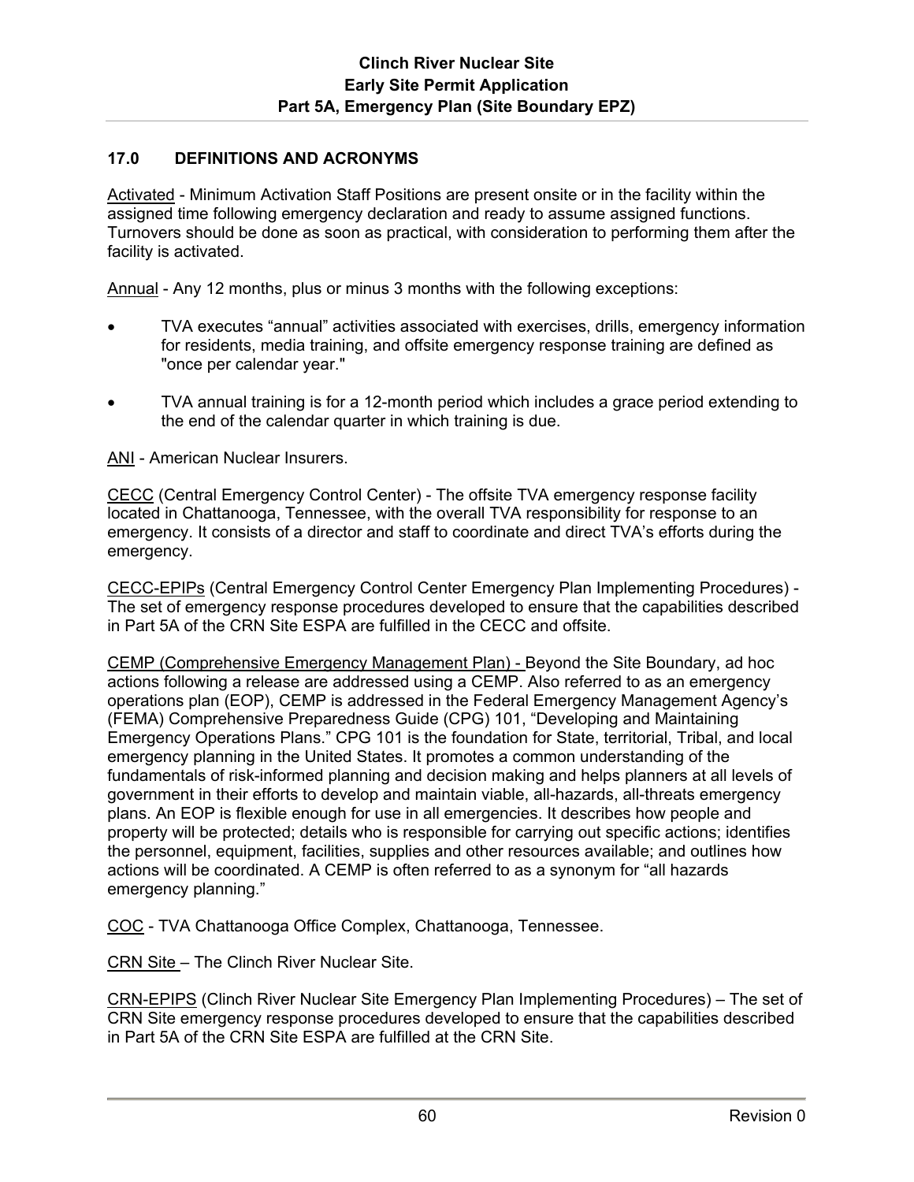## 17.0 DEFINITIONS AND ACRONYMS

Activated - Minimum Activation Staff Positions are present onsite or in the facility within the assigned time following emergency declaration and ready to assume assigned functions. Turnovers should be done as soon as practical, with consideration to performing them after the facility is activated.

Annual - Any 12 months, plus or minus 3 months with the following exceptions:

- TVA executes "annual" activities associated with exercises, drills, emergency information for residents, media training, and offsite emergency response training are defined as "once per calendar year."
- TVA annual training is for a 12-month period which includes a grace period extending to the end of the calendar quarter in which training is due.

ANI - American Nuclear Insurers.

CECC (Central Emergency Control Center) - The offsite TVA emergency response facility located in Chattanooga, Tennessee, with the overall TVA responsibility for response to an emergency. It consists of a director and staff to coordinate and direct TVA's efforts during the emergency.

CECC-EPIPs (Central Emergency Control Center Emergency Plan Implementing Procedures) - The set of emergency response procedures developed to ensure that the capabilities described in Part 5A of the CRN Site ESPA are fulfilled in the CECC and offsite.

CEMP (Comprehensive Emergency Management Plan) - Beyond the Site Boundary, ad hoc actions following a release are addressed using a CEMP. Also referred to as an emergency operations plan (EOP), CEMP is addressed in the Federal Emergency Management Agency's (FEMA) Comprehensive Preparedness Guide (CPG) 101, "Developing and Maintaining Emergency Operations Plans." CPG 101 is the foundation for State, territorial, Tribal, and local emergency planning in the United States. It promotes a common understanding of the fundamentals of risk-informed planning and decision making and helps planners at all levels of government in their efforts to develop and maintain viable, all-hazards, all-threats emergency plans. An EOP is flexible enough for use in all emergencies. It describes how people and property will be protected; details who is responsible for carrying out specific actions; identifies the personnel, equipment, facilities, supplies and other resources available; and outlines how actions will be coordinated. A CEMP is often referred to as a synonym for "all hazards emergency planning."

COC - TVA Chattanooga Office Complex, Chattanooga, Tennessee.

CRN Site – The Clinch River Nuclear Site.

CRN-EPIPS (Clinch River Nuclear Site Emergency Plan Implementing Procedures) – The set of CRN Site emergency response procedures developed to ensure that the capabilities described in Part 5A of the CRN Site ESPA are fulfilled at the CRN Site.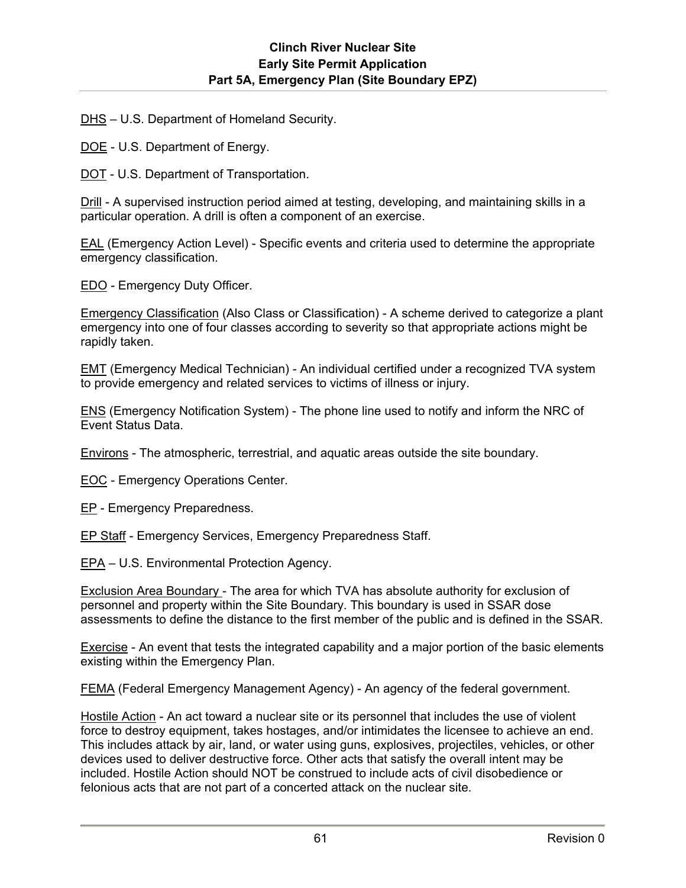DHS – U.S. Department of Homeland Security.

DOE - U.S. Department of Energy.

DOT - U.S. Department of Transportation.

Drill - A supervised instruction period aimed at testing, developing, and maintaining skills in a particular operation. A drill is often a component of an exercise.

EAL (Emergency Action Level) - Specific events and criteria used to determine the appropriate emergency classification.

EDO - Emergency Duty Officer.

Emergency Classification (Also Class or Classification) - A scheme derived to categorize a plant emergency into one of four classes according to severity so that appropriate actions might be rapidly taken.

EMT (Emergency Medical Technician) - An individual certified under a recognized TVA system to provide emergency and related services to victims of illness or injury.

ENS (Emergency Notification System) - The phone line used to notify and inform the NRC of Event Status Data.

Environs - The atmospheric, terrestrial, and aquatic areas outside the site boundary.

EOC - Emergency Operations Center.

EP - Emergency Preparedness.

EP Staff - Emergency Services, Emergency Preparedness Staff.

EPA – U.S. Environmental Protection Agency.

Exclusion Area Boundary - The area for which TVA has absolute authority for exclusion of personnel and property within the Site Boundary. This boundary is used in SSAR dose assessments to define the distance to the first member of the public and is defined in the SSAR.

Exercise - An event that tests the integrated capability and a major portion of the basic elements existing within the Emergency Plan.

FEMA (Federal Emergency Management Agency) - An agency of the federal government.

Hostile Action - An act toward a nuclear site or its personnel that includes the use of violent force to destroy equipment, takes hostages, and/or intimidates the licensee to achieve an end. This includes attack by air, land, or water using guns, explosives, projectiles, vehicles, or other devices used to deliver destructive force. Other acts that satisfy the overall intent may be included. Hostile Action should NOT be construed to include acts of civil disobedience or felonious acts that are not part of a concerted attack on the nuclear site.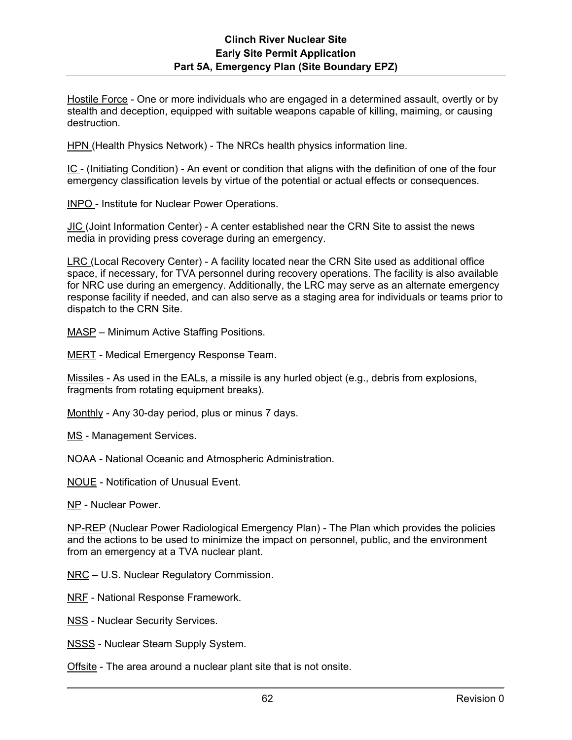Hostile Force - One or more individuals who are engaged in a determined assault, overtly or by stealth and deception, equipped with suitable weapons capable of killing, maiming, or causing destruction.

HPN (Health Physics Network) - The NRCs health physics information line.

IC - (Initiating Condition) - An event or condition that aligns with the definition of one of the four emergency classification levels by virtue of the potential or actual effects or consequences.

INPO - Institute for Nuclear Power Operations.

JIC (Joint Information Center) - A center established near the CRN Site to assist the news media in providing press coverage during an emergency.

LRC (Local Recovery Center) - A facility located near the CRN Site used as additional office space, if necessary, for TVA personnel during recovery operations. The facility is also available for NRC use during an emergency. Additionally, the LRC may serve as an alternate emergency response facility if needed, and can also serve as a staging area for individuals or teams prior to dispatch to the CRN Site.

MASP – Minimum Active Staffing Positions.

MERT - Medical Emergency Response Team.

Missiles - As used in the EALs, a missile is any hurled object (e.g., debris from explosions, fragments from rotating equipment breaks).

Monthly - Any 30-day period, plus or minus 7 days.

MS - Management Services.

NOAA - National Oceanic and Atmospheric Administration.

NOUE - Notification of Unusual Event.

NP - Nuclear Power.

NP-REP (Nuclear Power Radiological Emergency Plan) - The Plan which provides the policies and the actions to be used to minimize the impact on personnel, public, and the environment from an emergency at a TVA nuclear plant.

NRC – U.S. Nuclear Regulatory Commission.

NRF - National Response Framework.

NSS - Nuclear Security Services.

NSSS - Nuclear Steam Supply System.

Offsite - The area around a nuclear plant site that is not onsite.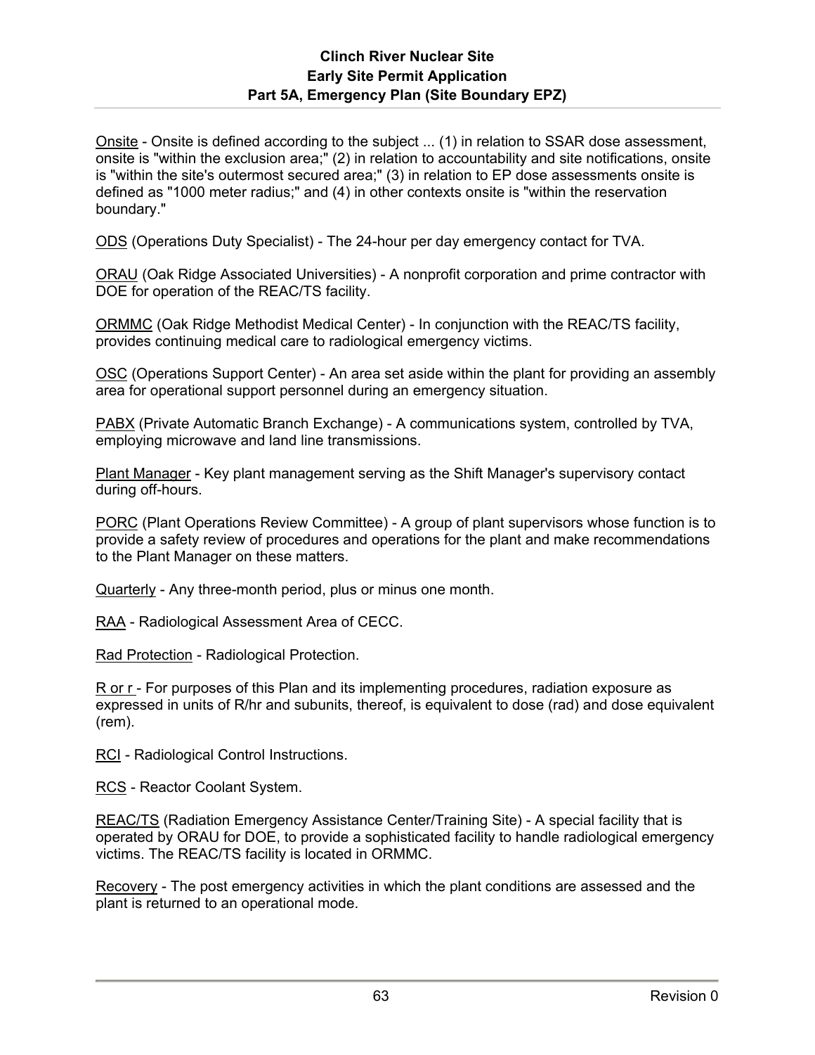Onsite - Onsite is defined according to the subject ... (1) in relation to SSAR dose assessment, onsite is "within the exclusion area;" (2) in relation to accountability and site notifications, onsite is "within the site's outermost secured area;" (3) in relation to EP dose assessments onsite is defined as "1000 meter radius;" and (4) in other contexts onsite is "within the reservation boundary."

ODS (Operations Duty Specialist) - The 24-hour per day emergency contact for TVA.

ORAU (Oak Ridge Associated Universities) - A nonprofit corporation and prime contractor with DOE for operation of the REAC/TS facility.

ORMMC (Oak Ridge Methodist Medical Center) - In conjunction with the REAC/TS facility, provides continuing medical care to radiological emergency victims.

OSC (Operations Support Center) - An area set aside within the plant for providing an assembly area for operational support personnel during an emergency situation.

PABX (Private Automatic Branch Exchange) - A communications system, controlled by TVA, employing microwave and land line transmissions.

Plant Manager - Key plant management serving as the Shift Manager's supervisory contact during off-hours.

PORC (Plant Operations Review Committee) - A group of plant supervisors whose function is to provide a safety review of procedures and operations for the plant and make recommendations to the Plant Manager on these matters.

Quarterly - Any three-month period, plus or minus one month.

RAA - Radiological Assessment Area of CECC.

Rad Protection - Radiological Protection.

R or r - For purposes of this Plan and its implementing procedures, radiation exposure as expressed in units of R/hr and subunits, thereof, is equivalent to dose (rad) and dose equivalent (rem).

RCI - Radiological Control Instructions.

RCS - Reactor Coolant System.

REAC/TS (Radiation Emergency Assistance Center/Training Site) - A special facility that is operated by ORAU for DOE, to provide a sophisticated facility to handle radiological emergency victims. The REAC/TS facility is located in ORMMC.

Recovery - The post emergency activities in which the plant conditions are assessed and the plant is returned to an operational mode.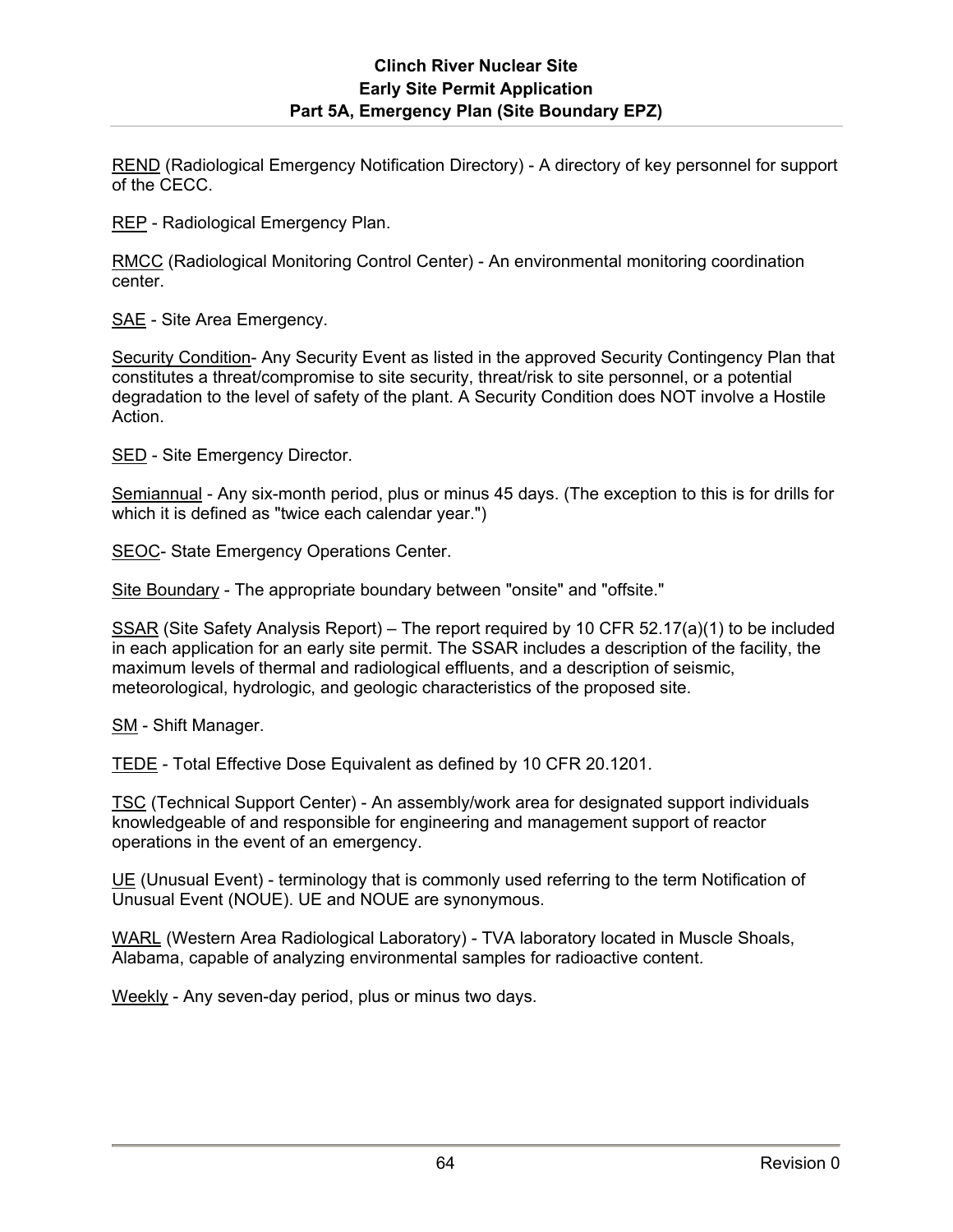REND (Radiological Emergency Notification Directory) - A directory of key personnel for support of the CECC.

REP - Radiological Emergency Plan.

RMCC (Radiological Monitoring Control Center) - An environmental monitoring coordination center.

SAE - Site Area Emergency.

Security Condition- Any Security Event as listed in the approved Security Contingency Plan that constitutes a threat/compromise to site security, threat/risk to site personnel, or a potential degradation to the level of safety of the plant. A Security Condition does NOT involve a Hostile Action.

SED - Site Emergency Director.

Semiannual - Any six-month period, plus or minus 45 days. (The exception to this is for drills for which it is defined as "twice each calendar year.")

SEOC- State Emergency Operations Center.

Site Boundary - The appropriate boundary between "onsite" and "offsite."

SSAR (Site Safety Analysis Report) – The report required by 10 CFR 52.17(a)(1) to be included in each application for an early site permit. The SSAR includes a description of the facility, the maximum levels of thermal and radiological effluents, and a description of seismic, meteorological, hydrologic, and geologic characteristics of the proposed site.

SM - Shift Manager.

TEDE - Total Effective Dose Equivalent as defined by 10 CFR 20.1201.

TSC (Technical Support Center) - An assembly/work area for designated support individuals knowledgeable of and responsible for engineering and management support of reactor operations in the event of an emergency.

UE (Unusual Event) - terminology that is commonly used referring to the term Notification of Unusual Event (NOUE). UE and NOUE are synonymous.

WARL (Western Area Radiological Laboratory) - TVA laboratory located in Muscle Shoals, Alabama, capable of analyzing environmental samples for radioactive content.

Weekly - Any seven-day period, plus or minus two days.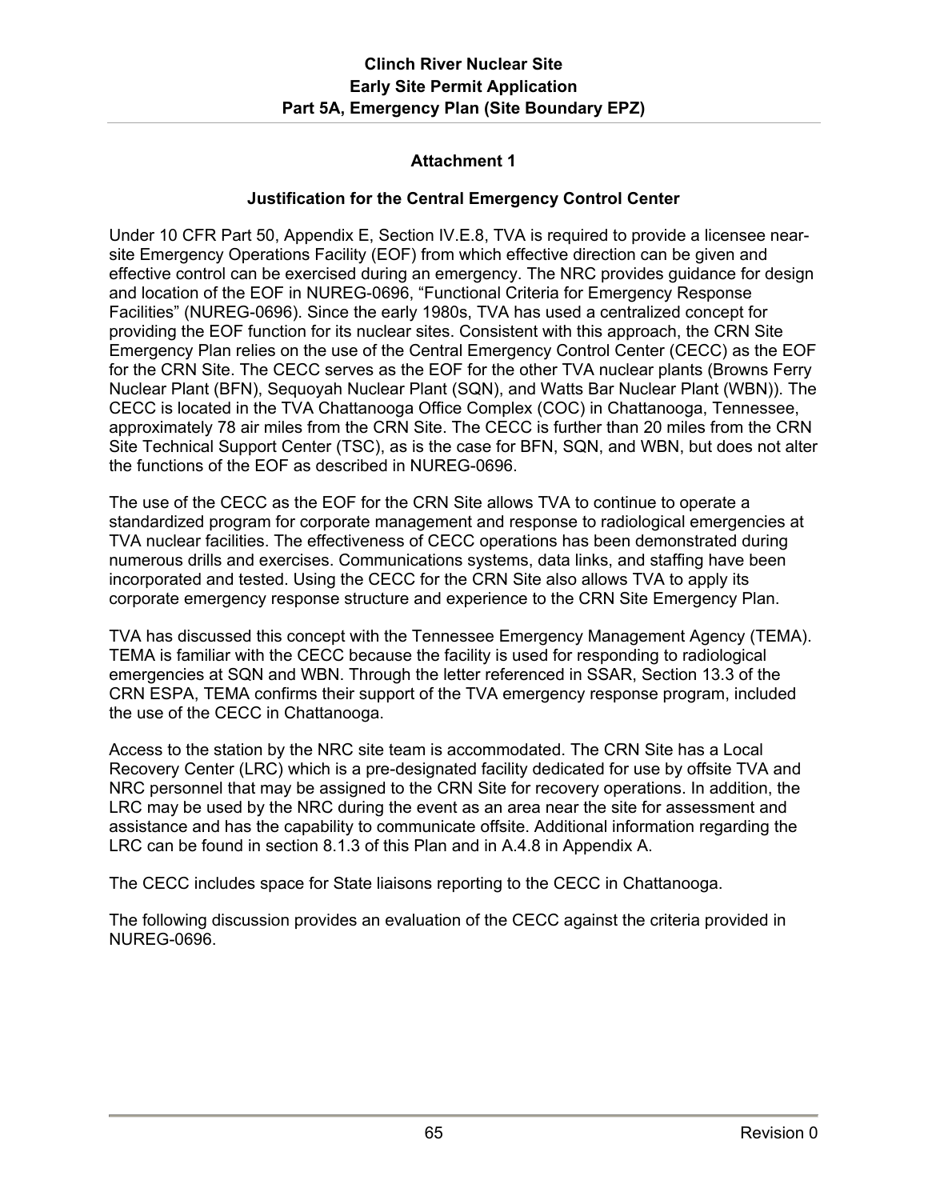## Attachment 1

### Justification for the Central Emergency Control Center

Under 10 CFR Part 50, Appendix E, Section IV.E.8, TVA is required to provide a licensee near-site Emergency Operations Facility (EOF) from which effective direction can be given and effective control can be exercised during an emergency. The NRC provides guidance for design and location of the EOF in NUREG-0696, “Functional Criteria for Emergency Response Facilities” (NUREG-0696). Since the early 1980s, TVA has used a centralized concept for providing the EOF function for its nuclear sites. Consistent with this approach, the CRN Site Emergency Plan relies on the use of the Central Emergency Control Center (CECC) as the EOF for the CRN Site. The CECC serves as the EOF for the other TVA nuclear plants (Browns Ferry Nuclear Plant (BFN), Sequoyah Nuclear Plant (SQN), and Watts Bar Nuclear Plant (WBN)). The CECC is located in the TVA Chattanooga Office Complex (COC) in Chattanooga, Tennessee, approximately 78 air miles from the CRN Site. The CECC is further than 20 miles from the CRN Site Technical Support Center (TSC), as is the case for BFN, SQN, and WBN, but does not alter the functions of the EOF as described in NUREG-0696.

The use of the CECC as the EOF for the CRN Site allows TVA to continue to operate a standardized program for corporate management and response to radiological emergencies at TVA nuclear facilities. The effectiveness of CECC operations has been demonstrated during numerous drills and exercises. Communications systems, data links, and staffing have been incorporated and tested. Using the CECC for the CRN Site also allows TVA to apply its corporate emergency response structure and experience to the CRN Site Emergency Plan.

TVA has discussed this concept with the Tennessee Emergency Management Agency (TEMA). TEMA is familiar with the CECC because the facility is used for responding to radiological emergencies at SQN and WBN. Through the letter referenced in SSAR, Section 13.3 of the CRN ESPA, TEMA confirms their support of the TVA emergency response program, included the use of the CECC in Chattanooga.

Access to the station by the NRC site team is accommodated. The CRN Site has a Local Recovery Center (LRC) which is a pre-designated facility dedicated for use by offsite TVA and NRC personnel that may be assigned to the CRN Site for recovery operations. In addition, the LRC may be used by the NRC during the event as an area near the site for assessment and assistance and has the capability to communicate offsite. Additional information regarding the LRC can be found in section 8.1.3 of this Plan and in A.4.8 in Appendix A.

The CECC includes space for State liaisons reporting to the CECC in Chattanooga.

The following discussion provides an evaluation of the CECC against the criteria provided in NUREG-0696.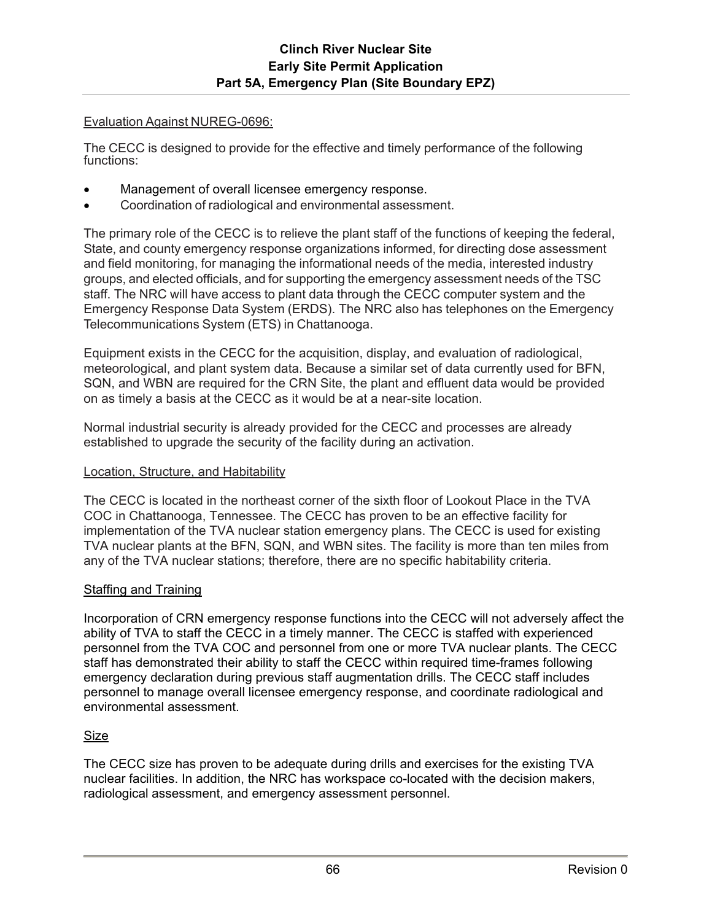Evaluation Against NUREG-0696:

The CECC is designed to provide for the effective and timely performance of the following functions:

- Management of overall licensee emergency response.
- Coordination of radiological and environmental assessment.

The primary role of the CECC is to relieve the plant staff of the functions of keeping the federal, State, and county emergency response organizations informed, for directing dose assessment and field monitoring, for managing the informational needs of the media, interested industry groups, and elected officials, and for supporting the emergency assessment needs of the TSC staff. The NRC will have access to plant data through the CECC computer system and the Emergency Response Data System (ERDS). The NRC also has telephones on the Emergency Telecommunications System (ETS) in Chattanooga.

Equipment exists in the CECC for the acquisition, display, and evaluation of radiological, meteorological, and plant system data. Because a similar set of data currently used for BFN, SQN, and WBN are required for the CRN Site, the plant and effluent data would be provided on as timely a basis at the CECC as it would be at a near-site location.

Normal industrial security is already provided for the CECC and processes are already established to upgrade the security of the facility during an activation.

Location, Structure, and Habitability

The CECC is located in the northeast corner of the sixth floor of Lookout Place in the TVA COC in Chattanooga, Tennessee. The CECC has proven to be an effective facility for implementation of the TVA nuclear station emergency plans. The CECC is used for existing TVA nuclear plants at the BFN, SQN, and WBN sites. The facility is more than ten miles from any of the TVA nuclear stations; therefore, there are no specific habitability criteria.

Staffing and Training

Incorporation of CRN emergency response functions into the CECC will not adversely affect the ability of TVA to staff the CECC in a timely manner. The CECC is staffed with experienced personnel from the TVA COC and personnel from one or more TVA nuclear plants. The CECC staff has demonstrated their ability to staff the CECC within required time-frames following emergency declaration during previous staff augmentation drills. The CECC staff includes personnel to manage overall licensee emergency response, and coordinate radiological and environmental assessment.

Size

The CECC size has proven to be adequate during drills and exercises for the existing TVA nuclear facilities. In addition, the NRC has workspace co-located with the decision makers, radiological assessment, and emergency assessment personnel.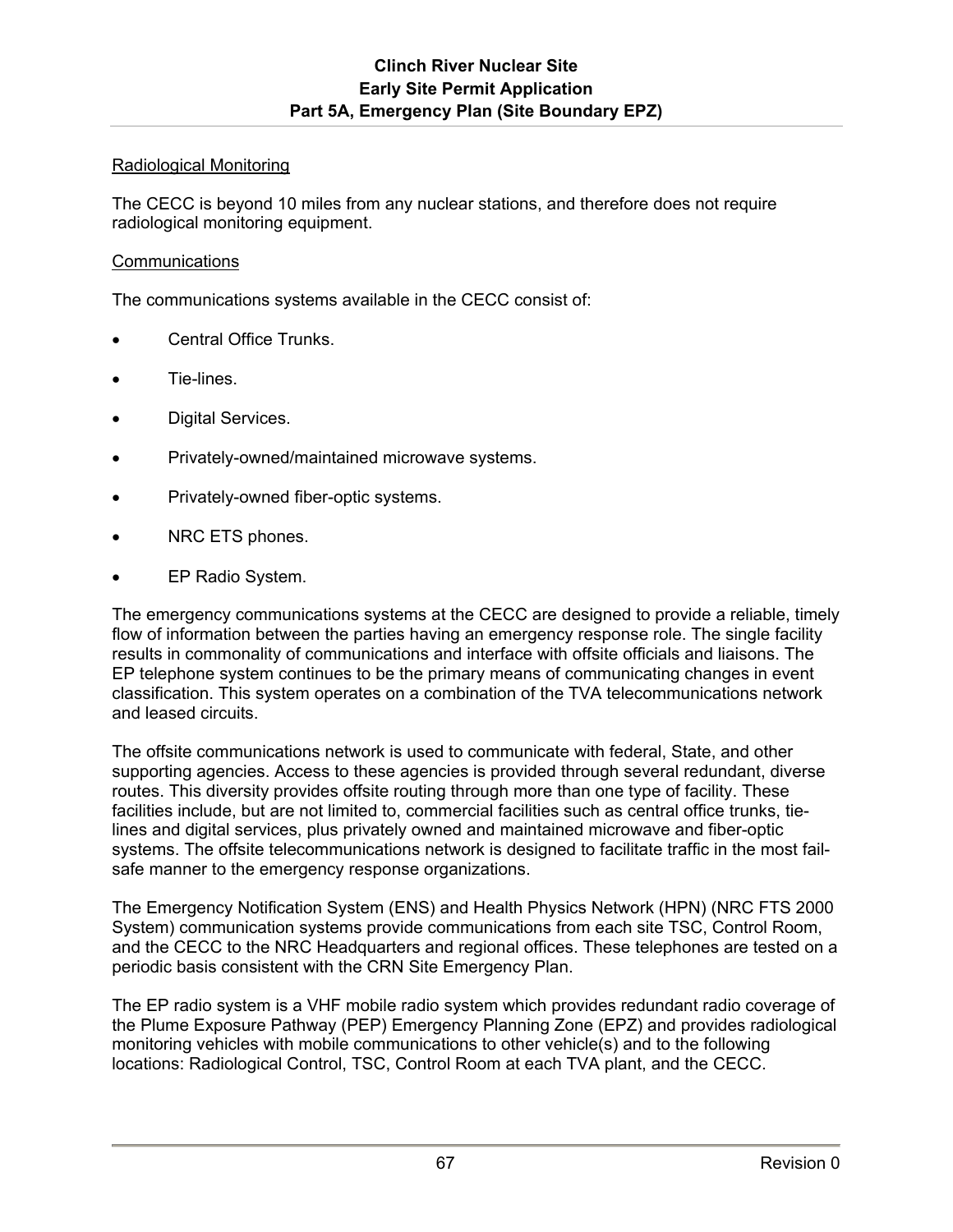Radiological Monitoring

The CECC is beyond 10 miles from any nuclear stations, and therefore does not require radiological monitoring equipment.

Communications

The communications systems available in the CECC consist of:

- Central Office Trunks.
- Tie-lines.
- Digital Services.
- Privately-owned/maintained microwave systems.
- Privately-owned fiber-optic systems.
- NRC ETS phones.
- EP Radio System.

The emergency communications systems at the CECC are designed to provide a reliable, timely flow of information between the parties having an emergency response role. The single facility results in commonality of communications and interface with offsite officials and liaisons. The EP telephone system continues to be the primary means of communicating changes in event classification. This system operates on a combination of the TVA telecommunications network and leased circuits.

The offsite communications network is used to communicate with federal, State, and other supporting agencies. Access to these agencies is provided through several redundant, diverse routes. This diversity provides offsite routing through more than one type of facility. These facilities include, but are not limited to, commercial facilities such as central office trunks, tie-lines and digital services, plus privately owned and maintained microwave and fiber-optic systems. The offsite telecommunications network is designed to facilitate traffic in the most fail-safe manner to the emergency response organizations.

The Emergency Notification System (ENS) and Health Physics Network (HPN) (NRC FTS 2000 System) communication systems provide communications from each site TSC, Control Room, and the CECC to the NRC Headquarters and regional offices. These telephones are tested on a periodic basis consistent with the CRN Site Emergency Plan.

The EP radio system is a VHF mobile radio system which provides redundant radio coverage of the Plume Exposure Pathway (PEP) Emergency Planning Zone (EPZ) and provides radiological monitoring vehicles with mobile communications to other vehicle(s) and to the following locations: Radiological Control, TSC, Control Room at each TVA plant, and the CECC.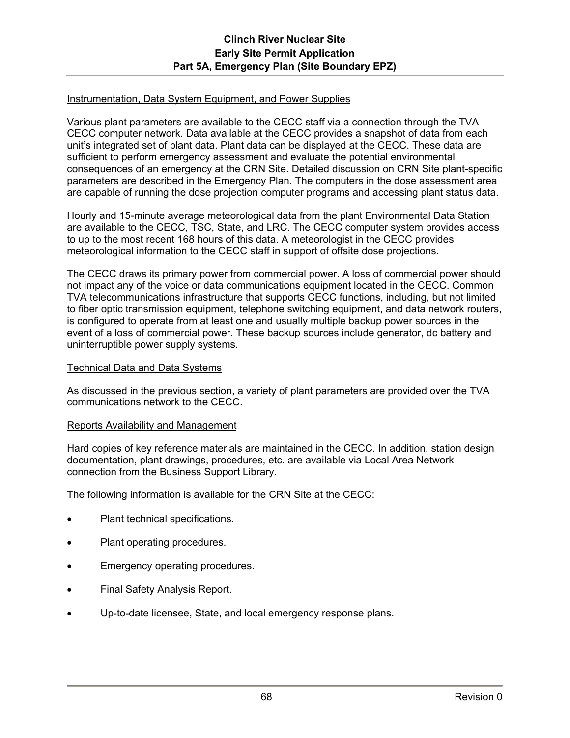Instrumentation, Data System Equipment, and Power Supplies

Various plant parameters are available to the CECC staff via a connection through the TVA CECC computer network. Data available at the CECC provides a snapshot of data from each unit's integrated set of plant data. Plant data can be displayed at the CECC. These data are sufficient to perform emergency assessment and evaluate the potential environmental consequences of an emergency at the CRN Site. Detailed discussion on CRN Site plant-specific parameters are described in the Emergency Plan. The computers in the dose assessment area are capable of running the dose projection computer programs and accessing plant status data.

Hourly and 15-minute average meteorological data from the plant Environmental Data Station are available to the CECC, TSC, State, and LRC. The CECC computer system provides access to up to the most recent 168 hours of this data. A meteorologist in the CECC provides meteorological information to the CECC staff in support of offsite dose projections.

The CECC draws its primary power from commercial power. A loss of commercial power should not impact any of the voice or data communications equipment located in the CECC. Common TVA telecommunications infrastructure that supports CECC functions, including, but not limited to fiber optic transmission equipment, telephone switching equipment, and data network routers, is configured to operate from at least one and usually multiple backup power sources in the event of a loss of commercial power. These backup sources include generator, dc battery and uninterruptible power supply systems.

Technical Data and Data Systems

As discussed in the previous section, a variety of plant parameters are provided over the TVA communications network to the CECC.

Reports Availability and Management

Hard copies of key reference materials are maintained in the CECC. In addition, station design documentation, plant drawings, procedures, etc. are available via Local Area Network connection from the Business Support Library.

The following information is available for the CRN Site at the CECC:

- Plant technical specifications.
- Plant operating procedures.
- Emergency operating procedures.
- Final Safety Analysis Report.
- Up-to-date licensee, State, and local emergency response plans.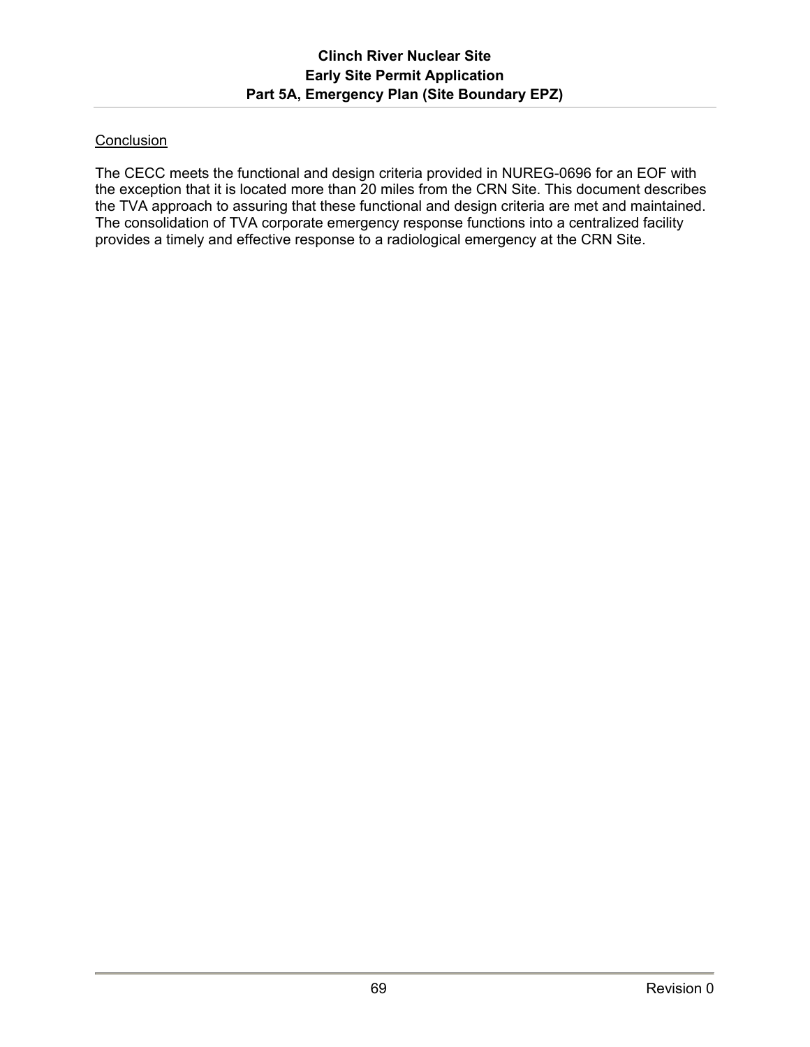Conclusion

The CECC meets the functional and design criteria provided in NUREG-0696 for an EOF with the exception that it is located more than 20 miles from the CRN Site. This document describes the TVA approach to assuring that these functional and design criteria are met and maintained. The consolidation of TVA corporate emergency response functions into a centralized facility provides a timely and effective response to a radiological emergency at the CRN Site.